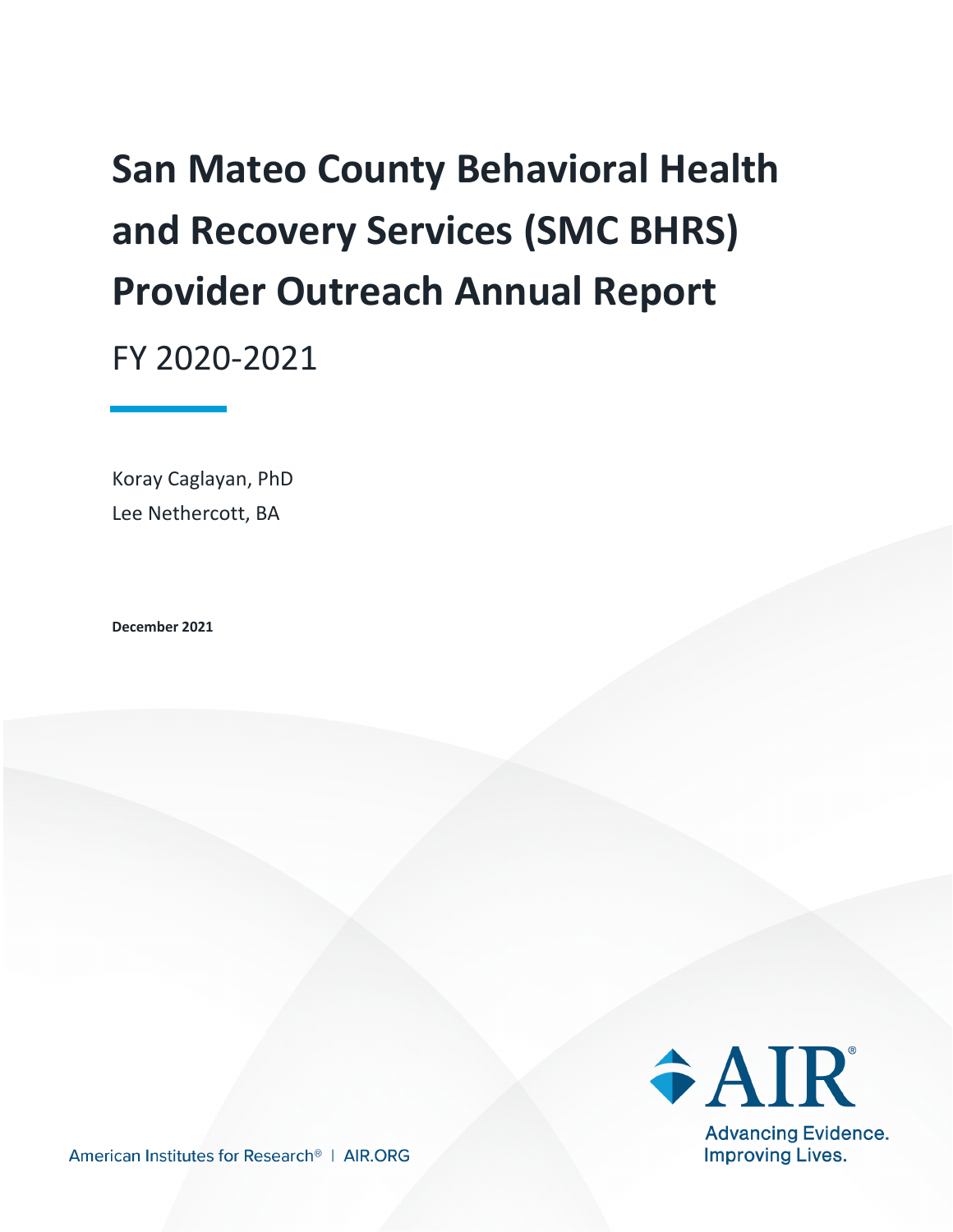# San Mateo County Behavioral Health and Recovery Services (SMC BHRS) Provider Outreach Annual Report

FY 2020-2021

Koray Caglayan, PhD
Lee Nethercott, BA

**December 2021**

American Institutes for Research® | AIR.ORG

AIR®
Advancing Evidence. Improving Lives.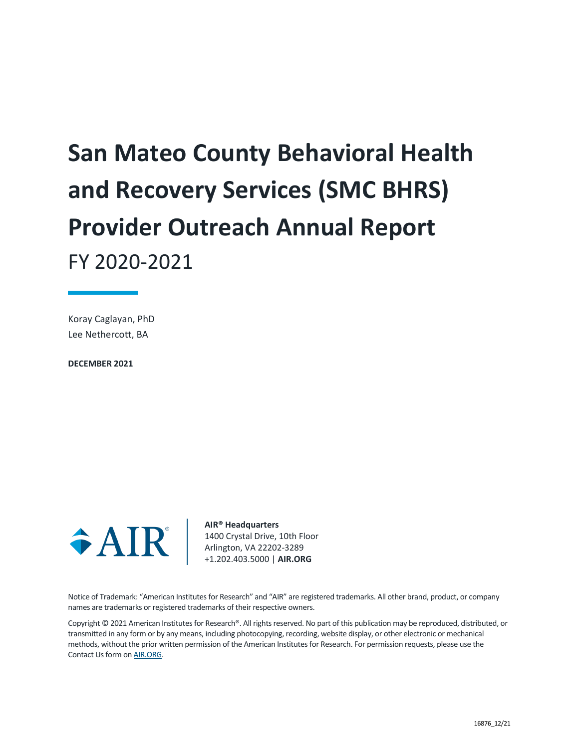# San Mateo County Behavioral Health and Recovery Services (SMC BHRS) Provider Outreach Annual Report

FY 2020-2021

Koray Caglayan, PhD
Lee Nethercott, BA

**DECEMBER 2021**

**AIR® Headquarters**
1400 Crystal Drive, 10th Floor
Arlington, VA 22202-3289
+1.202.403.5000 | **AIR.ORG**

Notice of Trademark: "American Institutes for Research" and "AIR" are registered trademarks. All other brand, product, or company names are trademarks or registered trademarks of their respective owners.

Copyright © 2021 American Institutes for Research®. All rights reserved. No part of this publication may be reproduced, distributed, or transmitted in any form or by any means, including photocopying, recording, website display, or other electronic or mechanical methods, without the prior written permission of the American Institutes for Research. For permission requests, please use the Contact Us form on AIR.ORG.

16876_12/21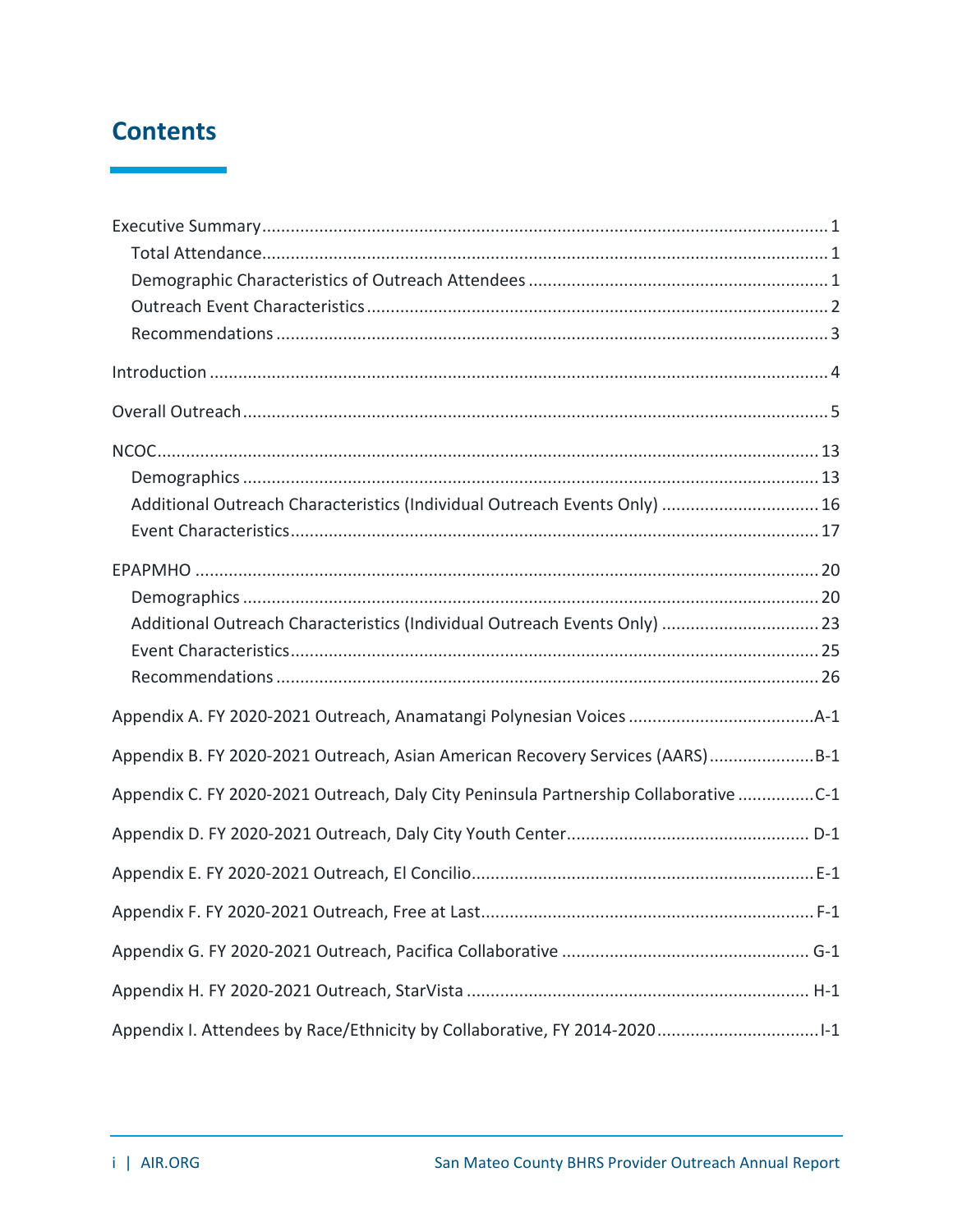# Contents

Executive Summary ..... 1
- Total Attendance ..... 1
- Demographic Characteristics of Outreach Attendees ..... 1
- Outreach Event Characteristics ..... 2
- Recommendations ..... 3

Introduction ..... 4

Overall Outreach ..... 5

NCOC ..... 13
- Demographics ..... 13
- Additional Outreach Characteristics (Individual Outreach Events Only) ..... 16
- Event Characteristics ..... 17

EPAPMHO ..... 20
- Demographics ..... 20
- Additional Outreach Characteristics (Individual Outreach Events Only) ..... 23
- Event Characteristics ..... 25
- Recommendations ..... 26

Appendix A. FY 2020-2021 Outreach, Anamatangi Polynesian Voices ..... A-1

Appendix B. FY 2020-2021 Outreach, Asian American Recovery Services (AARS) ..... B-1

Appendix C. FY 2020-2021 Outreach, Daly City Peninsula Partnership Collaborative ..... C-1

Appendix D. FY 2020-2021 Outreach, Daly City Youth Center ..... D-1

Appendix E. FY 2020-2021 Outreach, El Concilio ..... E-1

Appendix F. FY 2020-2021 Outreach, Free at Last ..... F-1

Appendix G. FY 2020-2021 Outreach, Pacifica Collaborative ..... G-1

Appendix H. FY 2020-2021 Outreach, StarVista ..... H-1

Appendix I. Attendees by Race/Ethnicity by Collaborative, FY 2014-2020 ..... I-1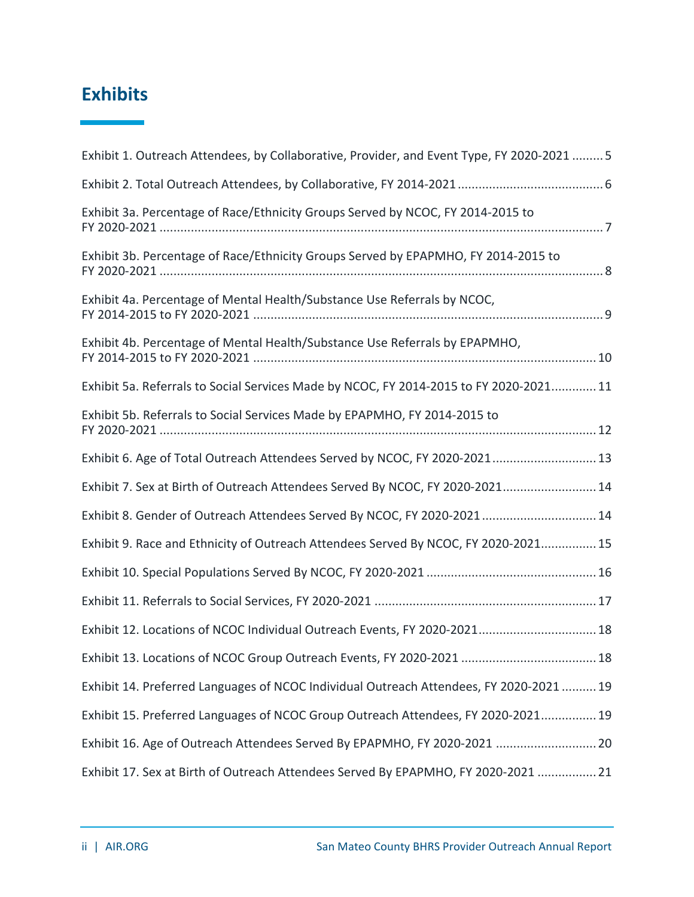# Exhibits

Exhibit 1. Outreach Attendees, by Collaborative, Provider, and Event Type, FY 2020-2021 ......... 5

Exhibit 2. Total Outreach Attendees, by Collaborative, FY 2014-2021 ......................................... 6

Exhibit 3a. Percentage of Race/Ethnicity Groups Served by NCOC, FY 2014-2015 to FY 2020-2021 ............................................................................................................................. 7

Exhibit 3b. Percentage of Race/Ethnicity Groups Served by EPAPMHO, FY 2014-2015 to FY 2020-2021 ............................................................................................................................. 8

Exhibit 4a. Percentage of Mental Health/Substance Use Referrals by NCOC, FY 2014-2015 to FY 2020-2021 ................................................................................................... 9

Exhibit 4b. Percentage of Mental Health/Substance Use Referrals by EPAPMHO, FY 2014-2015 to FY 2020-2021 ................................................................................................. 10

Exhibit 5a. Referrals to Social Services Made by NCOC, FY 2014-2015 to FY 2020-2021............. 11

Exhibit 5b. Referrals to Social Services Made by EPAPMHO, FY 2014-2015 to FY 2020-2021 ........................................................................................................................... 12

Exhibit 6. Age of Total Outreach Attendees Served by NCOC, FY 2020-2021............................. 13

Exhibit 7. Sex at Birth of Outreach Attendees Served By NCOC, FY 2020-2021.......................... 14

Exhibit 8. Gender of Outreach Attendees Served By NCOC, FY 2020-2021 ................................ 14

Exhibit 9. Race and Ethnicity of Outreach Attendees Served By NCOC, FY 2020-2021................ 15

Exhibit 10. Special Populations Served By NCOC, FY 2020-2021 ................................................ 16

Exhibit 11. Referrals to Social Services, FY 2020-2021 ............................................................... 17

Exhibit 12. Locations of NCOC Individual Outreach Events, FY 2020-2021................................. 18

Exhibit 13. Locations of NCOC Group Outreach Events, FY 2020-2021 ...................................... 18

Exhibit 14. Preferred Languages of NCOC Individual Outreach Attendees, FY 2020-2021 .......... 19

Exhibit 15. Preferred Languages of NCOC Group Outreach Attendees, FY 2020-2021................ 19

Exhibit 16. Age of Outreach Attendees Served By EPAPMHO, FY 2020-2021 ............................ 20

Exhibit 17. Sex at Birth of Outreach Attendees Served By EPAPMHO, FY 2020-2021 ................. 21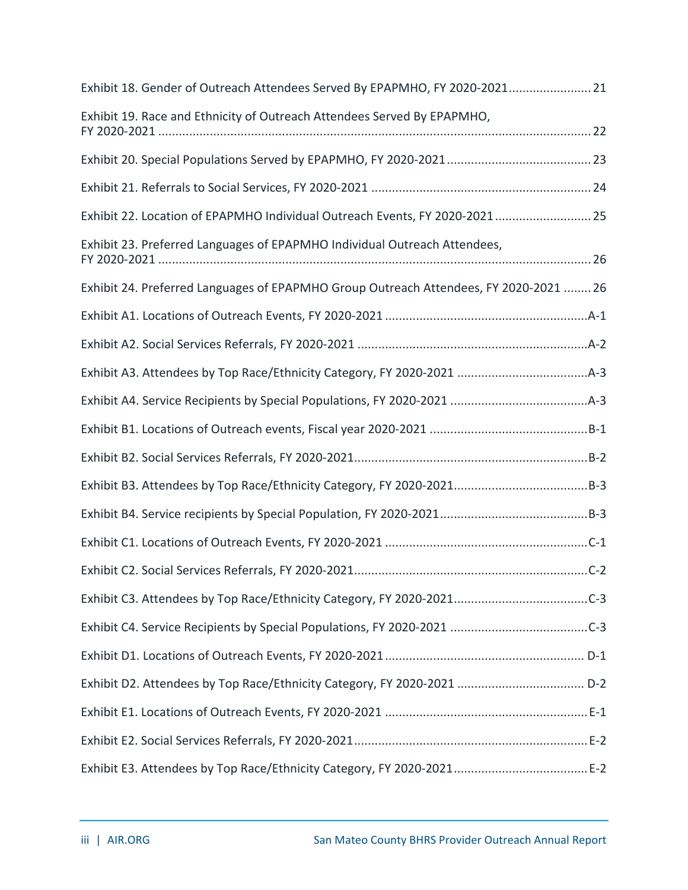Exhibit 18. Gender of Outreach Attendees Served By EPAPMHO, FY 2020-2021 ........................ 21

Exhibit 19. Race and Ethnicity of Outreach Attendees Served By EPAPMHO, FY 2020-2021 ........................ 22

Exhibit 20. Special Populations Served by EPAPMHO, FY 2020-2021 ........................ 23

Exhibit 21. Referrals to Social Services, FY 2020-2021 ........................ 24

Exhibit 22. Location of EPAPMHO Individual Outreach Events, FY 2020-2021 ........................ 25

Exhibit 23. Preferred Languages of EPAPMHO Individual Outreach Attendees, FY 2020-2021 ........................ 26

Exhibit 24. Preferred Languages of EPAPMHO Group Outreach Attendees, FY 2020-2021 ........................ 26

Exhibit A1. Locations of Outreach Events, FY 2020-2021 ........................ A-1

Exhibit A2. Social Services Referrals, FY 2020-2021 ........................ A-2

Exhibit A3. Attendees by Top Race/Ethnicity Category, FY 2020-2021 ........................ A-3

Exhibit A4. Service Recipients by Special Populations, FY 2020-2021 ........................ A-3

Exhibit B1. Locations of Outreach events, Fiscal year 2020-2021 ........................ B-1

Exhibit B2. Social Services Referrals, FY 2020-2021 ........................ B-2

Exhibit B3. Attendees by Top Race/Ethnicity Category, FY 2020-2021 ........................ B-3

Exhibit B4. Service recipients by Special Population, FY 2020-2021 ........................ B-3

Exhibit C1. Locations of Outreach Events, FY 2020-2021 ........................ C-1

Exhibit C2. Social Services Referrals, FY 2020-2021 ........................ C-2

Exhibit C3. Attendees by Top Race/Ethnicity Category, FY 2020-2021 ........................ C-3

Exhibit C4. Service Recipients by Special Populations, FY 2020-2021 ........................ C-3

Exhibit D1. Locations of Outreach Events, FY 2020-2021 ........................ D-1

Exhibit D2. Attendees by Top Race/Ethnicity Category, FY 2020-2021 ........................ D-2

Exhibit E1. Locations of Outreach Events, FY 2020-2021 ........................ E-1

Exhibit E2. Social Services Referrals, FY 2020-2021 ........................ E-2

Exhibit E3. Attendees by Top Race/Ethnicity Category, FY 2020-2021 ........................ E-2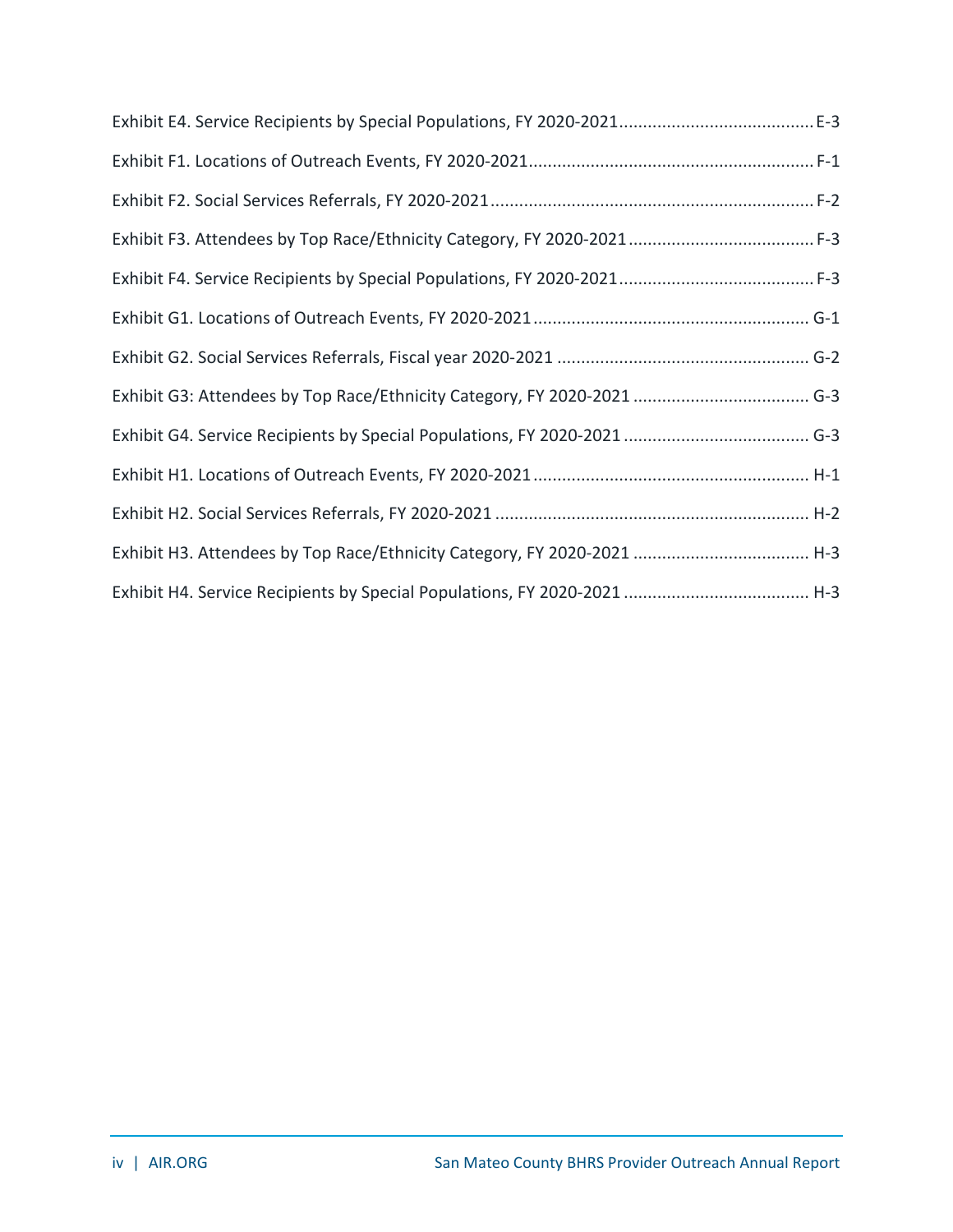Exhibit E4. Service Recipients by Special Populations, FY 2020-2021........................................E-3

Exhibit F1. Locations of Outreach Events, FY 2020-2021..........................................................F-1

Exhibit F2. Social Services Referrals, FY 2020-2021..................................................................F-2

Exhibit F3. Attendees by Top Race/Ethnicity Category, FY 2020-2021......................................F-3

Exhibit F4. Service Recipients by Special Populations, FY 2020-2021........................................F-3

Exhibit G1. Locations of Outreach Events, FY 2020-2021......................................................... G-1

Exhibit G2. Social Services Referrals, Fiscal year 2020-2021 .................................................... G-2

Exhibit G3: Attendees by Top Race/Ethnicity Category, FY 2020-2021 .................................... G-3

Exhibit G4. Service Recipients by Special Populations, FY 2020-2021 ...................................... G-3

Exhibit H1. Locations of Outreach Events, FY 2020-2021......................................................... H-1

Exhibit H2. Social Services Referrals, FY 2020-2021 ................................................................. H-2

Exhibit H3. Attendees by Top Race/Ethnicity Category, FY 2020-2021 .................................... H-3

Exhibit H4. Service Recipients by Special Populations, FY 2020-2021 ...................................... H-3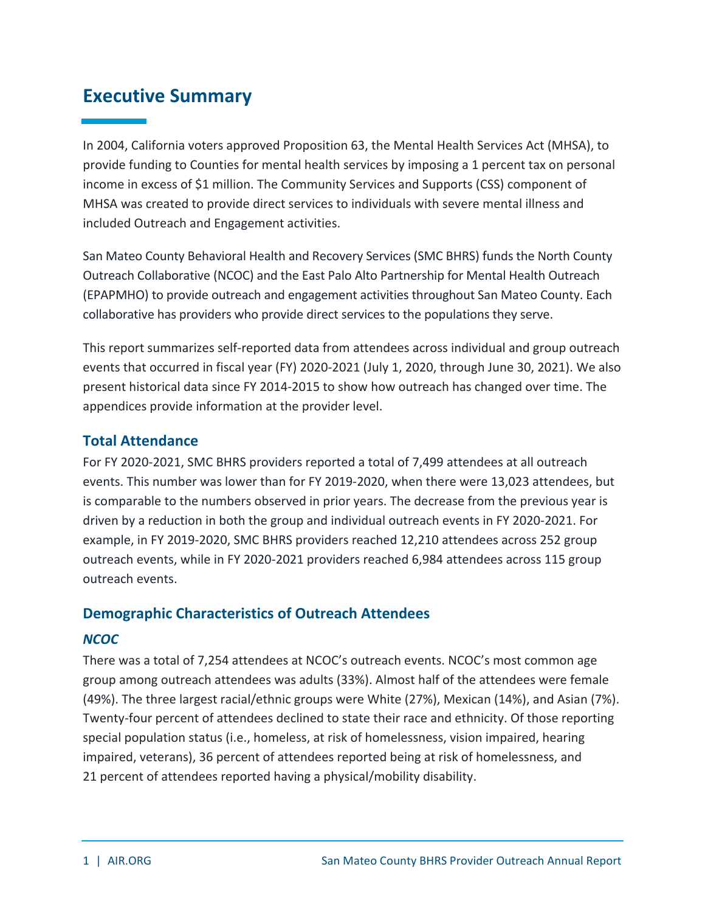# Executive Summary

In 2004, California voters approved Proposition 63, the Mental Health Services Act (MHSA), to provide funding to Counties for mental health services by imposing a 1 percent tax on personal income in excess of $1 million. The Community Services and Supports (CSS) component of MHSA was created to provide direct services to individuals with severe mental illness and included Outreach and Engagement activities.

San Mateo County Behavioral Health and Recovery Services (SMC BHRS) funds the North County Outreach Collaborative (NCOC) and the East Palo Alto Partnership for Mental Health Outreach (EPAPMHO) to provide outreach and engagement activities throughout San Mateo County. Each collaborative has providers who provide direct services to the populations they serve.

This report summarizes self-reported data from attendees across individual and group outreach events that occurred in fiscal year (FY) 2020-2021 (July 1, 2020, through June 30, 2021). We also present historical data since FY 2014-2015 to show how outreach has changed over time. The appendices provide information at the provider level.

## Total Attendance

For FY 2020-2021, SMC BHRS providers reported a total of 7,499 attendees at all outreach events. This number was lower than for FY 2019-2020, when there were 13,023 attendees, but is comparable to the numbers observed in prior years. The decrease from the previous year is driven by a reduction in both the group and individual outreach events in FY 2020-2021. For example, in FY 2019-2020, SMC BHRS providers reached 12,210 attendees across 252 group outreach events, while in FY 2020-2021 providers reached 6,984 attendees across 115 group outreach events.

## Demographic Characteristics of Outreach Attendees

### *NCOC*

There was a total of 7,254 attendees at NCOC's outreach events. NCOC's most common age group among outreach attendees was adults (33%). Almost half of the attendees were female (49%). The three largest racial/ethnic groups were White (27%), Mexican (14%), and Asian (7%). Twenty-four percent of attendees declined to state their race and ethnicity. Of those reporting special population status (i.e., homeless, at risk of homelessness, vision impaired, hearing impaired, veterans), 36 percent of attendees reported being at risk of homelessness, and 21 percent of attendees reported having a physical/mobility disability.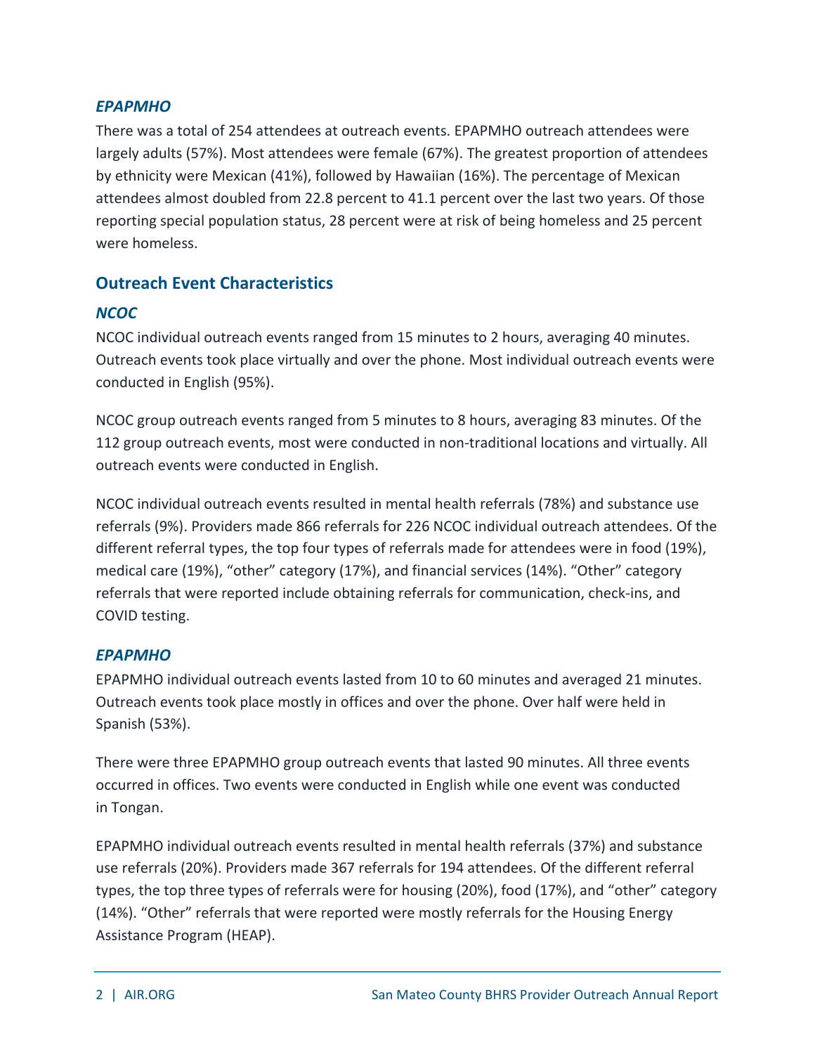### *EPAPMHO*

There was a total of 254 attendees at outreach events. EPAPMHO outreach attendees were largely adults (57%). Most attendees were female (67%). The greatest proportion of attendees by ethnicity were Mexican (41%), followed by Hawaiian (16%). The percentage of Mexican attendees almost doubled from 22.8 percent to 41.1 percent over the last two years. Of those reporting special population status, 28 percent were at risk of being homeless and 25 percent were homeless.

## Outreach Event Characteristics

### *NCOC*

NCOC individual outreach events ranged from 15 minutes to 2 hours, averaging 40 minutes. Outreach events took place virtually and over the phone. Most individual outreach events were conducted in English (95%).

NCOC group outreach events ranged from 5 minutes to 8 hours, averaging 83 minutes. Of the 112 group outreach events, most were conducted in non-traditional locations and virtually. All outreach events were conducted in English.

NCOC individual outreach events resulted in mental health referrals (78%) and substance use referrals (9%). Providers made 866 referrals for 226 NCOC individual outreach attendees. Of the different referral types, the top four types of referrals made for attendees were in food (19%), medical care (19%), "other" category (17%), and financial services (14%). "Other" category referrals that were reported include obtaining referrals for communication, check-ins, and COVID testing.

### *EPAPMHO*

EPAPMHO individual outreach events lasted from 10 to 60 minutes and averaged 21 minutes. Outreach events took place mostly in offices and over the phone. Over half were held in Spanish (53%).

There were three EPAPMHO group outreach events that lasted 90 minutes. All three events occurred in offices. Two events were conducted in English while one event was conducted in Tongan.

EPAPMHO individual outreach events resulted in mental health referrals (37%) and substance use referrals (20%). Providers made 367 referrals for 194 attendees. Of the different referral types, the top three types of referrals were for housing (20%), food (17%), and "other" category (14%). "Other" referrals that were reported were mostly referrals for the Housing Energy Assistance Program (HEAP).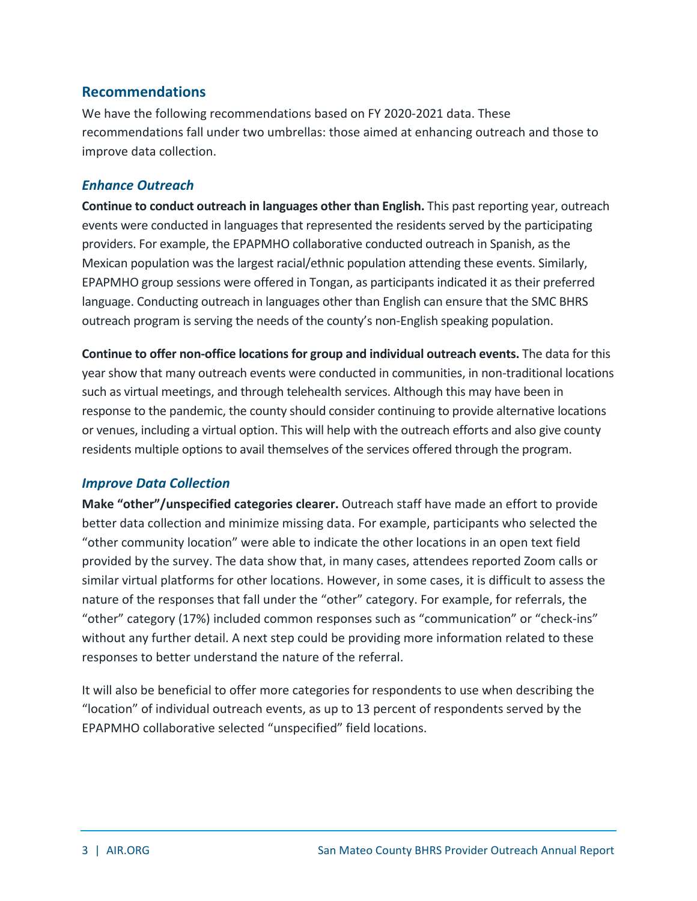## Recommendations

We have the following recommendations based on FY 2020-2021 data. These recommendations fall under two umbrellas: those aimed at enhancing outreach and those to improve data collection.

### *Enhance Outreach*

**Continue to conduct outreach in languages other than English.** This past reporting year, outreach events were conducted in languages that represented the residents served by the participating providers. For example, the EPAPMHO collaborative conducted outreach in Spanish, as the Mexican population was the largest racial/ethnic population attending these events. Similarly, EPAPMHO group sessions were offered in Tongan, as participants indicated it as their preferred language. Conducting outreach in languages other than English can ensure that the SMC BHRS outreach program is serving the needs of the county's non-English speaking population.

**Continue to offer non-office locations for group and individual outreach events.** The data for this year show that many outreach events were conducted in communities, in non-traditional locations such as virtual meetings, and through telehealth services. Although this may have been in response to the pandemic, the county should consider continuing to provide alternative locations or venues, including a virtual option. This will help with the outreach efforts and also give county residents multiple options to avail themselves of the services offered through the program.

### *Improve Data Collection*

**Make "other"/unspecified categories clearer.** Outreach staff have made an effort to provide better data collection and minimize missing data. For example, participants who selected the "other community location" were able to indicate the other locations in an open text field provided by the survey. The data show that, in many cases, attendees reported Zoom calls or similar virtual platforms for other locations. However, in some cases, it is difficult to assess the nature of the responses that fall under the "other" category. For example, for referrals, the "other" category (17%) included common responses such as "communication" or "check-ins" without any further detail. A next step could be providing more information related to these responses to better understand the nature of the referral.

It will also be beneficial to offer more categories for respondents to use when describing the "location" of individual outreach events, as up to 13 percent of respondents served by the EPAPMHO collaborative selected "unspecified" field locations.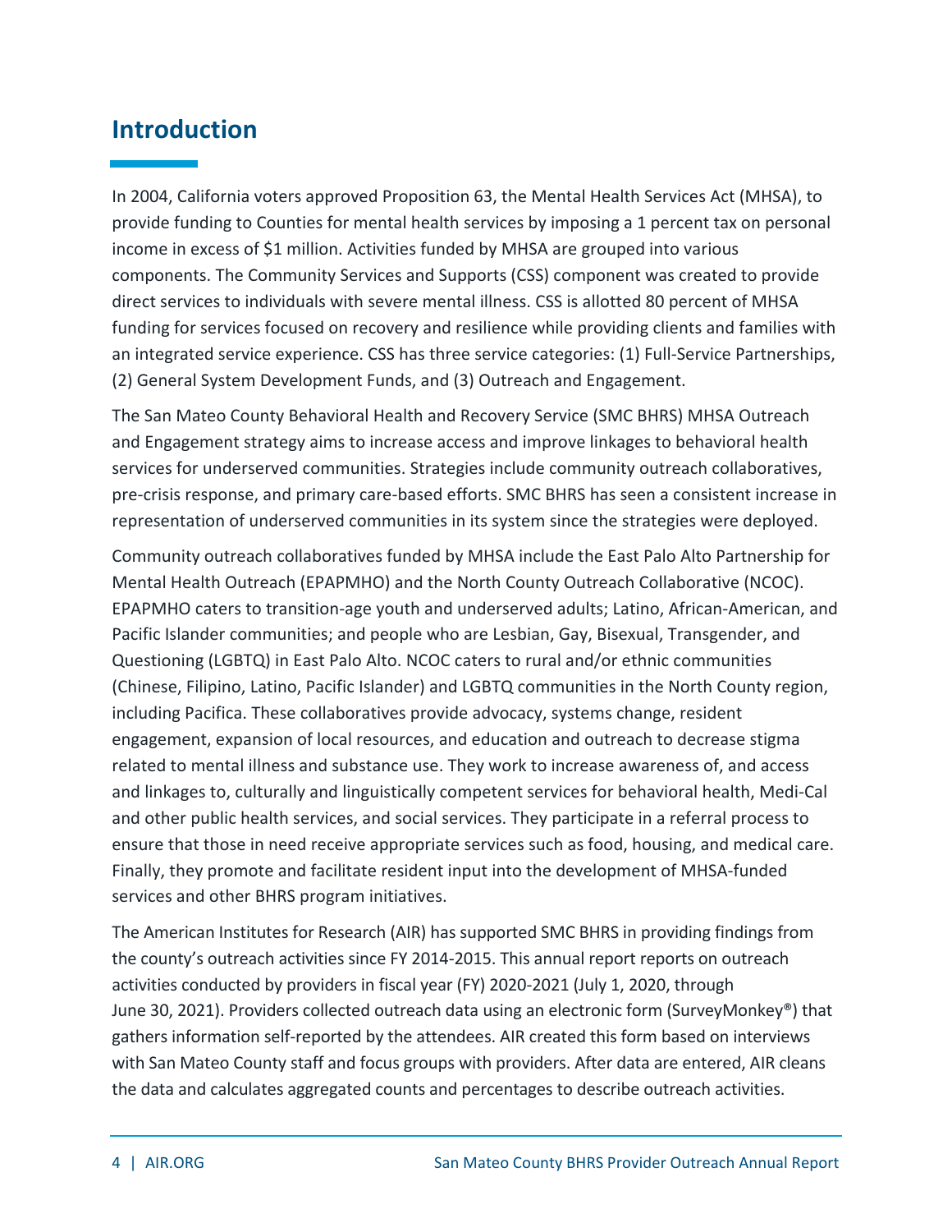# Introduction

In 2004, California voters approved Proposition 63, the Mental Health Services Act (MHSA), to provide funding to Counties for mental health services by imposing a 1 percent tax on personal income in excess of $1 million. Activities funded by MHSA are grouped into various components. The Community Services and Supports (CSS) component was created to provide direct services to individuals with severe mental illness. CSS is allotted 80 percent of MHSA funding for services focused on recovery and resilience while providing clients and families with an integrated service experience. CSS has three service categories: (1) Full-Service Partnerships, (2) General System Development Funds, and (3) Outreach and Engagement.

The San Mateo County Behavioral Health and Recovery Service (SMC BHRS) MHSA Outreach and Engagement strategy aims to increase access and improve linkages to behavioral health services for underserved communities. Strategies include community outreach collaboratives, pre-crisis response, and primary care-based efforts. SMC BHRS has seen a consistent increase in representation of underserved communities in its system since the strategies were deployed.

Community outreach collaboratives funded by MHSA include the East Palo Alto Partnership for Mental Health Outreach (EPAPMHO) and the North County Outreach Collaborative (NCOC). EPAPMHO caters to transition-age youth and underserved adults; Latino, African-American, and Pacific Islander communities; and people who are Lesbian, Gay, Bisexual, Transgender, and Questioning (LGBTQ) in East Palo Alto. NCOC caters to rural and/or ethnic communities (Chinese, Filipino, Latino, Pacific Islander) and LGBTQ communities in the North County region, including Pacifica. These collaboratives provide advocacy, systems change, resident engagement, expansion of local resources, and education and outreach to decrease stigma related to mental illness and substance use. They work to increase awareness of, and access and linkages to, culturally and linguistically competent services for behavioral health, Medi-Cal and other public health services, and social services. They participate in a referral process to ensure that those in need receive appropriate services such as food, housing, and medical care. Finally, they promote and facilitate resident input into the development of MHSA-funded services and other BHRS program initiatives.

The American Institutes for Research (AIR) has supported SMC BHRS in providing findings from the county's outreach activities since FY 2014-2015. This annual report reports on outreach activities conducted by providers in fiscal year (FY) 2020-2021 (July 1, 2020, through June 30, 2021). Providers collected outreach data using an electronic form (SurveyMonkey®) that gathers information self-reported by the attendees. AIR created this form based on interviews with San Mateo County staff and focus groups with providers. After data are entered, AIR cleans the data and calculates aggregated counts and percentages to describe outreach activities.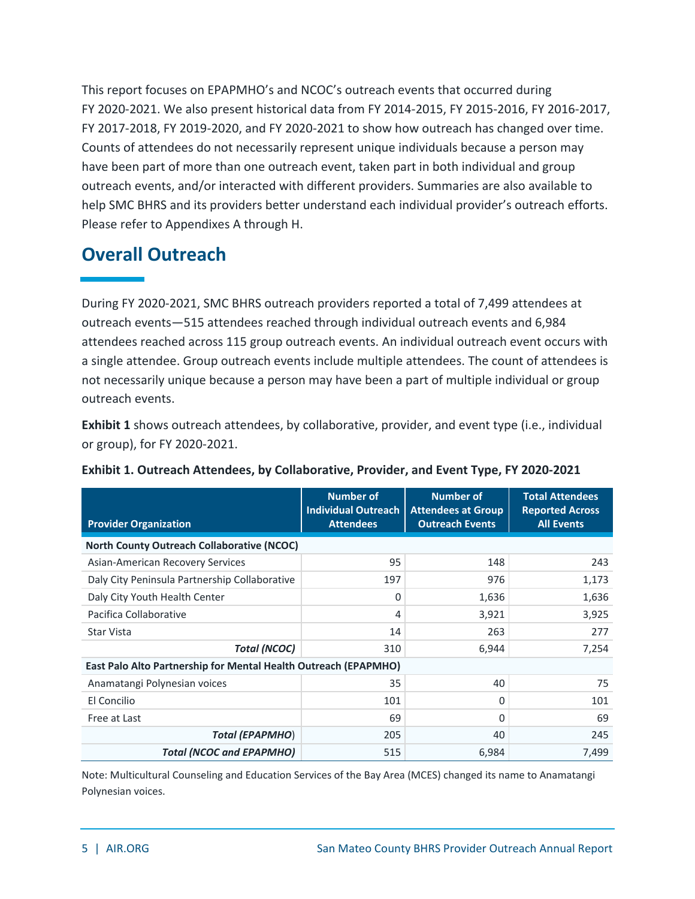This report focuses on EPAPMHO's and NCOC's outreach events that occurred during FY 2020-2021. We also present historical data from FY 2014-2015, FY 2015-2016, FY 2016-2017, FY 2017-2018, FY 2019-2020, and FY 2020-2021 to show how outreach has changed over time. Counts of attendees do not necessarily represent unique individuals because a person may have been part of more than one outreach event, taken part in both individual and group outreach events, and/or interacted with different providers. Summaries are also available to help SMC BHRS and its providers better understand each individual provider's outreach efforts. Please refer to Appendixes A through H.

## Overall Outreach

During FY 2020-2021, SMC BHRS outreach providers reported a total of 7,499 attendees at outreach events—515 attendees reached through individual outreach events and 6,984 attendees reached across 115 group outreach events. An individual outreach event occurs with a single attendee. Group outreach events include multiple attendees. The count of attendees is not necessarily unique because a person may have been a part of multiple individual or group outreach events.

**Exhibit 1** shows outreach attendees, by collaborative, provider, and event type (i.e., individual or group), for FY 2020-2021.

**Exhibit 1. Outreach Attendees, by Collaborative, Provider, and Event Type, FY 2020-2021**

| Provider Organization | Number of Individual Outreach Attendees | Number of Attendees at Group Outreach Events | Total Attendees Reported Across All Events |
|---|---|---|---|
| **North County Outreach Collaborative (NCOC)** | | | |
| Asian-American Recovery Services | 95 | 148 | 243 |
| Daly City Peninsula Partnership Collaborative | 197 | 976 | 1,173 |
| Daly City Youth Health Center | 0 | 1,636 | 1,636 |
| Pacifica Collaborative | 4 | 3,921 | 3,925 |
| Star Vista | 14 | 263 | 277 |
| ***Total (NCOC)*** | 310 | 6,944 | 7,254 |
| **East Palo Alto Partnership for Mental Health Outreach (EPAPMHO)** | | | |
| Anamatangi Polynesian voices | 35 | 40 | 75 |
| El Concilio | 101 | 0 | 101 |
| Free at Last | 69 | 0 | 69 |
| ***Total (EPAPMHO)*** | 205 | 40 | 245 |
| ***Total (NCOC and EPAPMHO)*** | 515 | 6,984 | 7,499 |

Note: Multicultural Counseling and Education Services of the Bay Area (MCES) changed its name to Anamatangi Polynesian voices.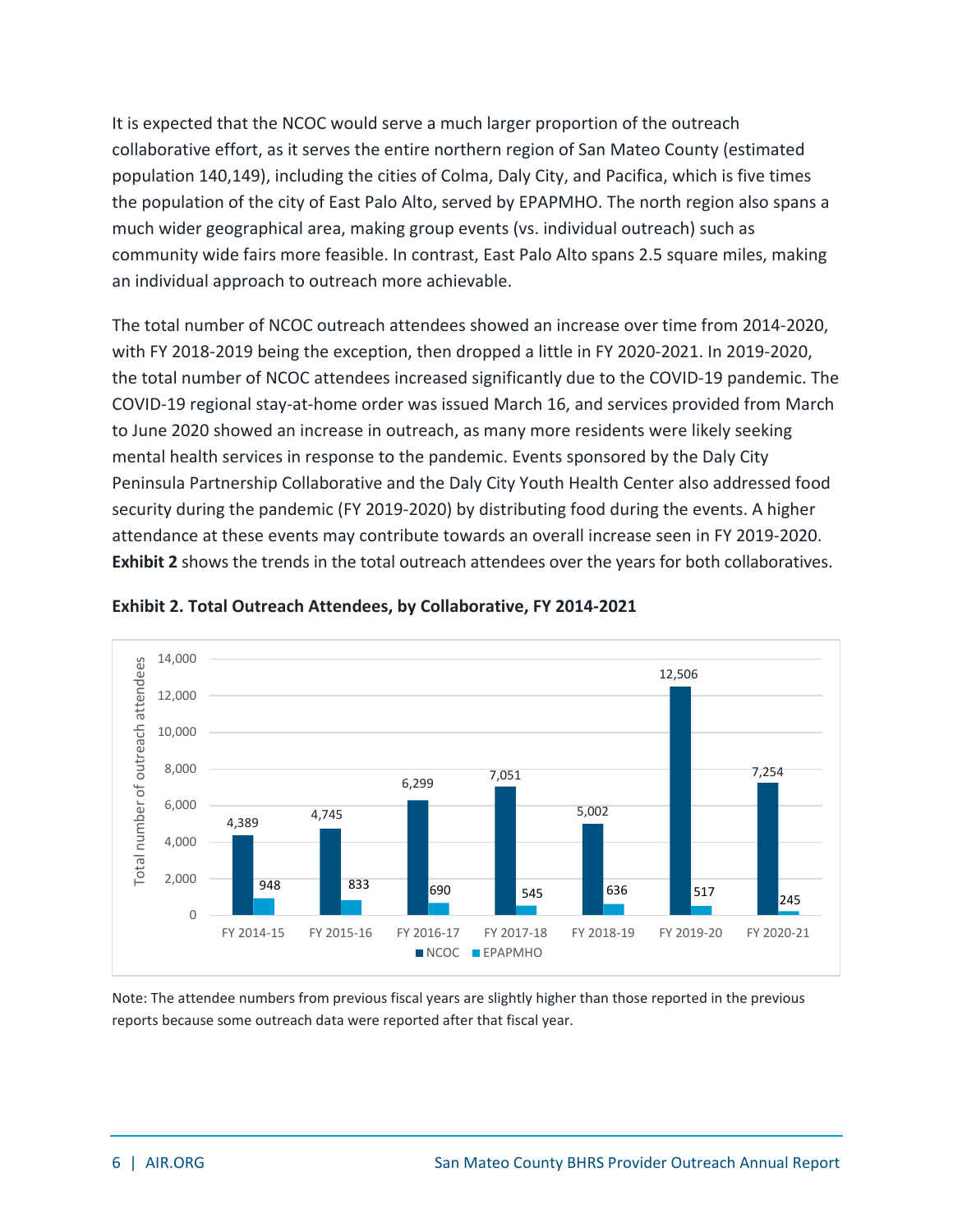It is expected that the NCOC would serve a much larger proportion of the outreach collaborative effort, as it serves the entire northern region of San Mateo County (estimated population 140,149), including the cities of Colma, Daly City, and Pacifica, which is five times the population of the city of East Palo Alto, served by EPAPMHO. The north region also spans a much wider geographical area, making group events (vs. individual outreach) such as community wide fairs more feasible. In contrast, East Palo Alto spans 2.5 square miles, making an individual approach to outreach more achievable.

The total number of NCOC outreach attendees showed an increase over time from 2014-2020, with FY 2018-2019 being the exception, then dropped a little in FY 2020-2021. In 2019-2020, the total number of NCOC attendees increased significantly due to the COVID-19 pandemic. The COVID-19 regional stay-at-home order was issued March 16, and services provided from March to June 2020 showed an increase in outreach, as many more residents were likely seeking mental health services in response to the pandemic. Events sponsored by the Daly City Peninsula Partnership Collaborative and the Daly City Youth Health Center also addressed food security during the pandemic (FY 2019-2020) by distributing food during the events. A higher attendance at these events may contribute towards an overall increase seen in FY 2019-2020. **Exhibit 2** shows the trends in the total outreach attendees over the years for both collaboratives.

**Exhibit 2. Total Outreach Attendees, by Collaborative, FY 2014-2021**

| Fiscal Year | NCOC | EPAPMHO |
|---|---|---|
| FY 2014-15 | 4,389 | 948 |
| FY 2015-16 | 4,745 | 833 |
| FY 2016-17 | 6,299 | 690 |
| FY 2017-18 | 7,051 | 545 |
| FY 2018-19 | 5,002 | 636 |
| FY 2019-20 | 12,506 | 517 |
| FY 2020-21 | 7,254 | 245 |

Note: The attendee numbers from previous fiscal years are slightly higher than those reported in the previous reports because some outreach data were reported after that fiscal year.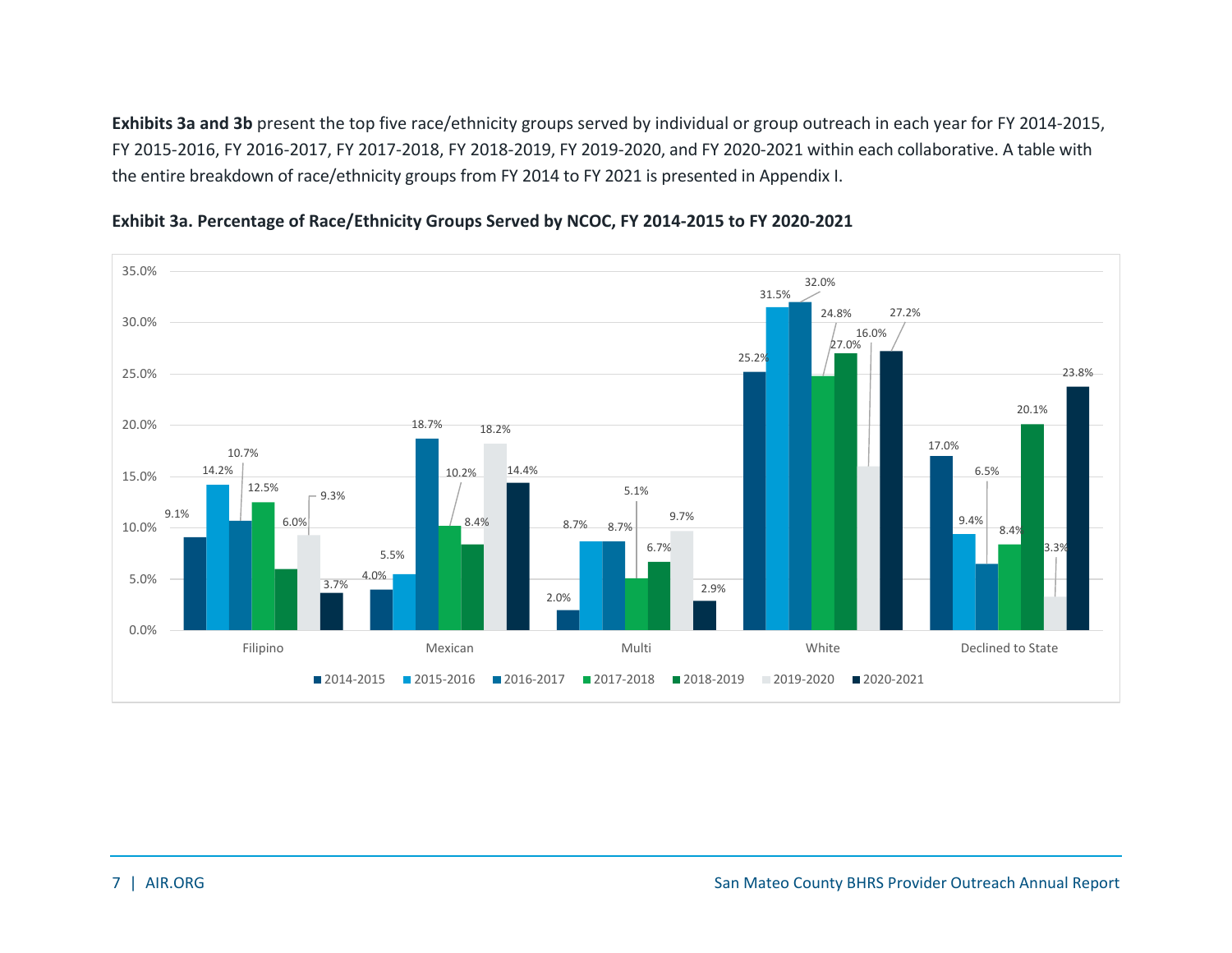**Exhibits 3a and 3b** present the top five race/ethnicity groups served by individual or group outreach in each year for FY 2014-2015, FY 2015-2016, FY 2016-2017, FY 2017-2018, FY 2018-2019, FY 2019-2020, and FY 2020-2021 within each collaborative. A table with the entire breakdown of race/ethnicity groups from FY 2014 to FY 2021 is presented in Appendix I.

**Exhibit 3a. Percentage of Race/Ethnicity Groups Served by NCOC, FY 2014-2015 to FY 2020-2021**

| Race/Ethnicity | 2014-2015 | 2015-2016 | 2016-2017 | 2017-2018 | 2018-2019 | 2019-2020 | 2020-2021 |
|---|---|---|---|---|---|---|---|
| Filipino | 9.1% | 14.2% | 10.7% | 12.5% | 6.0% | 9.3% | 3.7% |
| Mexican | 4.0% | 5.5% | 18.7% | 10.2% | 8.4% | 18.2% | 14.4% |
| Multi | 2.0% | 8.7% | 8.7% | 5.1% | 6.7% | 9.7% | 2.9% |
| White | 25.2% | 31.5% | 32.0% | 24.8% | 27.0% | 16.0% | 27.2% |
| Declined to State | 17.0% | 9.4% | 6.5% | 8.4% | 20.1% | 3.3% | 23.8% |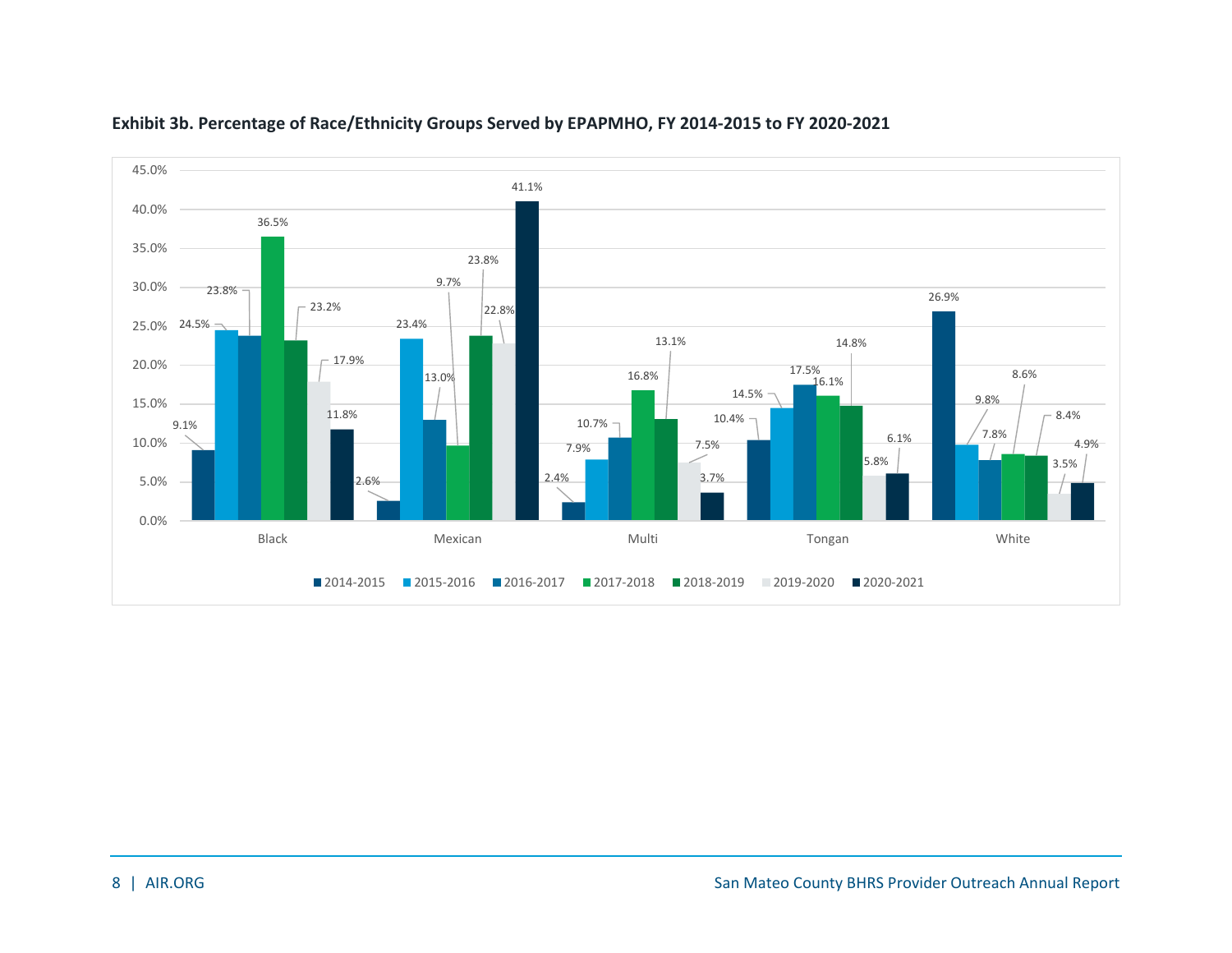**Exhibit 3b. Percentage of Race/Ethnicity Groups Served by EPAPMHO, FY 2014-2015 to FY 2020-2021**

| | 2014-2015 | 2015-2016 | 2016-2017 | 2017-2018 | 2018-2019 | 2019-2020 | 2020-2021 |
|---|---|---|---|---|---|---|---|
| Black | 9.1% | 24.5% | 23.8% | 36.5% | 23.2% | 17.9% | 11.8% |
| Mexican | 2.6% | 23.4% | 13.0% | 9.7% | 23.8% | 22.8% | 41.1% |
| Multi | 2.4% | 7.9% | 10.7% | 16.8% | 13.1% | 7.5% | 3.7% |
| Tongan | 10.4% | 14.5% | 17.5% | 16.1% | 14.8% | 5.8% | 6.1% |
| White | 26.9% | 9.8% | 7.8% | 8.6% | 8.4% | 3.5% | 4.9% |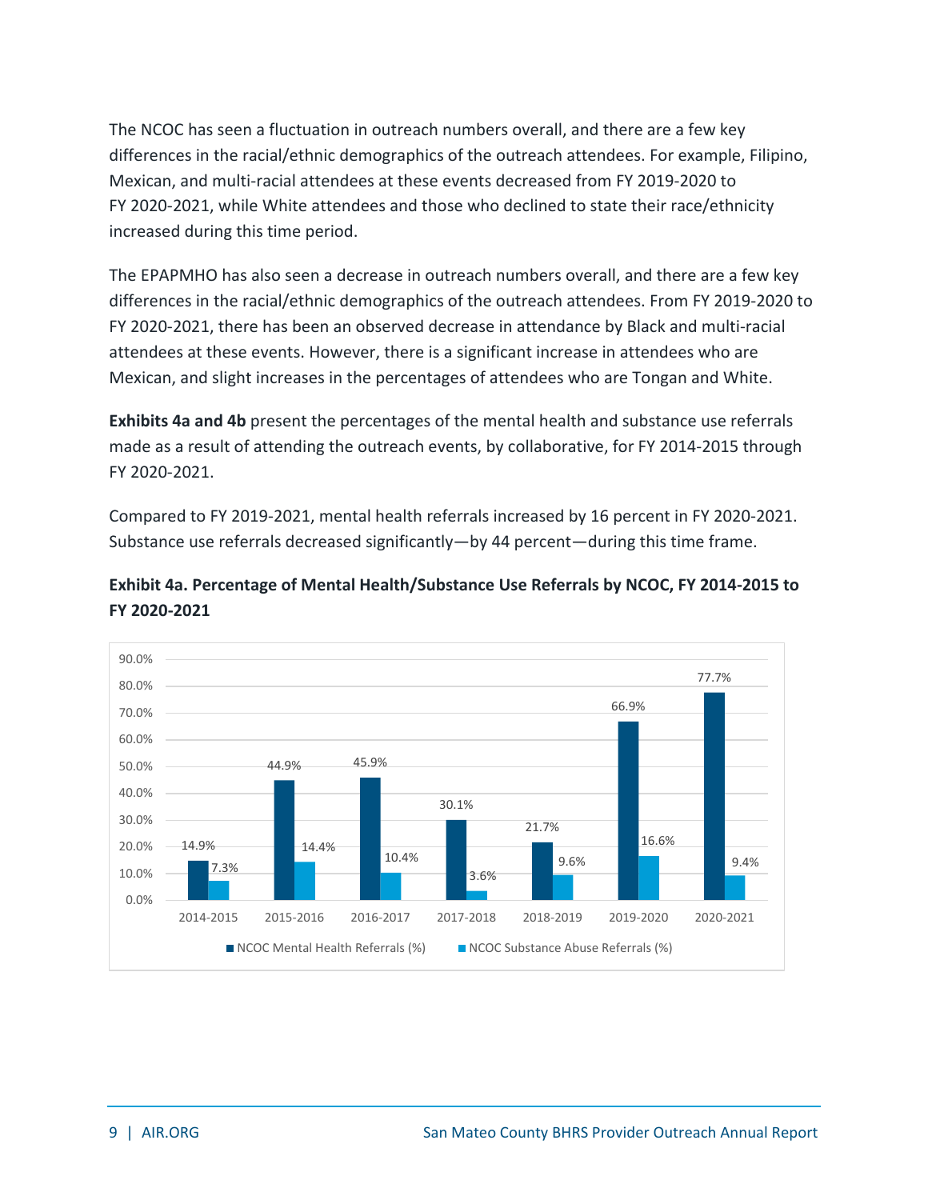The NCOC has seen a fluctuation in outreach numbers overall, and there are a few key differences in the racial/ethnic demographics of the outreach attendees. For example, Filipino, Mexican, and multi-racial attendees at these events decreased from FY 2019-2020 to FY 2020-2021, while White attendees and those who declined to state their race/ethnicity increased during this time period.

The EPAPMHO has also seen a decrease in outreach numbers overall, and there are a few key differences in the racial/ethnic demographics of the outreach attendees. From FY 2019-2020 to FY 2020-2021, there has been an observed decrease in attendance by Black and multi-racial attendees at these events. However, there is a significant increase in attendees who are Mexican, and slight increases in the percentages of attendees who are Tongan and White.

**Exhibits 4a and 4b** present the percentages of the mental health and substance use referrals made as a result of attending the outreach events, by collaborative, for FY 2014-2015 through FY 2020-2021.

Compared to FY 2019-2021, mental health referrals increased by 16 percent in FY 2020-2021. Substance use referrals decreased significantly—by 44 percent—during this time frame.

**Exhibit 4a. Percentage of Mental Health/Substance Use Referrals by NCOC, FY 2014-2015 to FY 2020-2021**

| | 2014-2015 | 2015-2016 | 2016-2017 | 2017-2018 | 2018-2019 | 2019-2020 | 2020-2021 |
|---|---|---|---|---|---|---|---|
| NCOC Mental Health Referrals (%) | 14.9% | 44.9% | 45.9% | 30.1% | 21.7% | 66.9% | 77.7% |
| NCOC Substance Abuse Referrals (%) | 7.3% | 14.4% | 10.4% | 3.6% | 9.6% | 16.6% | 9.4% |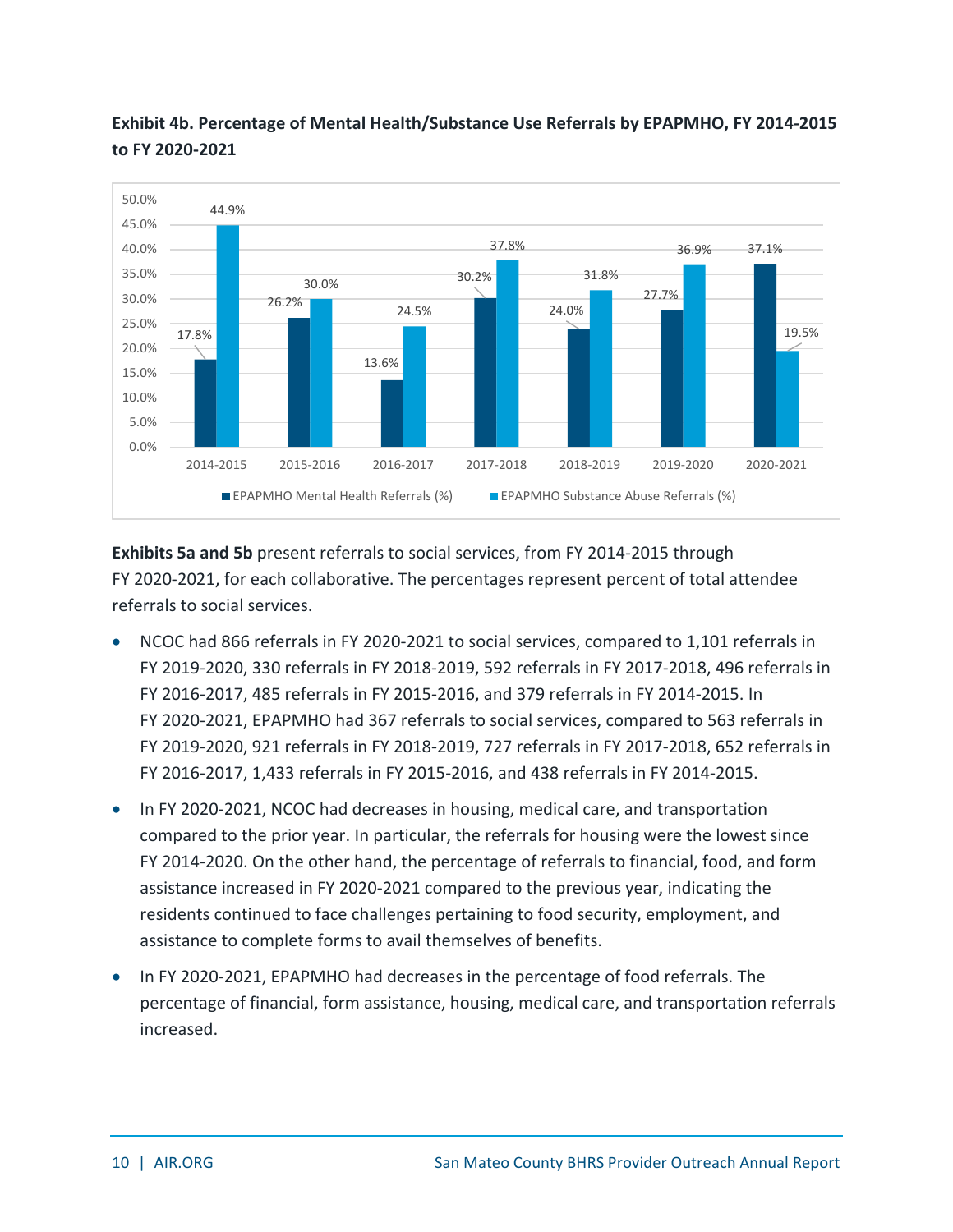**Exhibit 4b. Percentage of Mental Health/Substance Use Referrals by EPAPMHO, FY 2014-2015 to FY 2020-2021**

| Fiscal Year | EPAPMHO Mental Health Referrals (%) | EPAPMHO Substance Abuse Referrals (%) |
|---|---|---|
| 2014-2015 | 17.8% | 44.9% |
| 2015-2016 | 26.2% | 30.0% |
| 2016-2017 | 13.6% | 24.5% |
| 2017-2018 | 30.2% | 37.8% |
| 2018-2019 | 24.0% | 31.8% |
| 2019-2020 | 27.7% | 36.9% |
| 2020-2021 | 37.1% | 19.5% |

**Exhibits 5a and 5b** present referrals to social services, from FY 2014-2015 through FY 2020-2021, for each collaborative. The percentages represent percent of total attendee referrals to social services.

- NCOC had 866 referrals in FY 2020-2021 to social services, compared to 1,101 referrals in FY 2019-2020, 330 referrals in FY 2018-2019, 592 referrals in FY 2017-2018, 496 referrals in FY 2016-2017, 485 referrals in FY 2015-2016, and 379 referrals in FY 2014-2015. In FY 2020-2021, EPAPMHO had 367 referrals to social services, compared to 563 referrals in FY 2019-2020, 921 referrals in FY 2018-2019, 727 referrals in FY 2017-2018, 652 referrals in FY 2016-2017, 1,433 referrals in FY 2015-2016, and 438 referrals in FY 2014-2015.
- In FY 2020-2021, NCOC had decreases in housing, medical care, and transportation compared to the prior year. In particular, the referrals for housing were the lowest since FY 2014-2020. On the other hand, the percentage of referrals to financial, food, and form assistance increased in FY 2020-2021 compared to the previous year, indicating the residents continued to face challenges pertaining to food security, employment, and assistance to complete forms to avail themselves of benefits.
- In FY 2020-2021, EPAPMHO had decreases in the percentage of food referrals. The percentage of financial, form assistance, housing, medical care, and transportation referrals increased.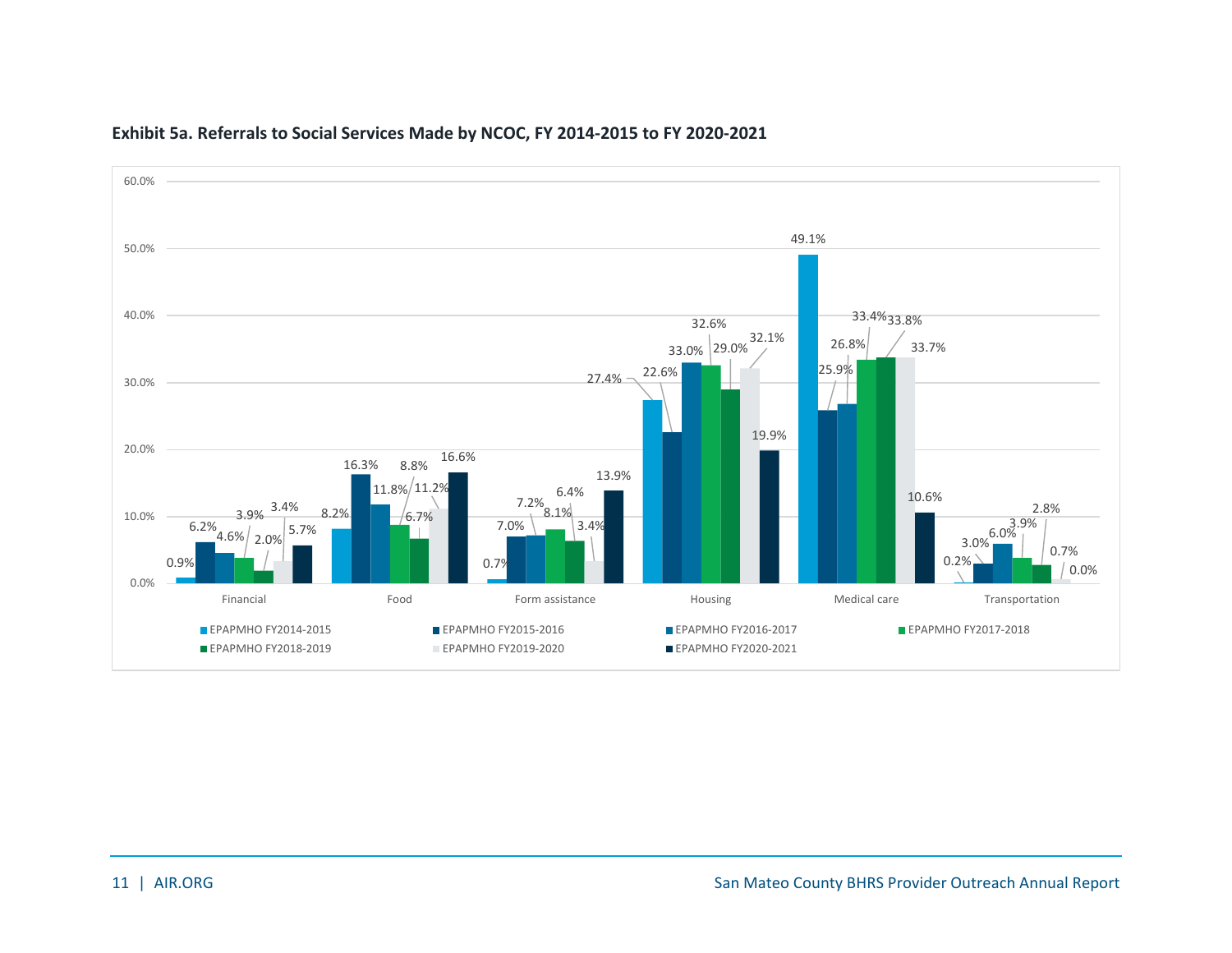**Exhibit 5a. Referrals to Social Services Made by NCOC, FY 2014-2015 to FY 2020-2021**

| | EPAPMHO FY2014-2015 | EPAPMHO FY2015-2016 | EPAPMHO FY2016-2017 | EPAPMHO FY2017-2018 | EPAPMHO FY2018-2019 | EPAPMHO FY2019-2020 | EPAPMHO FY2020-2021 |
|---|---|---|---|---|---|---|---|
| Financial | 0.9% | 6.2% | 4.6% | 3.9% | 2.0% | 3.4% | 5.7% |
| Food | 8.2% | 16.3% | 11.8% | 8.8% | 6.7% | 11.2% | 16.6% |
| Form assistance | 0.7% | 7.0% | 7.2% | 8.1% | 6.4% | 3.4% | 13.9% |
| Housing | 27.4% | 22.6% | 33.0% | 32.6% | 29.0% | 32.1% | 19.9% |
| Medical care | 49.1% | 25.9% | 26.8% | 33.4% | 33.8% | 33.7% | 10.6% |
| Transportation | 0.2% | 3.0% | 6.0% | 3.9% | 2.8% | 0.7% | 0.0% |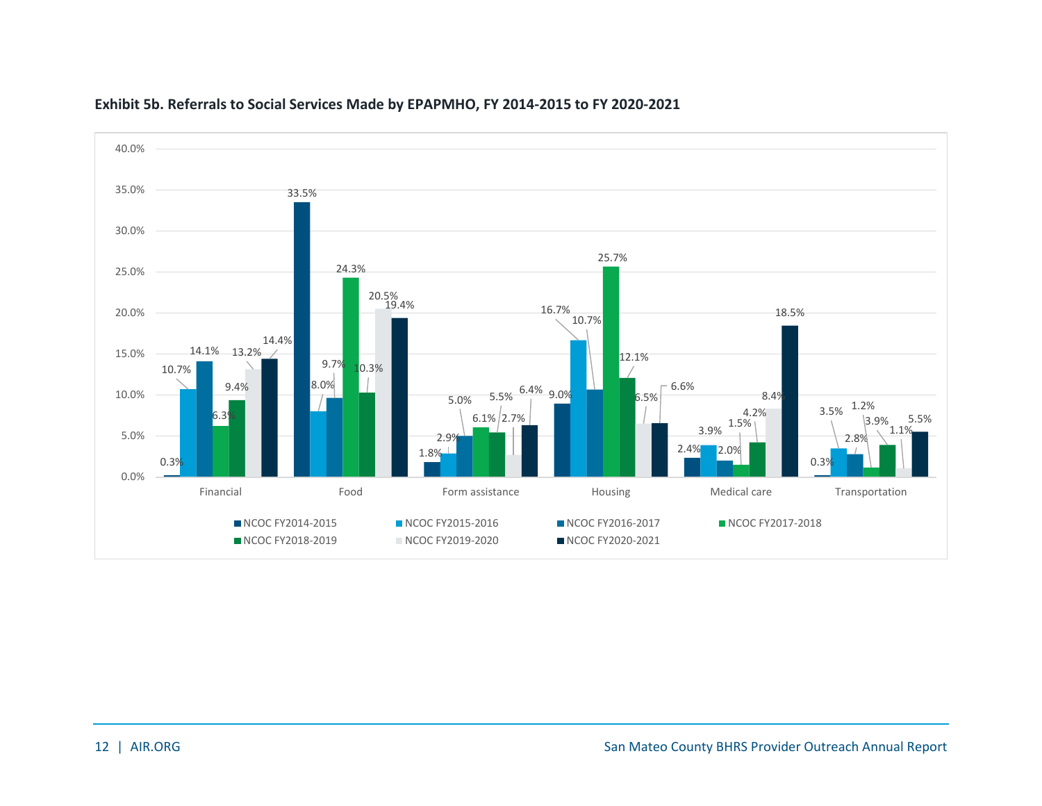**Exhibit 5b. Referrals to Social Services Made by EPAPMHO, FY 2014-2015 to FY 2020-2021**

| | NCOC FY2014-2015 | NCOC FY2015-2016 | NCOC FY2016-2017 | NCOC FY2017-2018 | NCOC FY2018-2019 | NCOC FY2019-2020 | NCOC FY2020-2021 |
|---|---|---|---|---|---|---|---|
| Financial | 0.3% | 10.7% | 14.1% | 6.3% | 9.4% | 13.2% | 14.4% |
| Food | 33.5% | 8.0% | 9.7% | 24.3% | 10.3% | 20.5% | 19.4% |
| Form assistance | 1.8% | 2.9% | 5.0% | 6.1% | 5.5% | 2.7% | 6.4% |
| Housing | 9.0% | 16.7% | 10.7% | 25.7% | 12.1% | 6.5% | 6.6% |
| Medical care | 2.4% | 3.9% | 2.0% | 1.5% | 4.2% | 8.4% | 18.5% |
| Transportation | 0.3% | 3.5% | 2.8% | 1.2% | 3.9% | 1.1% | 5.5% |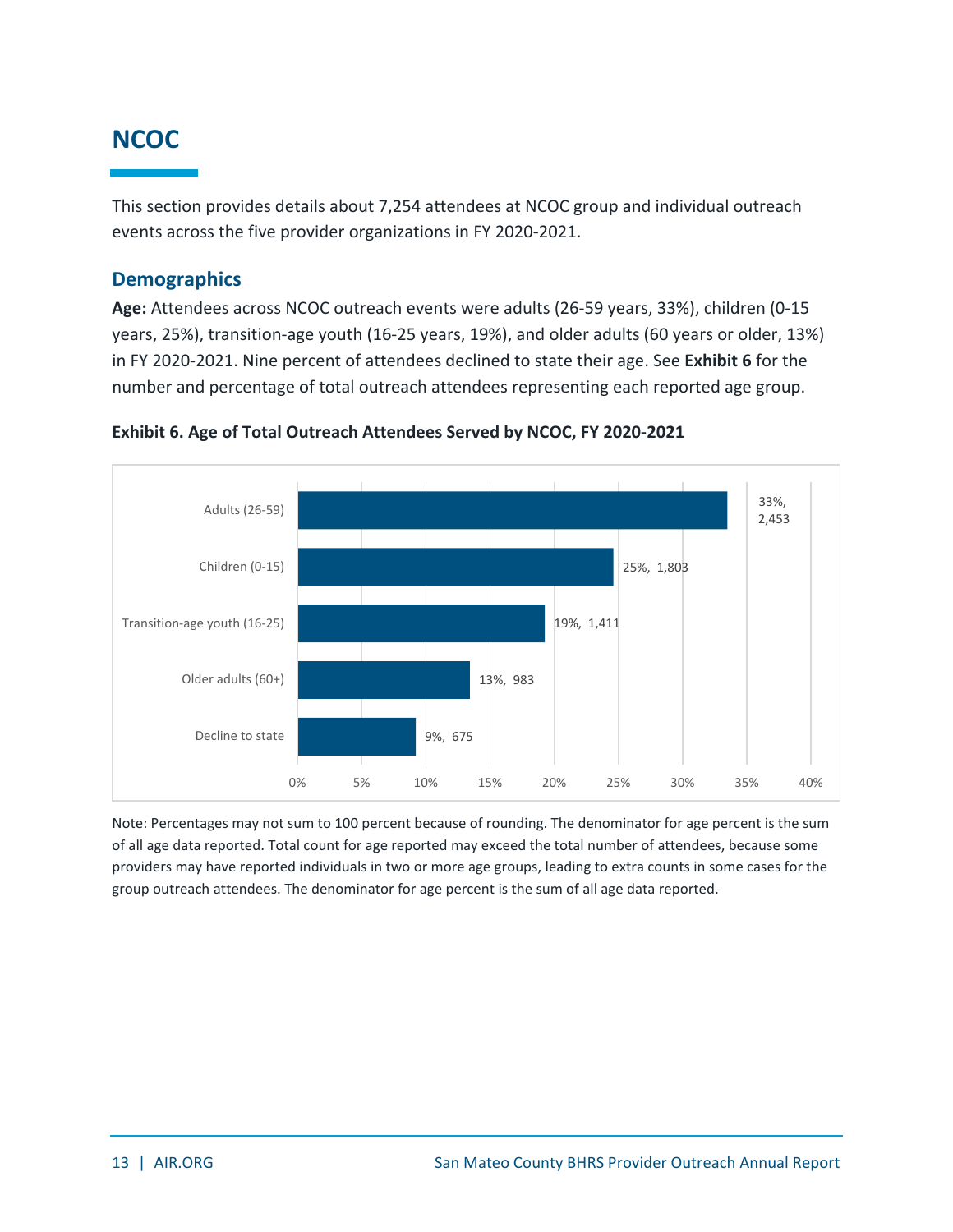## NCOC

This section provides details about 7,254 attendees at NCOC group and individual outreach events across the five provider organizations in FY 2020-2021.

### Demographics

**Age:** Attendees across NCOC outreach events were adults (26-59 years, 33%), children (0-15 years, 25%), transition-age youth (16-25 years, 19%), and older adults (60 years or older, 13%) in FY 2020-2021. Nine percent of attendees declined to state their age. See **Exhibit 6** for the number and percentage of total outreach attendees representing each reported age group.

**Exhibit 6. Age of Total Outreach Attendees Served by NCOC, FY 2020-2021**

| Age group | Percent | Count |
|---|---|---|
| Adults (26-59) | 33% | 2,453 |
| Children (0-15) | 25% | 1,803 |
| Transition-age youth (16-25) | 19% | 1,411 |
| Older adults (60+) | 13% | 983 |
| Decline to state | 9% | 675 |

Note: Percentages may not sum to 100 percent because of rounding. The denominator for age percent is the sum of all age data reported. Total count for age reported may exceed the total number of attendees, because some providers may have reported individuals in two or more age groups, leading to extra counts in some cases for the group outreach attendees. The denominator for age percent is the sum of all age data reported.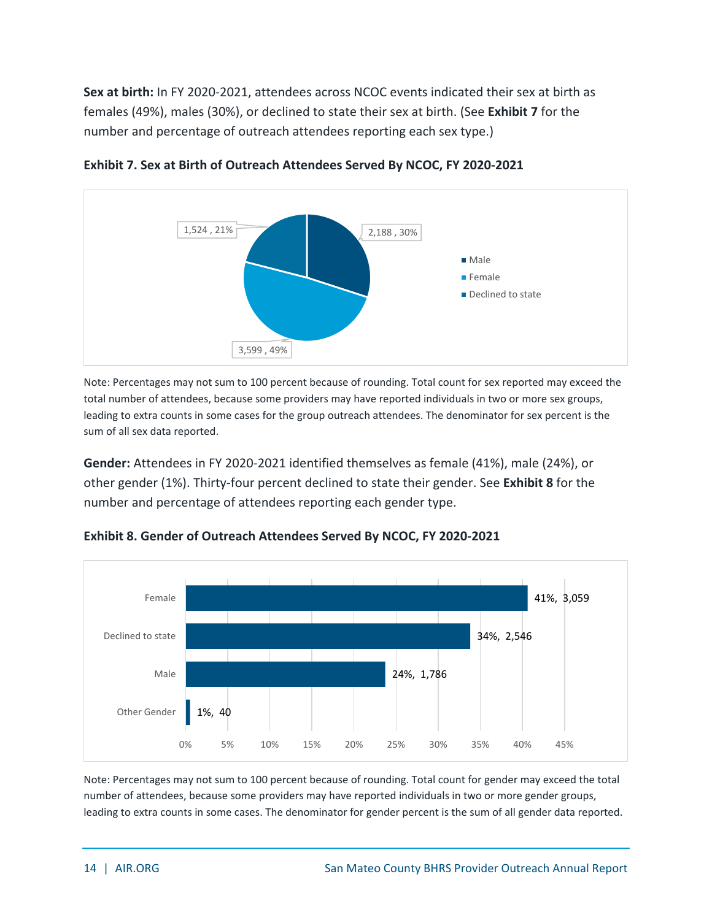**Sex at birth:** In FY 2020-2021, attendees across NCOC events indicated their sex at birth as females (49%), males (30%), or declined to state their sex at birth. (See **Exhibit 7** for the number and percentage of outreach attendees reporting each sex type.)

**Exhibit 7. Sex at Birth of Outreach Attendees Served By NCOC, FY 2020-2021**

| Sex at birth | Count | Percent |
| --- | --- | --- |
| Male | 2,188 | 30% |
| Female | 3,599 | 49% |
| Declined to state | 1,524 | 21% |

Note: Percentages may not sum to 100 percent because of rounding. Total count for sex reported may exceed the total number of attendees, because some providers may have reported individuals in two or more sex groups, leading to extra counts in some cases for the group outreach attendees. The denominator for sex percent is the sum of all sex data reported.

**Gender:** Attendees in FY 2020-2021 identified themselves as female (41%), male (24%), or other gender (1%). Thirty-four percent declined to state their gender. See **Exhibit 8** for the number and percentage of attendees reporting each gender type.

**Exhibit 8. Gender of Outreach Attendees Served By NCOC, FY 2020-2021**

| Gender | Percent | Count |
| --- | --- | --- |
| Female | 41% | 3,059 |
| Declined to state | 34% | 2,546 |
| Male | 24% | 1,786 |
| Other Gender | 1% | 40 |

Note: Percentages may not sum to 100 percent because of rounding. Total count for gender may exceed the total number of attendees, because some providers may have reported individuals in two or more gender groups, leading to extra counts in some cases. The denominator for gender percent is the sum of all gender data reported.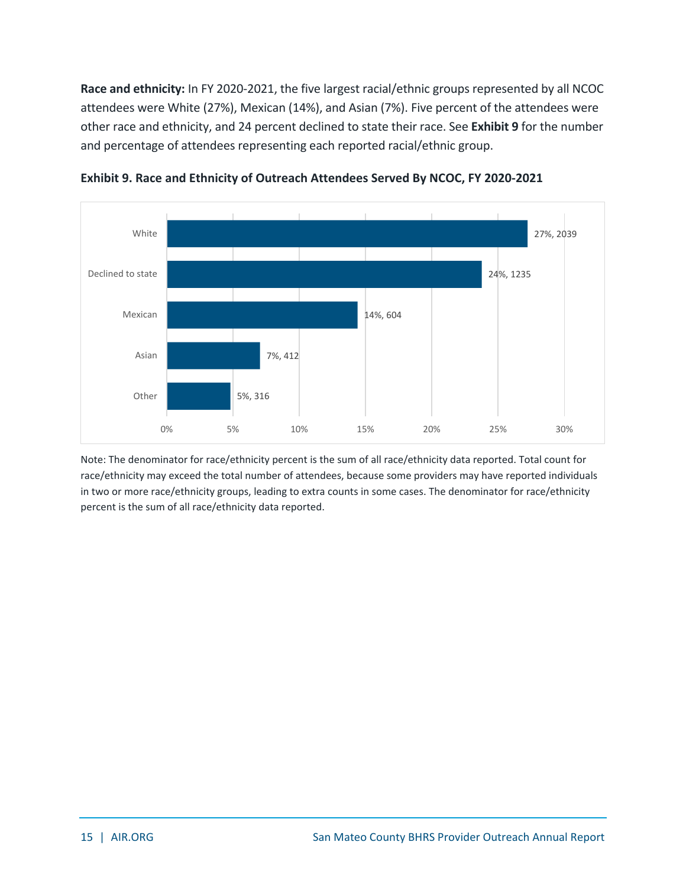**Race and ethnicity:** In FY 2020-2021, the five largest racial/ethnic groups represented by all NCOC attendees were White (27%), Mexican (14%), and Asian (7%). Five percent of the attendees were other race and ethnicity, and 24 percent declined to state their race. See **Exhibit 9** for the number and percentage of attendees representing each reported racial/ethnic group.

**Exhibit 9. Race and Ethnicity of Outreach Attendees Served By NCOC, FY 2020-2021**

| Race/Ethnicity | Percent, Count |
|---|---|
| White | 27%, 2039 |
| Declined to state | 24%, 1235 |
| Mexican | 14%, 604 |
| Asian | 7%, 412 |
| Other | 5%, 316 |

Note: The denominator for race/ethnicity percent is the sum of all race/ethnicity data reported. Total count for race/ethnicity may exceed the total number of attendees, because some providers may have reported individuals in two or more race/ethnicity groups, leading to extra counts in some cases. The denominator for race/ethnicity percent is the sum of all race/ethnicity data reported.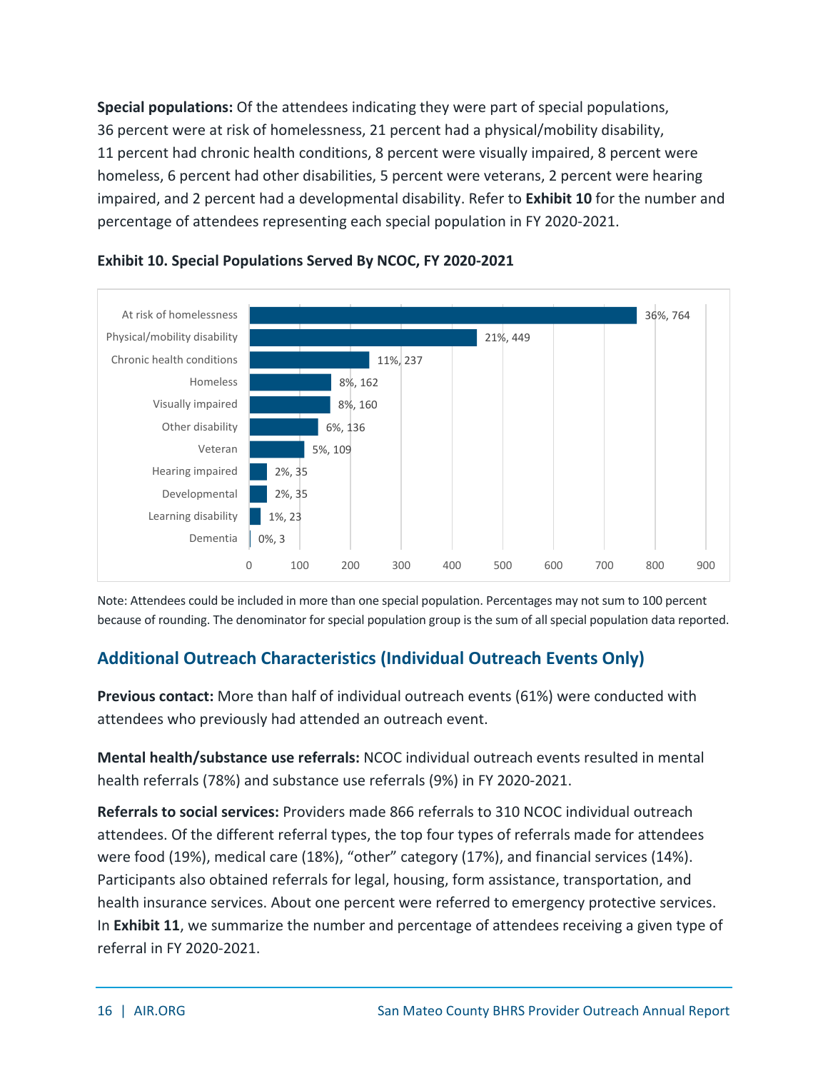**Special populations:** Of the attendees indicating they were part of special populations, 36 percent were at risk of homelessness, 21 percent had a physical/mobility disability, 11 percent had chronic health conditions, 8 percent were visually impaired, 8 percent were homeless, 6 percent had other disabilities, 5 percent were veterans, 2 percent were hearing impaired, and 2 percent had a developmental disability. Refer to **Exhibit 10** for the number and percentage of attendees representing each special population in FY 2020-2021.

**Exhibit 10. Special Populations Served By NCOC, FY 2020-2021**

| Special population | Percentage, Number |
|---|---|
| At risk of homelessness | 36%, 764 |
| Physical/mobility disability | 21%, 449 |
| Chronic health conditions | 11%, 237 |
| Homeless | 8%, 162 |
| Visually impaired | 8%, 160 |
| Other disability | 6%, 136 |
| Veteran | 5%, 109 |
| Hearing impaired | 2%, 35 |
| Developmental | 2%, 35 |
| Learning disability | 1%, 23 |
| Dementia | 0%, 3 |

Note: Attendees could be included in more than one special population. Percentages may not sum to 100 percent because of rounding. The denominator for special population group is the sum of all special population data reported.

## Additional Outreach Characteristics (Individual Outreach Events Only)

**Previous contact:** More than half of individual outreach events (61%) were conducted with attendees who previously had attended an outreach event.

**Mental health/substance use referrals:** NCOC individual outreach events resulted in mental health referrals (78%) and substance use referrals (9%) in FY 2020-2021.

**Referrals to social services:** Providers made 866 referrals to 310 NCOC individual outreach attendees. Of the different referral types, the top four types of referrals made for attendees were food (19%), medical care (18%), "other" category (17%), and financial services (14%). Participants also obtained referrals for legal, housing, form assistance, transportation, and health insurance services. About one percent were referred to emergency protective services. In **Exhibit 11**, we summarize the number and percentage of attendees receiving a given type of referral in FY 2020-2021.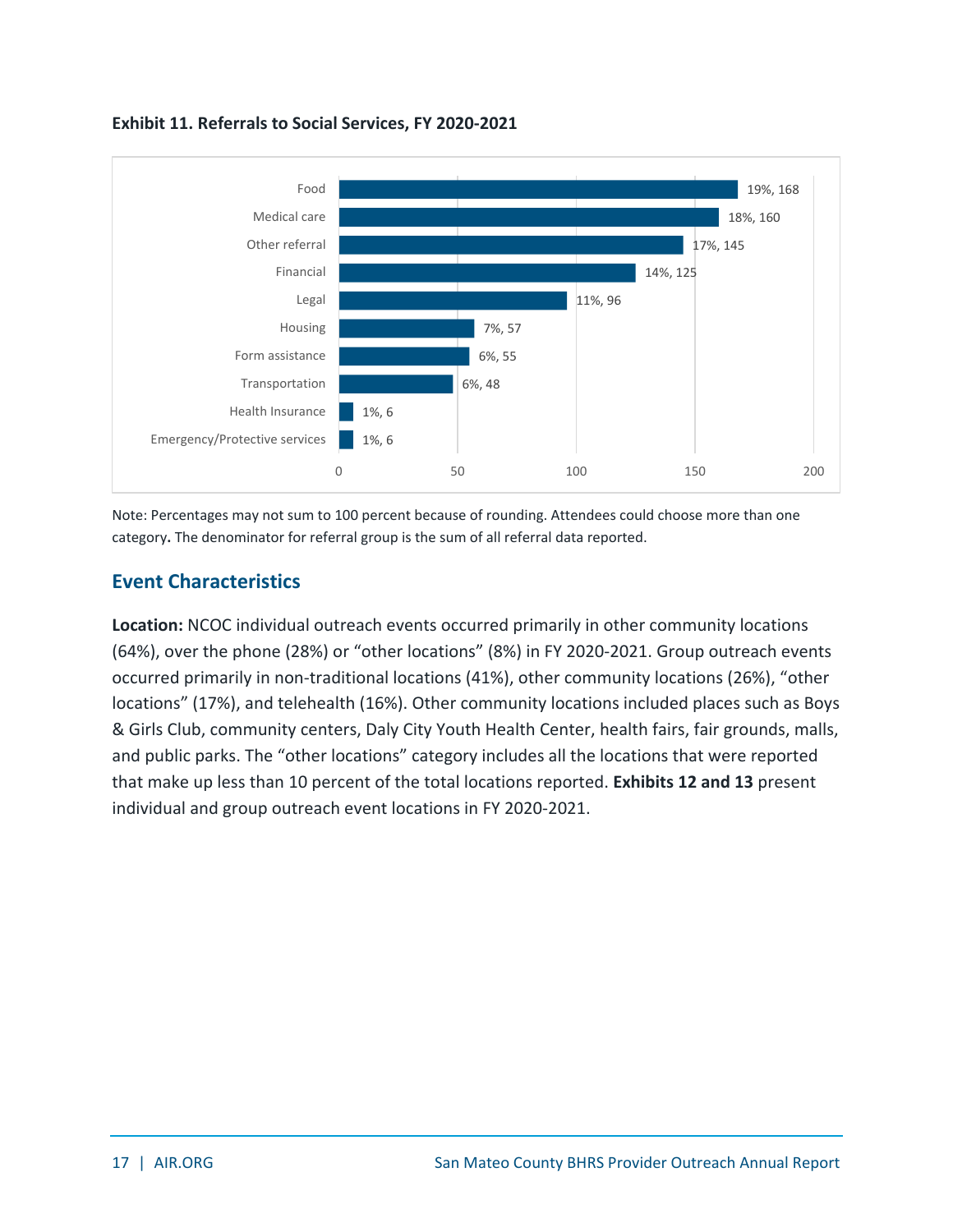**Exhibit 11. Referrals to Social Services, FY 2020-2021**

| Category | Percent, Count |
|---|---|
| Food | 19%, 168 |
| Medical care | 18%, 160 |
| Other referral | 17%, 145 |
| Financial | 14%, 125 |
| Legal | 11%, 96 |
| Housing | 7%, 57 |
| Form assistance | 6%, 55 |
| Transportation | 6%, 48 |
| Health Insurance | 1%, 6 |
| Emergency/Protective services | 1%, 6 |

Note: Percentages may not sum to 100 percent because of rounding. Attendees could choose more than one category**.** The denominator for referral group is the sum of all referral data reported.

## Event Characteristics

**Location:** NCOC individual outreach events occurred primarily in other community locations (64%), over the phone (28%) or "other locations" (8%) in FY 2020-2021. Group outreach events occurred primarily in non-traditional locations (41%), other community locations (26%), "other locations" (17%), and telehealth (16%). Other community locations included places such as Boys & Girls Club, community centers, Daly City Youth Health Center, health fairs, fair grounds, malls, and public parks. The "other locations" category includes all the locations that were reported that make up less than 10 percent of the total locations reported. **Exhibits 12 and 13** present individual and group outreach event locations in FY 2020-2021.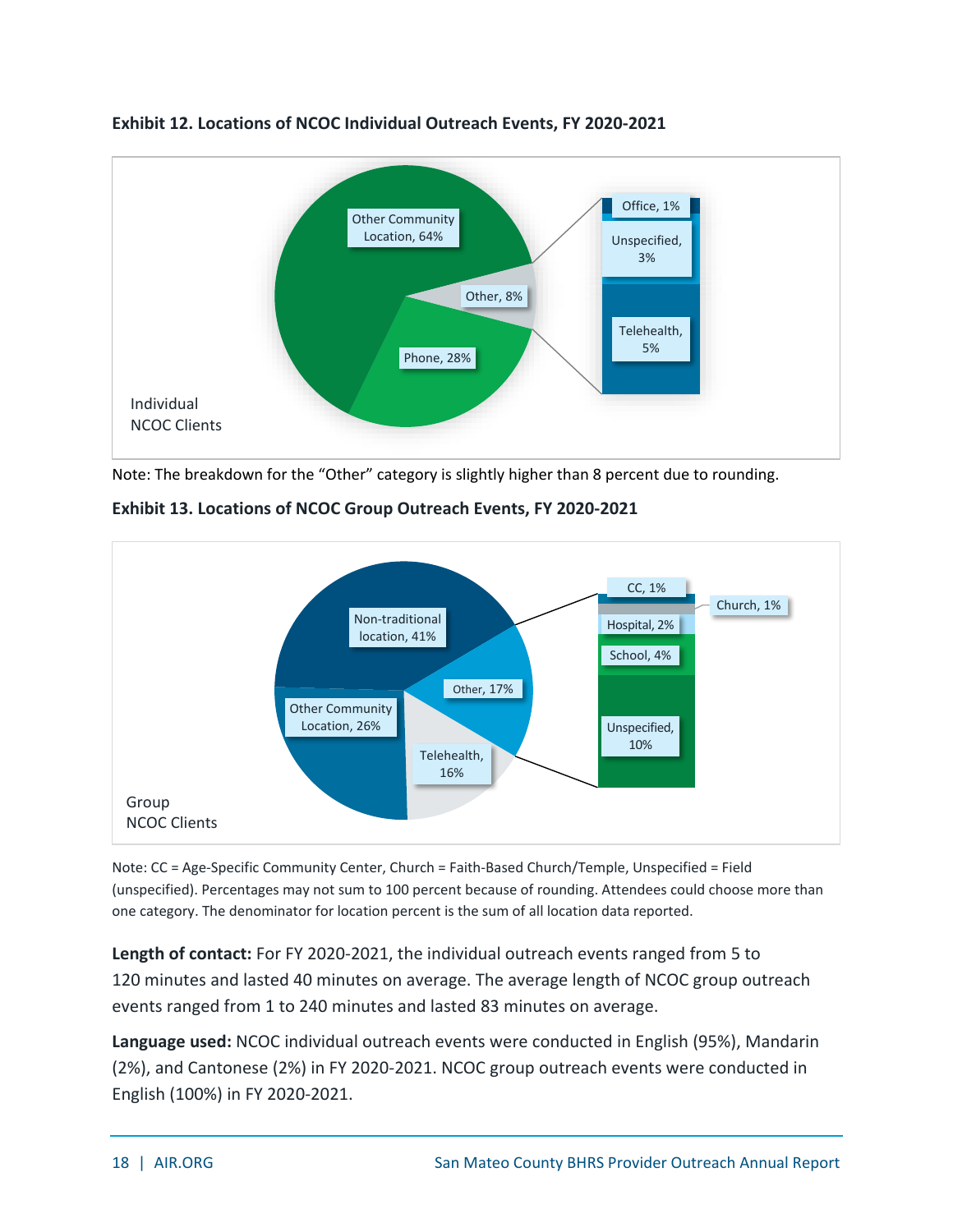**Exhibit 12. Locations of NCOC Individual Outreach Events, FY 2020-2021**

Individual NCOC Clients

- Other Community Location, 64%
- Phone, 28%
- Other, 8%
  - Office, 1%
  - Unspecified, 3%
  - Telehealth, 5%

Note: The breakdown for the "Other" category is slightly higher than 8 percent due to rounding.

**Exhibit 13. Locations of NCOC Group Outreach Events, FY 2020-2021**

Group NCOC Clients

- Non-traditional location, 41%
- Other Community Location, 26%
- Telehealth, 16%
- Other, 17%
  - CC, 1%
  - Church, 1%
  - Hospital, 2%
  - School, 4%
  - Unspecified, 10%

Note: CC = Age-Specific Community Center, Church = Faith-Based Church/Temple, Unspecified = Field (unspecified). Percentages may not sum to 100 percent because of rounding. Attendees could choose more than one category. The denominator for location percent is the sum of all location data reported.

**Length of contact:** For FY 2020-2021, the individual outreach events ranged from 5 to 120 minutes and lasted 40 minutes on average. The average length of NCOC group outreach events ranged from 1 to 240 minutes and lasted 83 minutes on average.

**Language used:** NCOC individual outreach events were conducted in English (95%), Mandarin (2%), and Cantonese (2%) in FY 2020-2021. NCOC group outreach events were conducted in English (100%) in FY 2020-2021.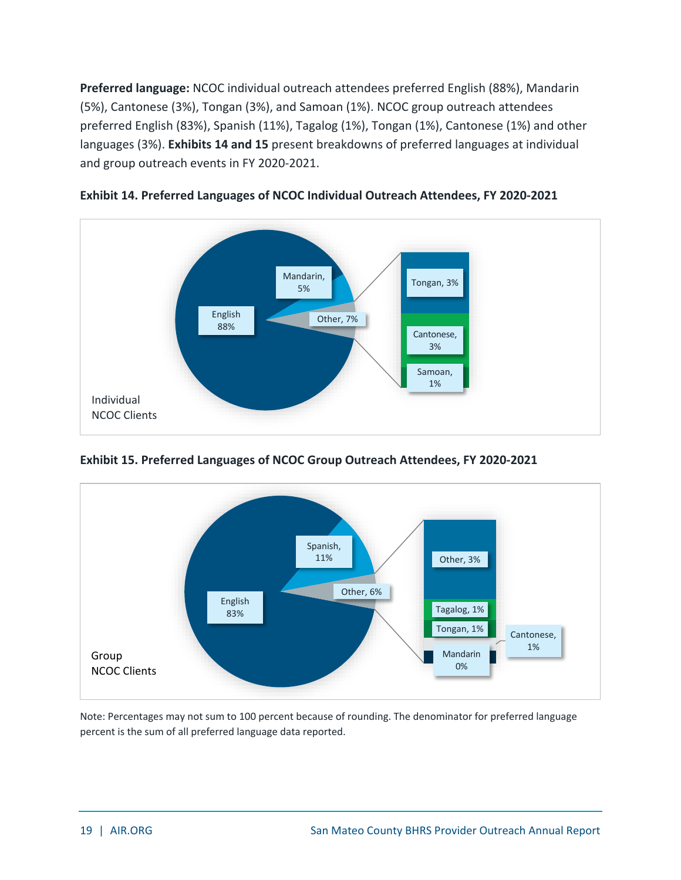**Preferred language:** NCOC individual outreach attendees preferred English (88%), Mandarin (5%), Cantonese (3%), Tongan (3%), and Samoan (1%). NCOC group outreach attendees preferred English (83%), Spanish (11%), Tagalog (1%), Tongan (1%), Cantonese (1%) and other languages (3%). **Exhibits 14 and 15** present breakdowns of preferred languages at individual and group outreach events in FY 2020-2021.

**Exhibit 14. Preferred Languages of NCOC Individual Outreach Attendees, FY 2020-2021**

Individual NCOC Clients

| Language | Percent |
|---|---|
| English | 88% |
| Mandarin | 5% |
| Other | 7% |
| Tongan | 3% |
| Cantonese | 3% |
| Samoan | 1% |

**Exhibit 15. Preferred Languages of NCOC Group Outreach Attendees, FY 2020-2021**

Group NCOC Clients

| Language | Percent |
|---|---|
| English | 83% |
| Spanish | 11% |
| Other | 6% |
| Other | 3% |
| Tagalog | 1% |
| Tongan | 1% |
| Cantonese | 1% |
| Mandarin | 0% |

Note: Percentages may not sum to 100 percent because of rounding. The denominator for preferred language percent is the sum of all preferred language data reported.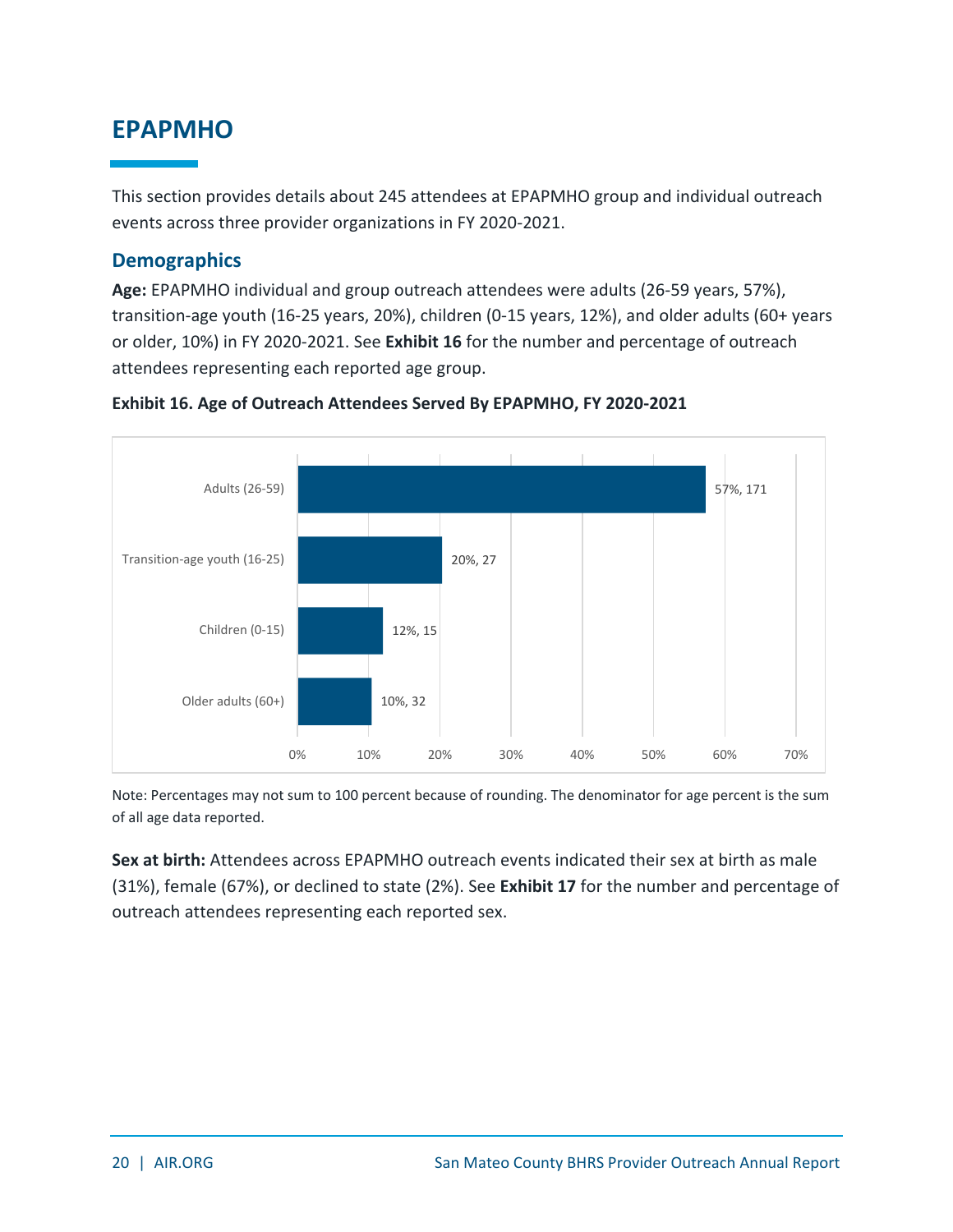## EPAPMHO

This section provides details about 245 attendees at EPAPMHO group and individual outreach events across three provider organizations in FY 2020-2021.

### Demographics

**Age:** EPAPMHO individual and group outreach attendees were adults (26-59 years, 57%), transition-age youth (16-25 years, 20%), children (0-15 years, 12%), and older adults (60+ years or older, 10%) in FY 2020-2021. See **Exhibit 16** for the number and percentage of outreach attendees representing each reported age group.

**Exhibit 16. Age of Outreach Attendees Served By EPAPMHO, FY 2020-2021**

| Age group | Percent, Number |
| --- | --- |
| Adults (26-59) | 57%, 171 |
| Transition-age youth (16-25) | 20%, 27 |
| Children (0-15) | 12%, 15 |
| Older adults (60+) | 10%, 32 |

Note: Percentages may not sum to 100 percent because of rounding. The denominator for age percent is the sum of all age data reported.

**Sex at birth:** Attendees across EPAPMHO outreach events indicated their sex at birth as male (31%), female (67%), or declined to state (2%). See **Exhibit 17** for the number and percentage of outreach attendees representing each reported sex.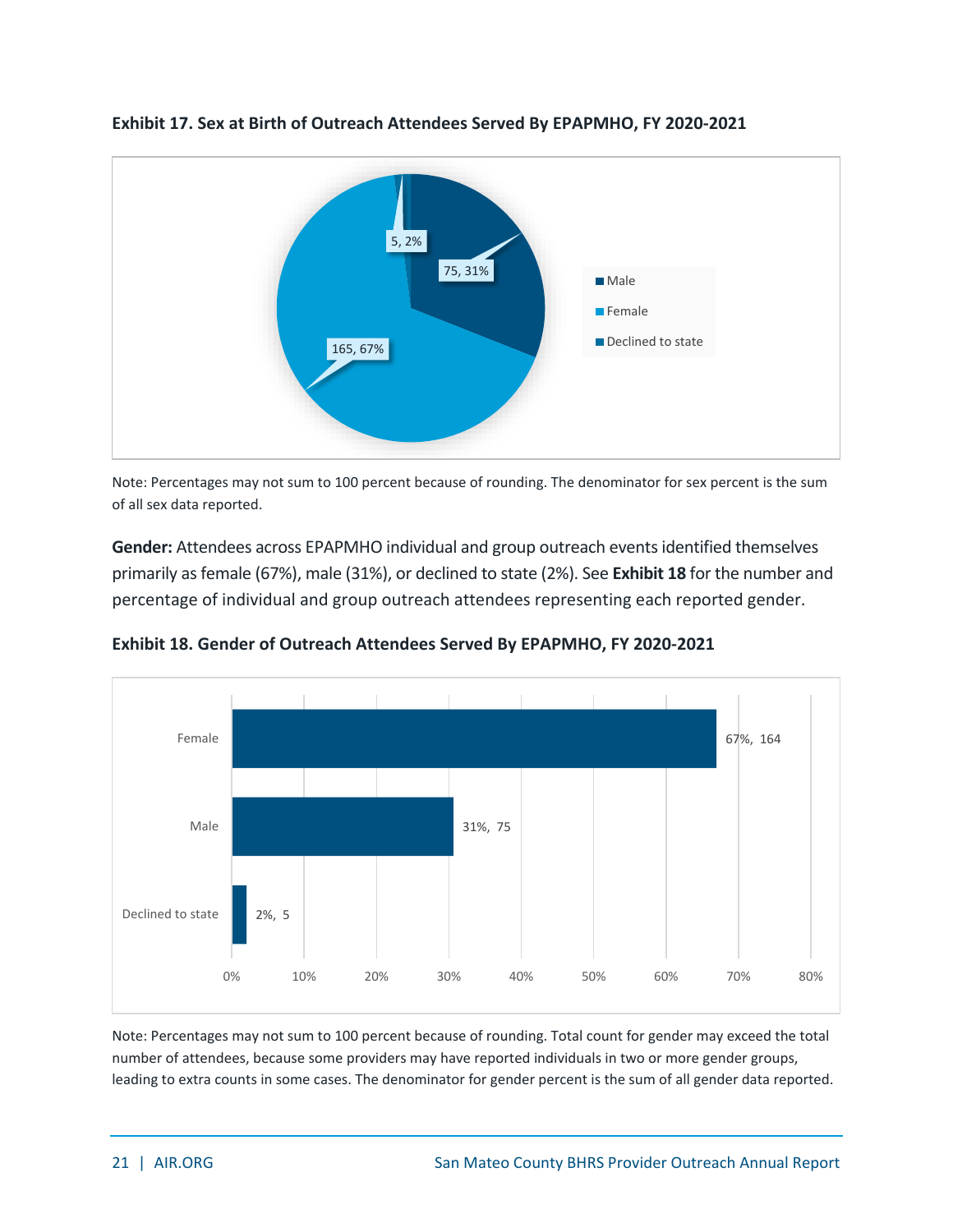**Exhibit 17. Sex at Birth of Outreach Attendees Served By EPAPMHO, FY 2020-2021**

| Sex at Birth | Count | Percent |
|---|---|---|
| Male | 75 | 31% |
| Female | 165 | 67% |
| Declined to state | 5 | 2% |

Note: Percentages may not sum to 100 percent because of rounding. The denominator for sex percent is the sum of all sex data reported.

**Gender:** Attendees across EPAPMHO individual and group outreach events identified themselves primarily as female (67%), male (31%), or declined to state (2%). See **Exhibit 18** for the number and percentage of individual and group outreach attendees representing each reported gender.

**Exhibit 18. Gender of Outreach Attendees Served By EPAPMHO, FY 2020-2021**

| Gender | Percent | Count |
|---|---|---|
| Female | 67% | 164 |
| Male | 31% | 75 |
| Declined to state | 2% | 5 |

Note: Percentages may not sum to 100 percent because of rounding. Total count for gender may exceed the total number of attendees, because some providers may have reported individuals in two or more gender groups, leading to extra counts in some cases. The denominator for gender percent is the sum of all gender data reported.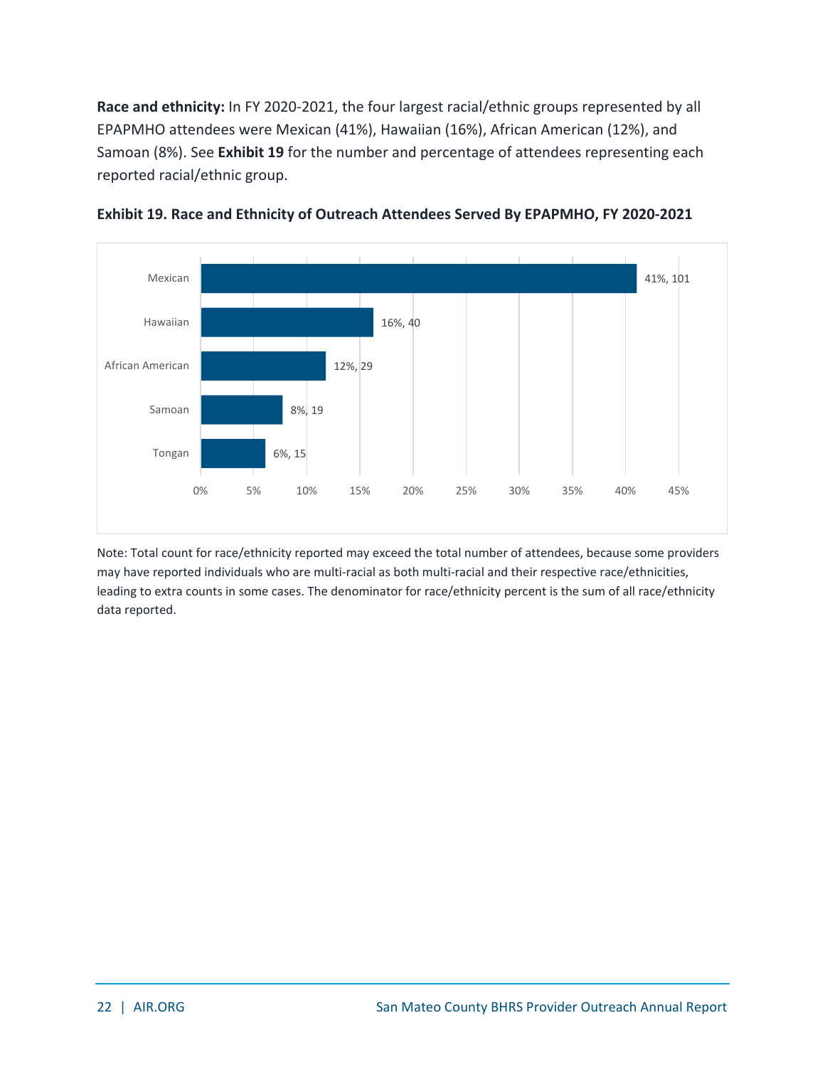**Race and ethnicity:** In FY 2020-2021, the four largest racial/ethnic groups represented by all EPAPMHO attendees were Mexican (41%), Hawaiian (16%), African American (12%), and Samoan (8%). See **Exhibit 19** for the number and percentage of attendees representing each reported racial/ethnic group.

**Exhibit 19. Race and Ethnicity of Outreach Attendees Served By EPAPMHO, FY 2020-2021**

| Race/Ethnicity | Percent, Count |
|---|---|
| Mexican | 41%, 101 |
| Hawaiian | 16%, 40 |
| African American | 12%, 29 |
| Samoan | 8%, 19 |
| Tongan | 6%, 15 |

Note: Total count for race/ethnicity reported may exceed the total number of attendees, because some providers may have reported individuals who are multi-racial as both multi-racial and their respective race/ethnicities, leading to extra counts in some cases. The denominator for race/ethnicity percent is the sum of all race/ethnicity data reported.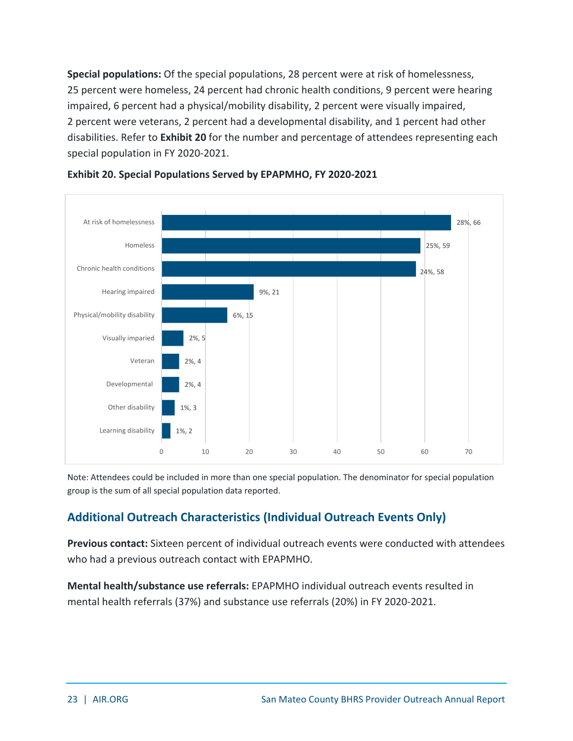**Special populations:** Of the special populations, 28 percent were at risk of homelessness, 25 percent were homeless, 24 percent had chronic health conditions, 9 percent were hearing impaired, 6 percent had a physical/mobility disability, 2 percent were visually impaired, 2 percent were veterans, 2 percent had a developmental disability, and 1 percent had other disabilities. Refer to **Exhibit 20** for the number and percentage of attendees representing each special population in FY 2020-2021.

**Exhibit 20. Special Populations Served by EPAPMHO, FY 2020-2021**

| Special population | Percentage, Number |
|---|---|
| At risk of homelessness | 28%, 66 |
| Homeless | 25%, 59 |
| Chronic health conditions | 24%, 58 |
| Hearing impaired | 9%, 21 |
| Physical/mobility disability | 6%, 15 |
| Visually imparied | 2%, 5 |
| Veteran | 2%, 4 |
| Developmental | 2%, 4 |
| Other disability | 1%, 3 |
| Learning disability | 1%, 2 |

Note: Attendees could be included in more than one special population. The denominator for special population group is the sum of all special population data reported.

## Additional Outreach Characteristics (Individual Outreach Events Only)

**Previous contact:** Sixteen percent of individual outreach events were conducted with attendees who had a previous outreach contact with EPAPMHO.

**Mental health/substance use referrals:** EPAPMHO individual outreach events resulted in mental health referrals (37%) and substance use referrals (20%) in FY 2020-2021.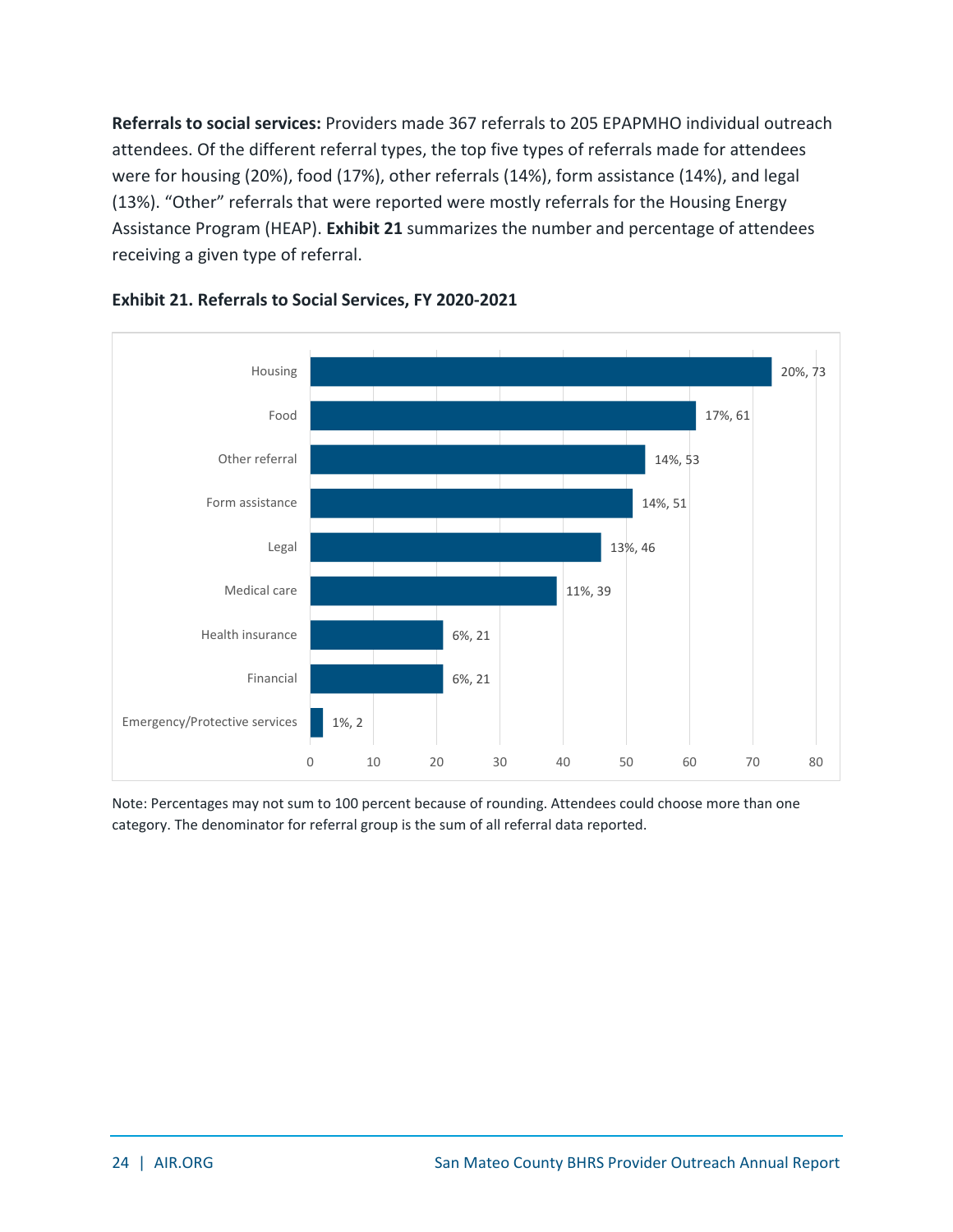**Referrals to social services:** Providers made 367 referrals to 205 EPAPMHO individual outreach attendees. Of the different referral types, the top five types of referrals made for attendees were for housing (20%), food (17%), other referrals (14%), form assistance (14%), and legal (13%). "Other" referrals that were reported were mostly referrals for the Housing Energy Assistance Program (HEAP). **Exhibit 21** summarizes the number and percentage of attendees receiving a given type of referral.

**Exhibit 21. Referrals to Social Services, FY 2020-2021**

| Referral type | Percentage, Number |
|---|---|
| Housing | 20%, 73 |
| Food | 17%, 61 |
| Other referral | 14%, 53 |
| Form assistance | 14%, 51 |
| Legal | 13%, 46 |
| Medical care | 11%, 39 |
| Health insurance | 6%, 21 |
| Financial | 6%, 21 |
| Emergency/Protective services | 1%, 2 |

Note: Percentages may not sum to 100 percent because of rounding. Attendees could choose more than one category. The denominator for referral group is the sum of all referral data reported.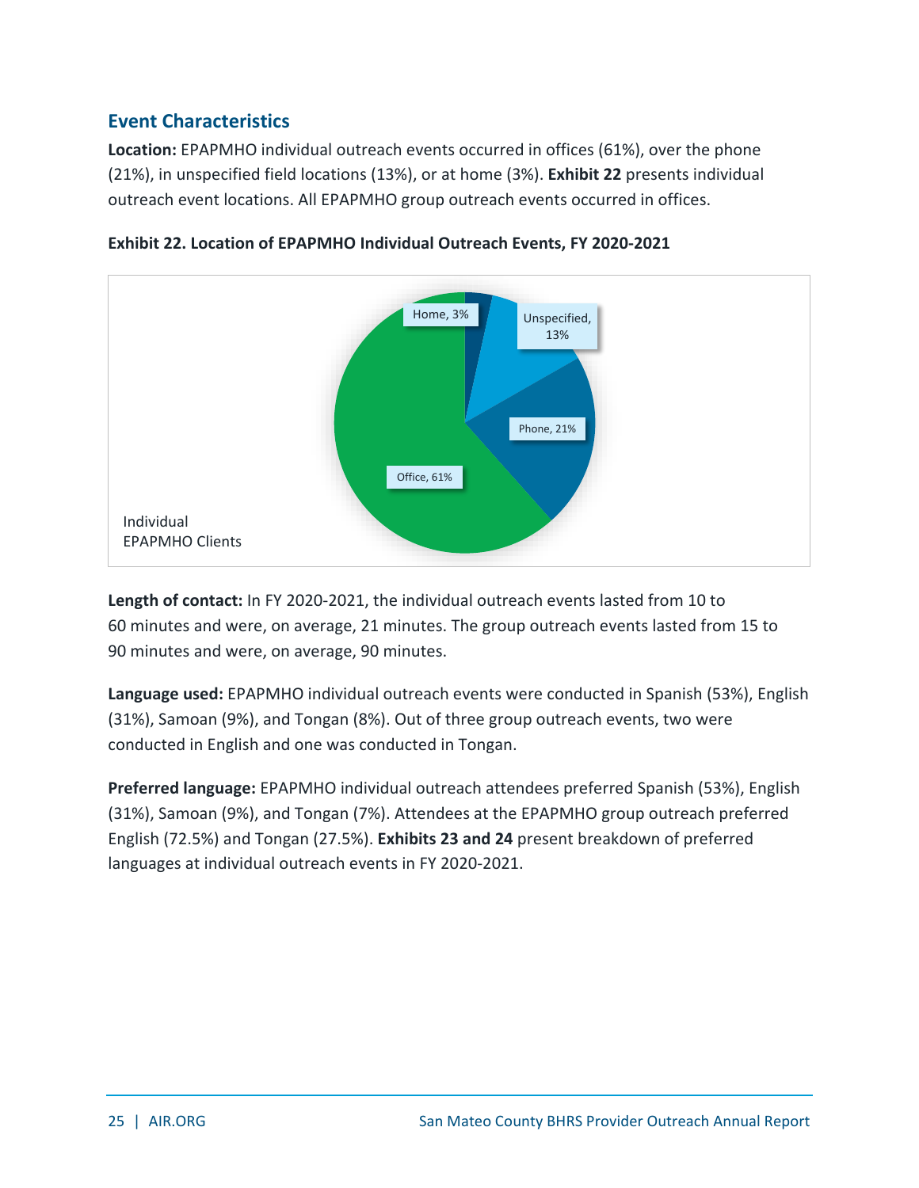## Event Characteristics

**Location:** EPAPMHO individual outreach events occurred in offices (61%), over the phone (21%), in unspecified field locations (13%), or at home (3%). **Exhibit 22** presents individual outreach event locations. All EPAPMHO group outreach events occurred in offices.

**Exhibit 22. Location of EPAPMHO Individual Outreach Events, FY 2020-2021**

Individual EPAPMHO Clients

| Location | Percent |
|---|---|
| Office | 61% |
| Phone | 21% |
| Unspecified | 13% |
| Home | 3% |

**Length of contact:** In FY 2020-2021, the individual outreach events lasted from 10 to 60 minutes and were, on average, 21 minutes. The group outreach events lasted from 15 to 90 minutes and were, on average, 90 minutes.

**Language used:** EPAPMHO individual outreach events were conducted in Spanish (53%), English (31%), Samoan (9%), and Tongan (8%). Out of three group outreach events, two were conducted in English and one was conducted in Tongan.

**Preferred language:** EPAPMHO individual outreach attendees preferred Spanish (53%), English (31%), Samoan (9%), and Tongan (7%). Attendees at the EPAPMHO group outreach preferred English (72.5%) and Tongan (27.5%). **Exhibits 23 and 24** present breakdown of preferred languages at individual outreach events in FY 2020-2021.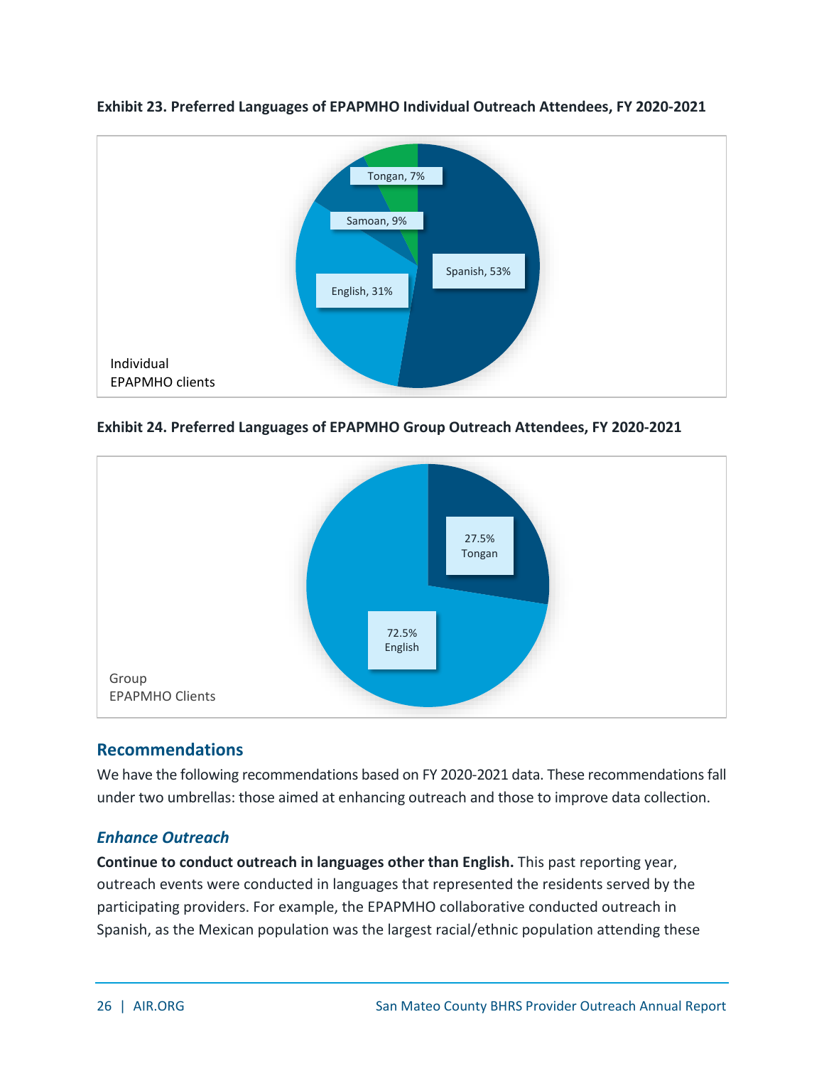**Exhibit 23. Preferred Languages of EPAPMHO Individual Outreach Attendees, FY 2020-2021**

Individual EPAPMHO clients

| Language | Percentage |
|---|---|
| Spanish | 53% |
| English | 31% |
| Samoan | 9% |
| Tongan | 7% |

**Exhibit 24. Preferred Languages of EPAPMHO Group Outreach Attendees, FY 2020-2021**

Group EPAPMHO Clients

| Language | Percentage |
|---|---|
| English | 72.5% |
| Tongan | 27.5% |

## Recommendations

We have the following recommendations based on FY 2020-2021 data. These recommendations fall under two umbrellas: those aimed at enhancing outreach and those to improve data collection.

### *Enhance Outreach*

**Continue to conduct outreach in languages other than English.** This past reporting year, outreach events were conducted in languages that represented the residents served by the participating providers. For example, the EPAPMHO collaborative conducted outreach in Spanish, as the Mexican population was the largest racial/ethnic population attending these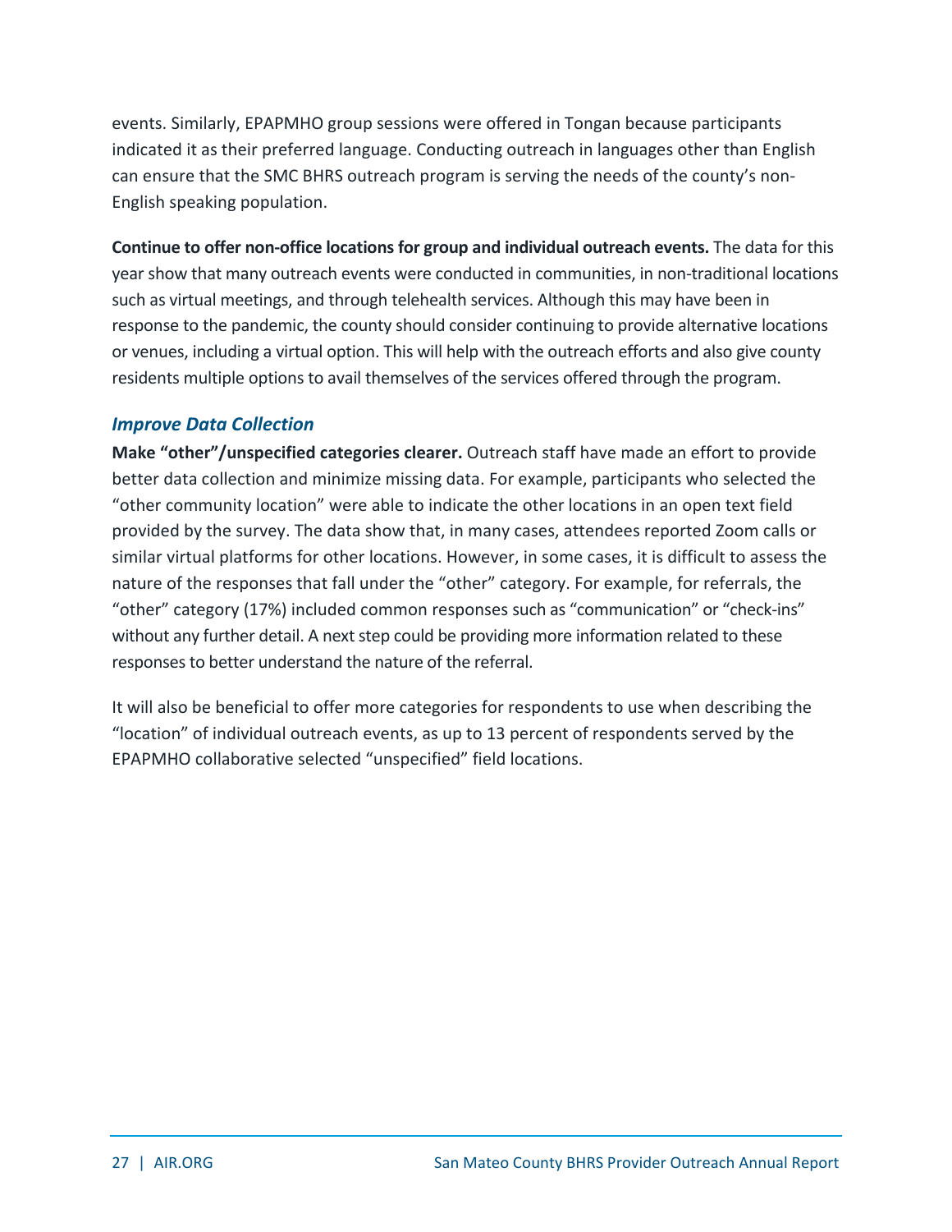events. Similarly, EPAPMHO group sessions were offered in Tongan because participants indicated it as their preferred language. Conducting outreach in languages other than English can ensure that the SMC BHRS outreach program is serving the needs of the county's non-English speaking population.

**Continue to offer non-office locations for group and individual outreach events.** The data for this year show that many outreach events were conducted in communities, in non-traditional locations such as virtual meetings, and through telehealth services. Although this may have been in response to the pandemic, the county should consider continuing to provide alternative locations or venues, including a virtual option. This will help with the outreach efforts and also give county residents multiple options to avail themselves of the services offered through the program.

### *Improve Data Collection*

**Make "other"/unspecified categories clearer.** Outreach staff have made an effort to provide better data collection and minimize missing data. For example, participants who selected the "other community location" were able to indicate the other locations in an open text field provided by the survey. The data show that, in many cases, attendees reported Zoom calls or similar virtual platforms for other locations. However, in some cases, it is difficult to assess the nature of the responses that fall under the "other" category. For example, for referrals, the "other" category (17%) included common responses such as "communication" or "check-ins" without any further detail. A next step could be providing more information related to these responses to better understand the nature of the referral.

It will also be beneficial to offer more categories for respondents to use when describing the "location" of individual outreach events, as up to 13 percent of respondents served by the EPAPMHO collaborative selected "unspecified" field locations.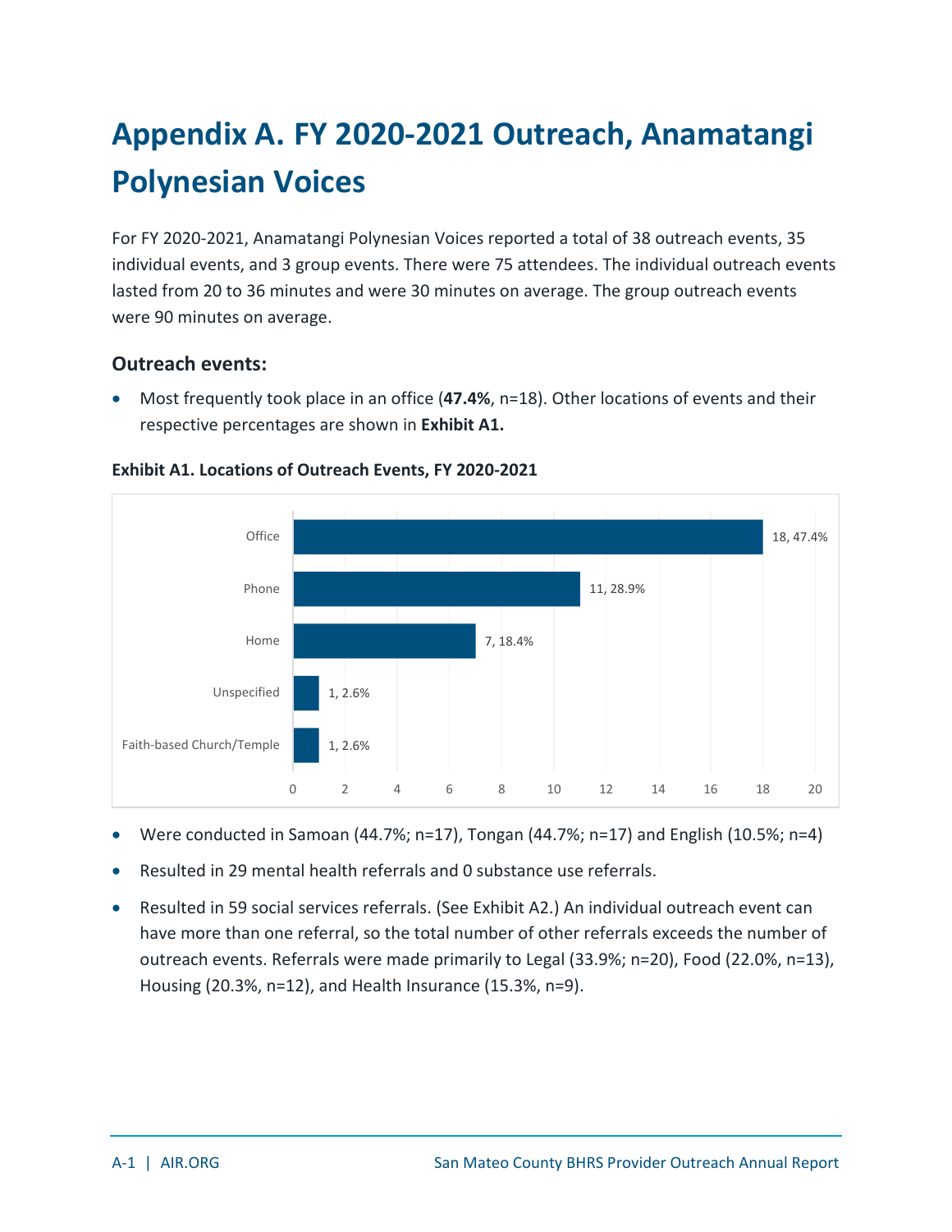# Appendix A. FY 2020-2021 Outreach, Anamatangi Polynesian Voices

For FY 2020-2021, Anamatangi Polynesian Voices reported a total of 38 outreach events, 35 individual events, and 3 group events. There were 75 attendees. The individual outreach events lasted from 20 to 36 minutes and were 30 minutes on average. The group outreach events were 90 minutes on average.

### Outreach events:

- Most frequently took place in an office (**47.4%**, n=18). Other locations of events and their respective percentages are shown in **Exhibit A1.**

**Exhibit A1. Locations of Outreach Events, FY 2020-2021**

| Location | Count, Percent |
|---|---|
| Office | 18, 47.4% |
| Phone | 11, 28.9% |
| Home | 7, 18.4% |
| Unspecified | 1, 2.6% |
| Faith-based Church/Temple | 1, 2.6% |

- Were conducted in Samoan (44.7%; n=17), Tongan (44.7%; n=17) and English (10.5%; n=4)
- Resulted in 29 mental health referrals and 0 substance use referrals.
- Resulted in 59 social services referrals. (See Exhibit A2.) An individual outreach event can have more than one referral, so the total number of other referrals exceeds the number of outreach events. Referrals were made primarily to Legal (33.9%; n=20), Food (22.0%, n=13), Housing (20.3%, n=12), and Health Insurance (15.3%, n=9).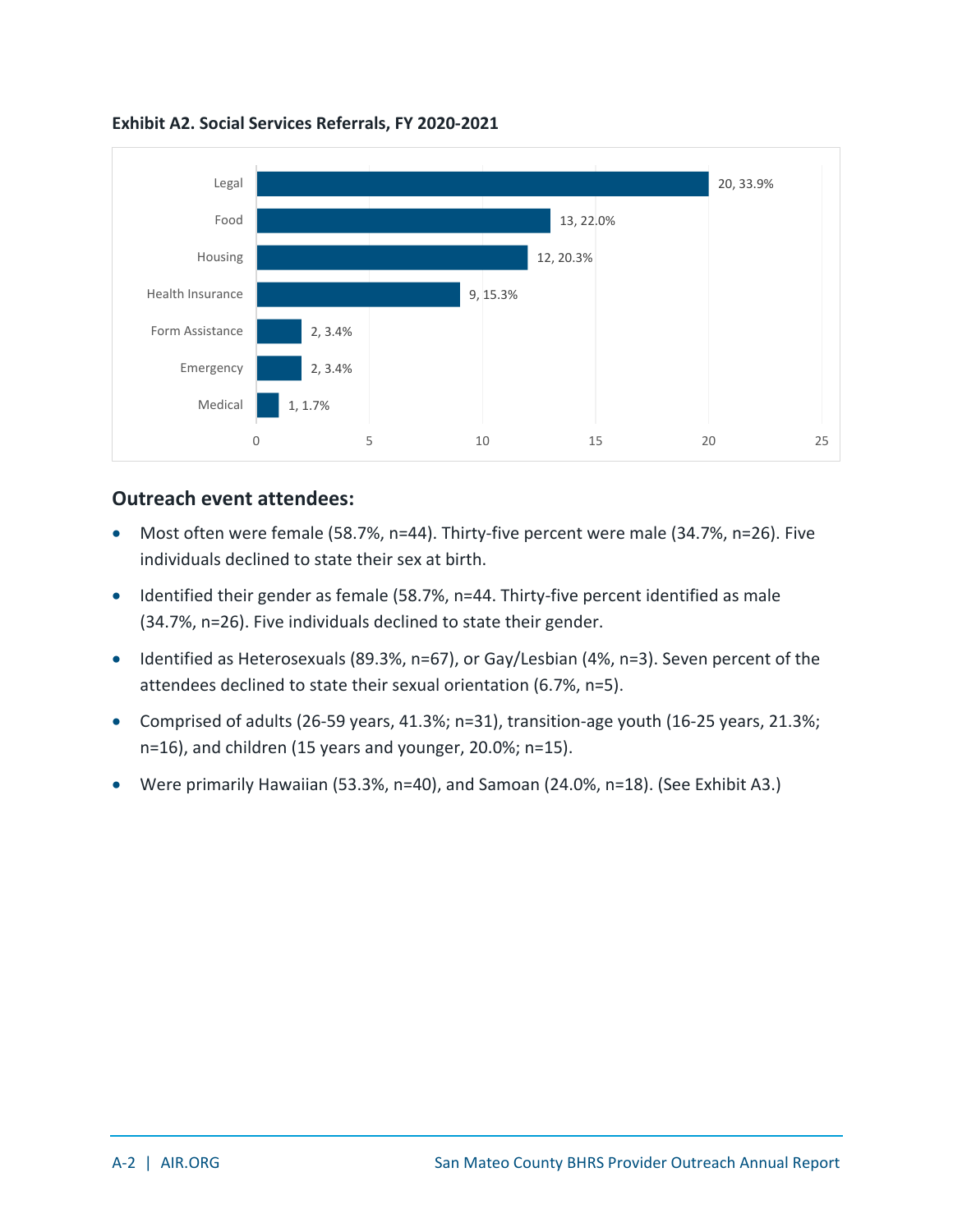**Exhibit A2. Social Services Referrals, FY 2020-2021**

| Referral Type | Count | Percent |
|---|---|---|
| Legal | 20 | 33.9% |
| Food | 13 | 22.0% |
| Housing | 12 | 20.3% |
| Health Insurance | 9 | 15.3% |
| Form Assistance | 2 | 3.4% |
| Emergency | 2 | 3.4% |
| Medical | 1 | 1.7% |

## Outreach event attendees:

- Most often were female (58.7%, n=44). Thirty-five percent were male (34.7%, n=26). Five individuals declined to state their sex at birth.
- Identified their gender as female (58.7%, n=44. Thirty-five percent identified as male (34.7%, n=26). Five individuals declined to state their gender.
- Identified as Heterosexuals (89.3%, n=67), or Gay/Lesbian (4%, n=3). Seven percent of the attendees declined to state their sexual orientation (6.7%, n=5).
- Comprised of adults (26-59 years, 41.3%; n=31), transition-age youth (16-25 years, 21.3%; n=16), and children (15 years and younger, 20.0%; n=15).
- Were primarily Hawaiian (53.3%, n=40), and Samoan (24.0%, n=18). (See Exhibit A3.)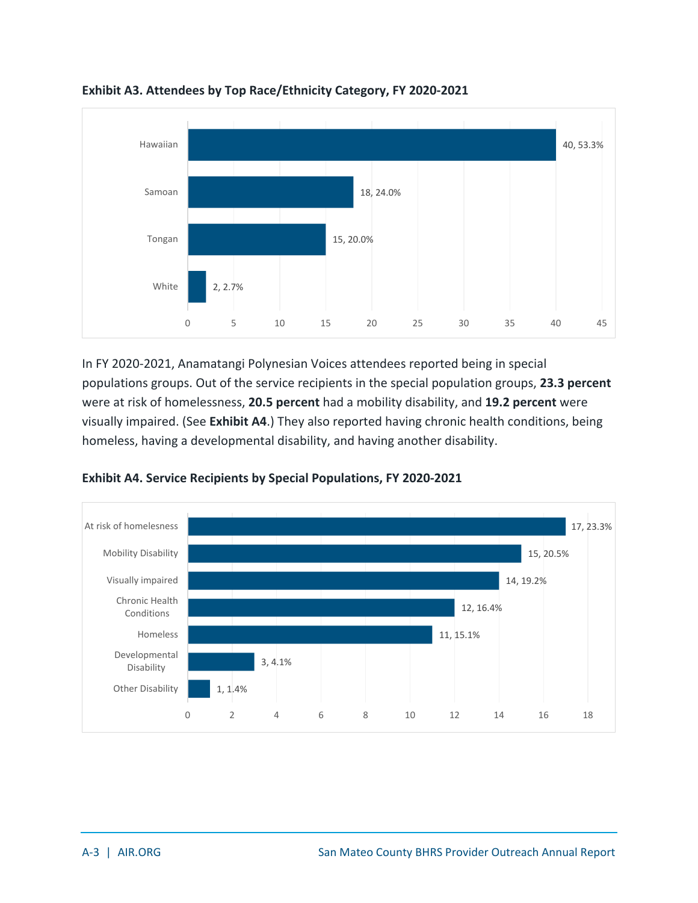**Exhibit A3. Attendees by Top Race/Ethnicity Category, FY 2020-2021**

| Race/Ethnicity | Count, Percent |
|---|---|
| Hawaiian | 40, 53.3% |
| Samoan | 18, 24.0% |
| Tongan | 15, 20.0% |
| White | 2, 2.7% |

In FY 2020-2021, Anamatangi Polynesian Voices attendees reported being in special populations groups. Out of the service recipients in the special population groups, **23.3 percent** were at risk of homelessness, **20.5 percent** had a mobility disability, and **19.2 percent** were visually impaired. (See **Exhibit A4**.) They also reported having chronic health conditions, being homeless, having a developmental disability, and having another disability.

**Exhibit A4. Service Recipients by Special Populations, FY 2020-2021**

| Special Population | Count, Percent |
|---|---|
| At risk of homelessness | 17, 23.3% |
| Mobility Disability | 15, 20.5% |
| Visually impaired | 14, 19.2% |
| Chronic Health Conditions | 12, 16.4% |
| Homeless | 11, 15.1% |
| Developmental Disability | 3, 4.1% |
| Other Disability | 1, 1.4% |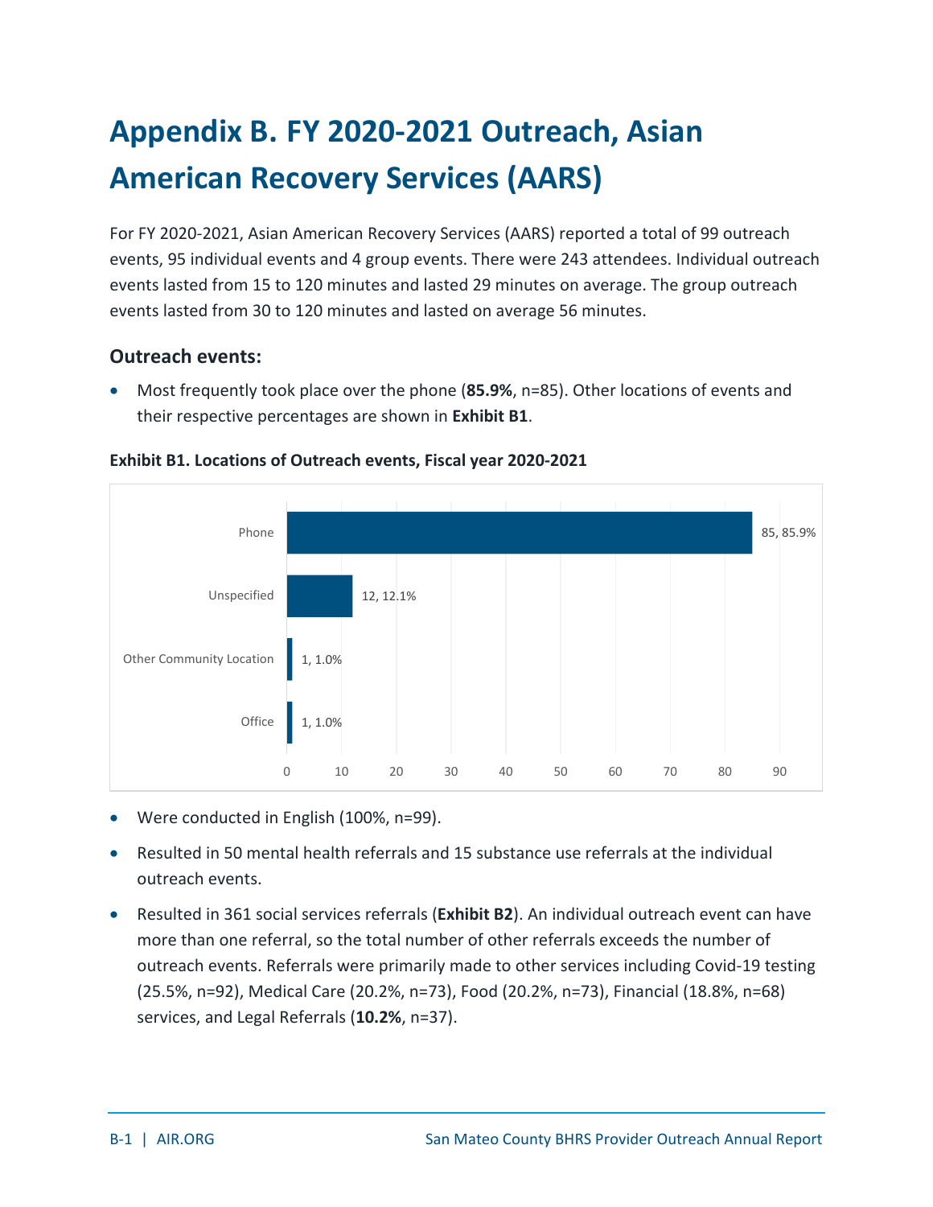# Appendix B. FY 2020-2021 Outreach, Asian American Recovery Services (AARS)

For FY 2020-2021, Asian American Recovery Services (AARS) reported a total of 99 outreach events, 95 individual events and 4 group events. There were 243 attendees. Individual outreach events lasted from 15 to 120 minutes and lasted 29 minutes on average. The group outreach events lasted from 30 to 120 minutes and lasted on average 56 minutes.

### Outreach events:

- Most frequently took place over the phone (**85.9%**, n=85). Other locations of events and their respective percentages are shown in **Exhibit B1**.

**Exhibit B1. Locations of Outreach events, Fiscal year 2020-2021**

| Location | Count, Percent |
|---|---|
| Phone | 85, 85.9% |
| Unspecified | 12, 12.1% |
| Other Community Location | 1, 1.0% |
| Office | 1, 1.0% |

- Were conducted in English (100%, n=99).
- Resulted in 50 mental health referrals and 15 substance use referrals at the individual outreach events.
- Resulted in 361 social services referrals (**Exhibit B2**). An individual outreach event can have more than one referral, so the total number of other referrals exceeds the number of outreach events. Referrals were primarily made to other services including Covid-19 testing (25.5%, n=92), Medical Care (20.2%, n=73), Food (20.2%, n=73), Financial (18.8%, n=68) services, and Legal Referrals (**10.2%**, n=37).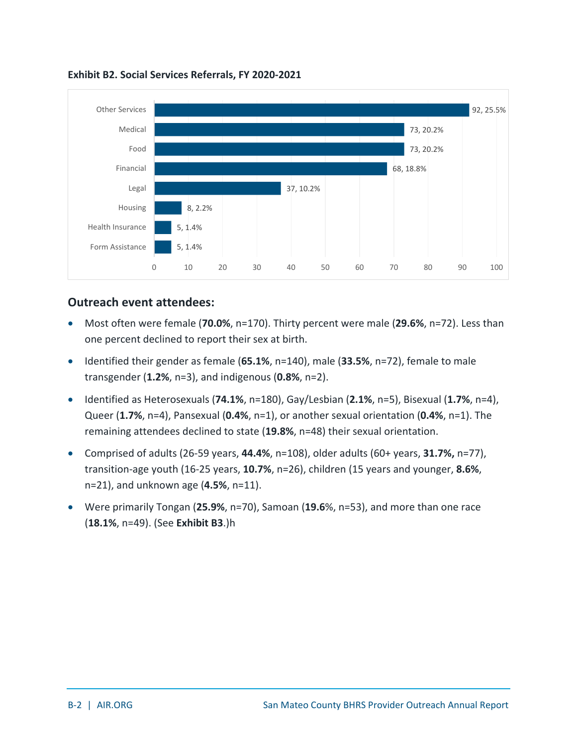**Exhibit B2. Social Services Referrals, FY 2020-2021**

| Service | Count, Percent |
|---|---|
| Other Services | 92, 25.5% |
| Medical | 73, 20.2% |
| Food | 73, 20.2% |
| Financial | 68, 18.8% |
| Legal | 37, 10.2% |
| Housing | 8, 2.2% |
| Health Insurance | 5, 1.4% |
| Form Assistance | 5, 1.4% |

## Outreach event attendees:

- Most often were female (**70.0%**, n=170). Thirty percent were male (**29.6%**, n=72). Less than one percent declined to report their sex at birth.
- Identified their gender as female (**65.1%**, n=140), male (**33.5%**, n=72), female to male transgender (**1.2%**, n=3), and indigenous (**0.8%**, n=2).
- Identified as Heterosexuals (**74.1%**, n=180), Gay/Lesbian (**2.1%**, n=5), Bisexual (**1.7%**, n=4), Queer (**1.7%**, n=4), Pansexual (**0.4%**, n=1), or another sexual orientation (**0.4%**, n=1). The remaining attendees declined to state (**19.8%**, n=48) their sexual orientation.
- Comprised of adults (26-59 years, **44.4%**, n=108), older adults (60+ years, **31.7%,** n=77), transition-age youth (16-25 years, **10.7%**, n=26), children (15 years and younger, **8.6%**, n=21), and unknown age (**4.5%**, n=11).
- Were primarily Tongan (**25.9%**, n=70), Samoan (**19.6**%, n=53), and more than one race (**18.1%**, n=49). (See **Exhibit B3**.)h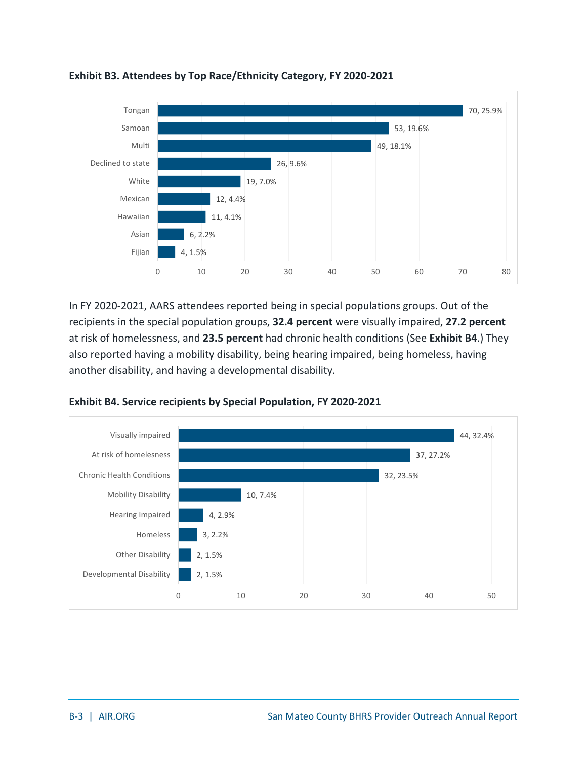**Exhibit B3. Attendees by Top Race/Ethnicity Category, FY 2020-2021**

| Race/Ethnicity | Count, Percent |
| --- | --- |
| Tongan | 70, 25.9% |
| Samoan | 53, 19.6% |
| Multi | 49, 18.1% |
| Declined to state | 26, 9.6% |
| White | 19, 7.0% |
| Mexican | 12, 4.4% |
| Hawaiian | 11, 4.1% |
| Asian | 6, 2.2% |
| Fijian | 4, 1.5% |

In FY 2020-2021, AARS attendees reported being in special populations groups. Out of the recipients in the special population groups, **32.4 percent** were visually impaired, **27.2 percent** at risk of homelessness, and **23.5 percent** had chronic health conditions (See **Exhibit B4**.) They also reported having a mobility disability, being hearing impaired, being homeless, having another disability, and having a developmental disability.

**Exhibit B4. Service recipients by Special Population, FY 2020-2021**

| Special Population | Count, Percent |
| --- | --- |
| Visually impaired | 44, 32.4% |
| At risk of homelessness | 37, 27.2% |
| Chronic Health Conditions | 32, 23.5% |
| Mobility Disability | 10, 7.4% |
| Hearing Impaired | 4, 2.9% |
| Homeless | 3, 2.2% |
| Other Disability | 2, 1.5% |
| Developmental Disability | 2, 1.5% |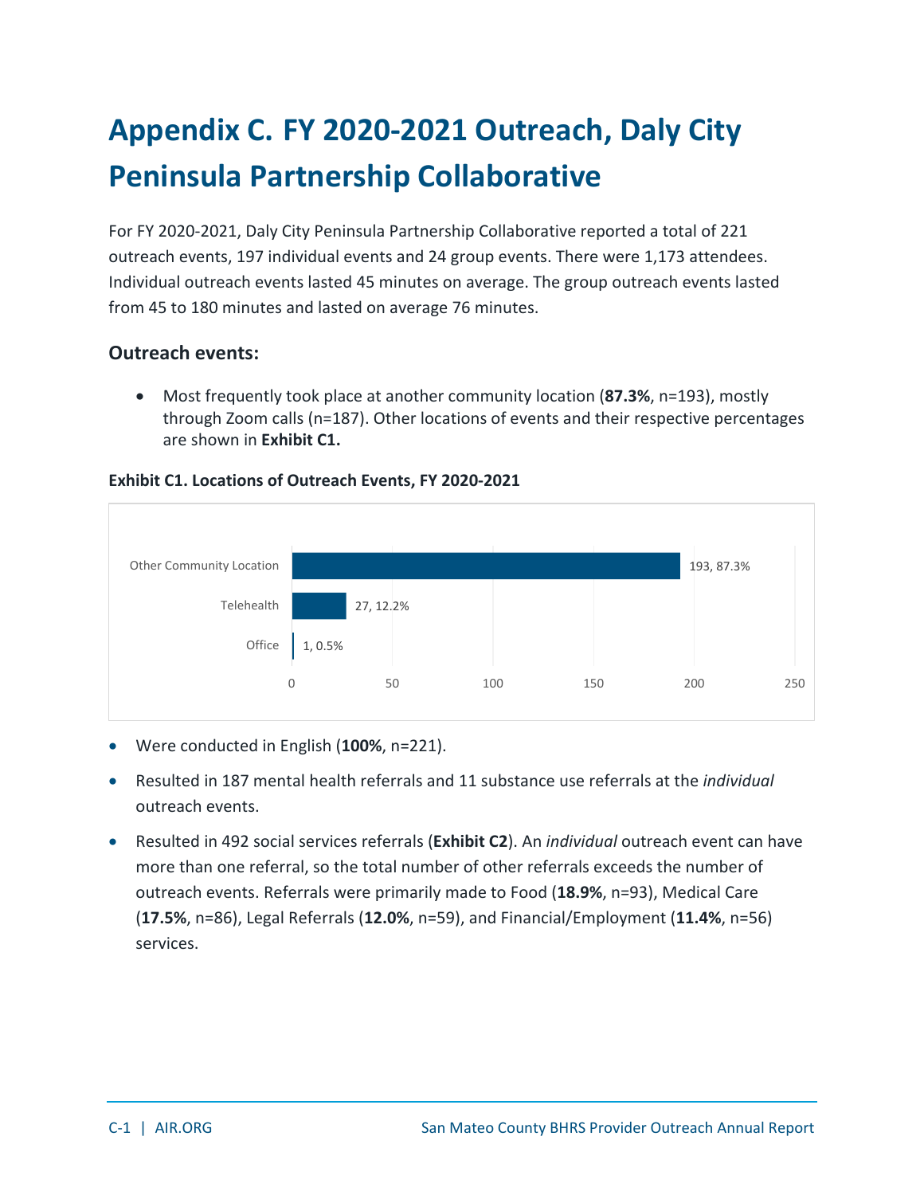# Appendix C. FY 2020-2021 Outreach, Daly City Peninsula Partnership Collaborative

For FY 2020-2021, Daly City Peninsula Partnership Collaborative reported a total of 221 outreach events, 197 individual events and 24 group events. There were 1,173 attendees. Individual outreach events lasted 45 minutes on average. The group outreach events lasted from 45 to 180 minutes and lasted on average 76 minutes.

### Outreach events:

- Most frequently took place at another community location (**87.3%**, n=193), mostly through Zoom calls (n=187). Other locations of events and their respective percentages are shown in **Exhibit C1.**

**Exhibit C1. Locations of Outreach Events, FY 2020-2021**

| Location | Count, Percentage |
| --- | --- |
| Other Community Location | 193, 87.3% |
| Telehealth | 27, 12.2% |
| Office | 1, 0.5% |

- Were conducted in English (**100%**, n=221).
- Resulted in 187 mental health referrals and 11 substance use referrals at the *individual* outreach events.
- Resulted in 492 social services referrals (**Exhibit C2**). An *individual* outreach event can have more than one referral, so the total number of other referrals exceeds the number of outreach events. Referrals were primarily made to Food (**18.9%**, n=93), Medical Care (**17.5%**, n=86), Legal Referrals (**12.0%**, n=59), and Financial/Employment (**11.4%**, n=56) services.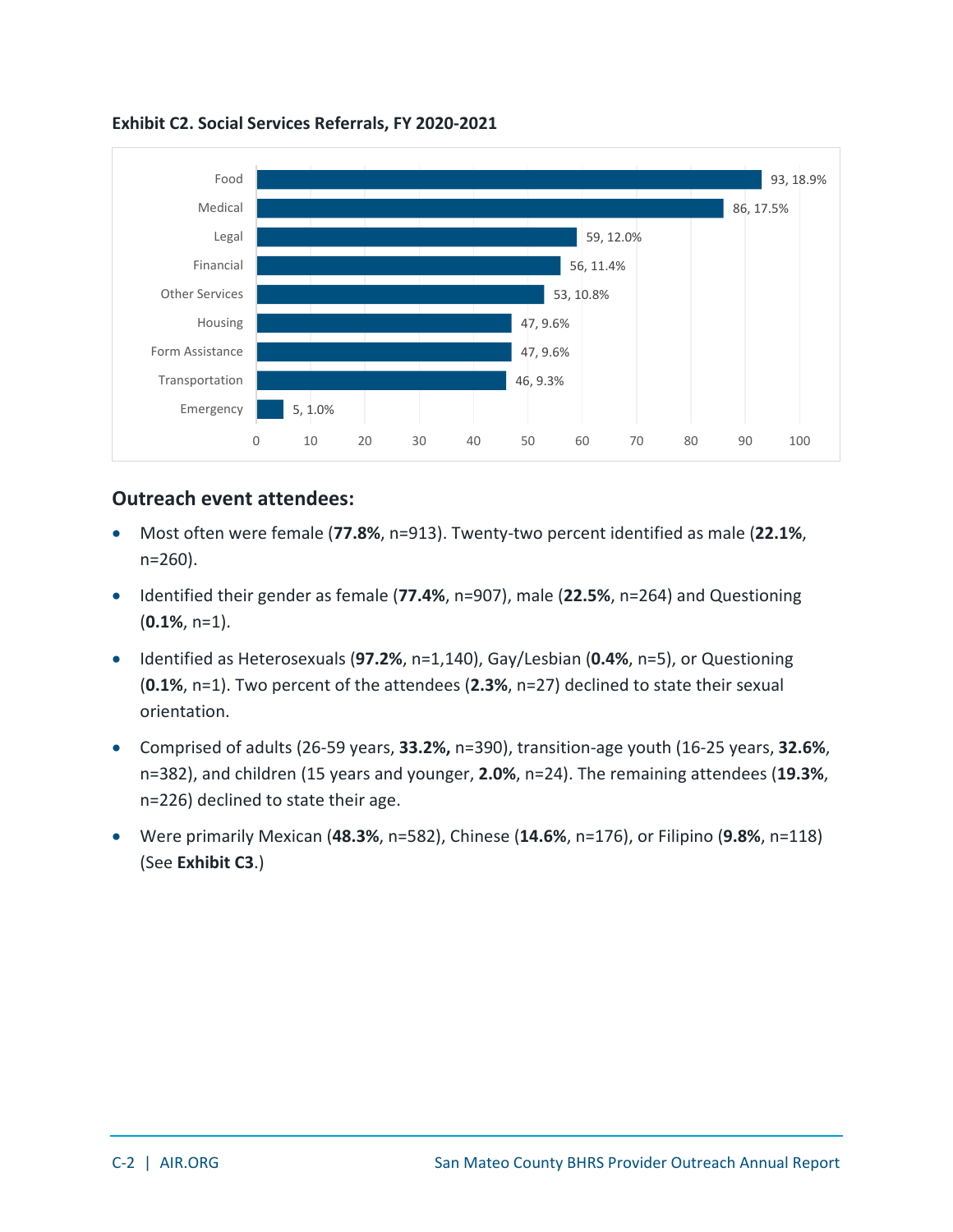**Exhibit C2. Social Services Referrals, FY 2020-2021**

| Referral Type | Count | Percent |
| --- | --- | --- |
| Food | 93 | 18.9% |
| Medical | 86 | 17.5% |
| Legal | 59 | 12.0% |
| Financial | 56 | 11.4% |
| Other Services | 53 | 10.8% |
| Housing | 47 | 9.6% |
| Form Assistance | 47 | 9.6% |
| Transportation | 46 | 9.3% |
| Emergency | 5 | 1.0% |

## Outreach event attendees:

- Most often were female (**77.8%**, n=913). Twenty-two percent identified as male (**22.1%**, n=260).
- Identified their gender as female (**77.4%**, n=907), male (**22.5%**, n=264) and Questioning (**0.1%**, n=1).
- Identified as Heterosexuals (**97.2%**, n=1,140), Gay/Lesbian (**0.4%**, n=5), or Questioning (**0.1%**, n=1). Two percent of the attendees (**2.3%**, n=27) declined to state their sexual orientation.
- Comprised of adults (26-59 years, **33.2%,** n=390), transition-age youth (16-25 years, **32.6%**, n=382), and children (15 years and younger, **2.0%**, n=24). The remaining attendees (**19.3%**, n=226) declined to state their age.
- Were primarily Mexican (**48.3%**, n=582), Chinese (**14.6%**, n=176), or Filipino (**9.8%**, n=118) (See **Exhibit C3**.)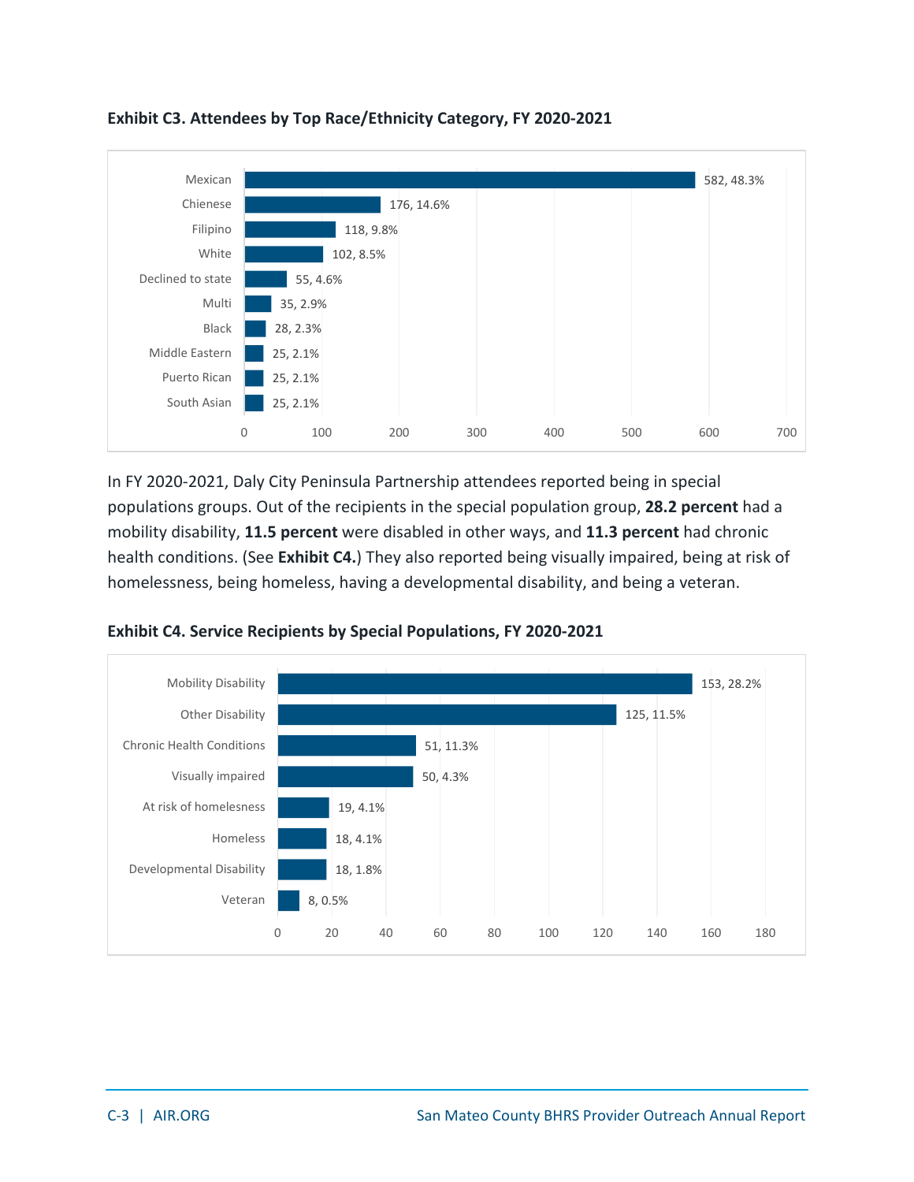**Exhibit C3. Attendees by Top Race/Ethnicity Category, FY 2020-2021**

| Race/Ethnicity | Count, Percent |
|---|---|
| Mexican | 582, 48.3% |
| Chienese | 176, 14.6% |
| Filipino | 118, 9.8% |
| White | 102, 8.5% |
| Declined to state | 55, 4.6% |
| Multi | 35, 2.9% |
| Black | 28, 2.3% |
| Middle Eastern | 25, 2.1% |
| Puerto Rican | 25, 2.1% |
| South Asian | 25, 2.1% |

In FY 2020-2021, Daly City Peninsula Partnership attendees reported being in special populations groups. Out of the recipients in the special population group, **28.2 percent** had a mobility disability, **11.5 percent** were disabled in other ways, and **11.3 percent** had chronic health conditions. (See **Exhibit C4.**) They also reported being visually impaired, being at risk of homelessness, being homeless, having a developmental disability, and being a veteran.

**Exhibit C4. Service Recipients by Special Populations, FY 2020-2021**

| Special Population | Count, Percent |
|---|---|
| Mobility Disability | 153, 28.2% |
| Other Disability | 125, 11.5% |
| Chronic Health Conditions | 51, 11.3% |
| Visually impaired | 50, 4.3% |
| At risk of homelessness | 19, 4.1% |
| Homeless | 18, 4.1% |
| Developmental Disability | 18, 1.8% |
| Veteran | 8, 0.5% |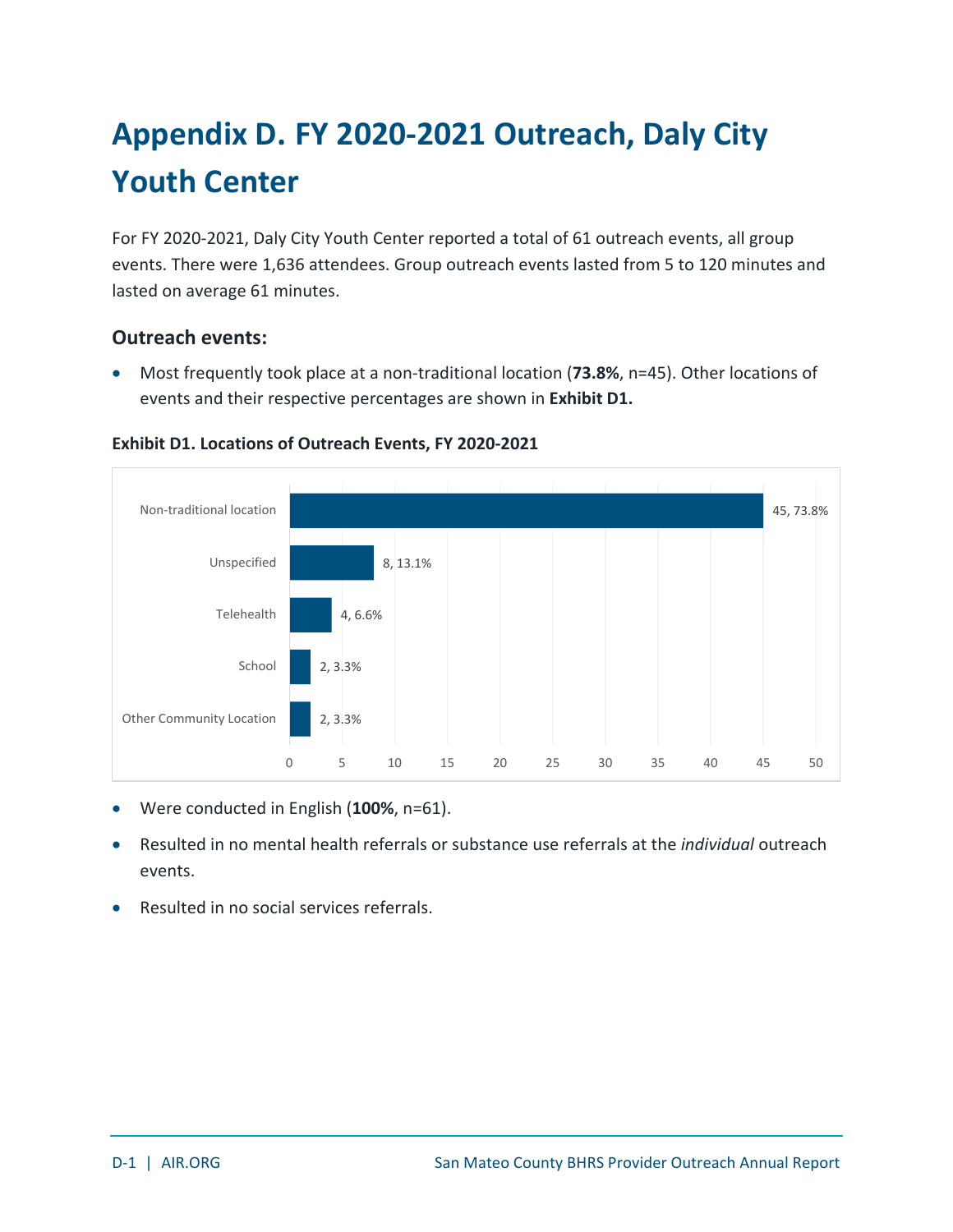# Appendix D. FY 2020-2021 Outreach, Daly City Youth Center

For FY 2020-2021, Daly City Youth Center reported a total of 61 outreach events, all group events. There were 1,636 attendees. Group outreach events lasted from 5 to 120 minutes and lasted on average 61 minutes.

### Outreach events:

- Most frequently took place at a non-traditional location (**73.8%**, n=45). Other locations of events and their respective percentages are shown in **Exhibit D1.**

**Exhibit D1. Locations of Outreach Events, FY 2020-2021**

| Location | Count | Percent |
|---|---|---|
| Non-traditional location | 45 | 73.8% |
| Unspecified | 8 | 13.1% |
| Telehealth | 4 | 6.6% |
| School | 2 | 3.3% |
| Other Community Location | 2 | 3.3% |

- Were conducted in English (**100%**, n=61).
- Resulted in no mental health referrals or substance use referrals at the *individual* outreach events.
- Resulted in no social services referrals.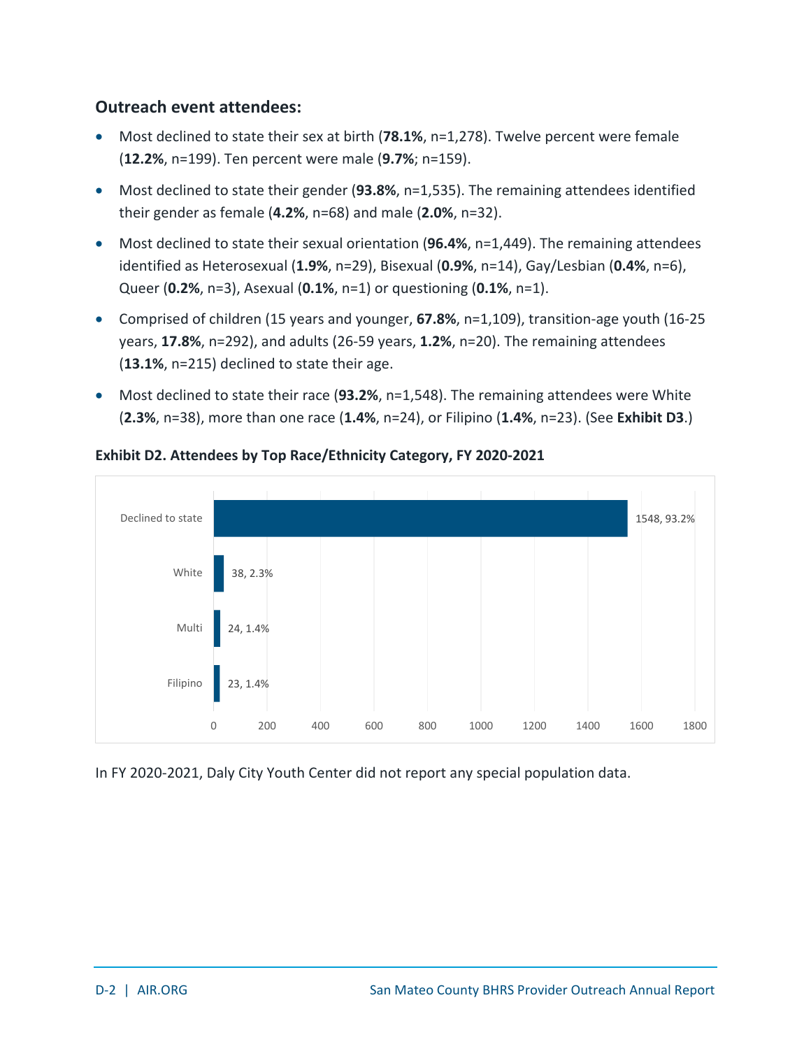### Outreach event attendees:

- Most declined to state their sex at birth (**78.1%**, n=1,278). Twelve percent were female (**12.2%**, n=199). Ten percent were male (**9.7%**; n=159).
- Most declined to state their gender (**93.8%**, n=1,535). The remaining attendees identified their gender as female (**4.2%**, n=68) and male (**2.0%**, n=32).
- Most declined to state their sexual orientation (**96.4%**, n=1,449). The remaining attendees identified as Heterosexual (**1.9%**, n=29), Bisexual (**0.9%**, n=14), Gay/Lesbian (**0.4%**, n=6), Queer (**0.2%**, n=3), Asexual (**0.1%**, n=1) or questioning (**0.1%**, n=1).
- Comprised of children (15 years and younger, **67.8%**, n=1,109), transition-age youth (16-25 years, **17.8%**, n=292), and adults (26-59 years, **1.2%**, n=20). The remaining attendees (**13.1%**, n=215) declined to state their age.
- Most declined to state their race (**93.2%**, n=1,548). The remaining attendees were White (**2.3%**, n=38), more than one race (**1.4%**, n=24), or Filipino (**1.4%**, n=23). (See **Exhibit D3**.)

**Exhibit D2. Attendees by Top Race/Ethnicity Category, FY 2020-2021**

| Race/Ethnicity | Count, Percent |
|---|---|
| Declined to state | 1548, 93.2% |
| White | 38, 2.3% |
| Multi | 24, 1.4% |
| Filipino | 23, 1.4% |

In FY 2020-2021, Daly City Youth Center did not report any special population data.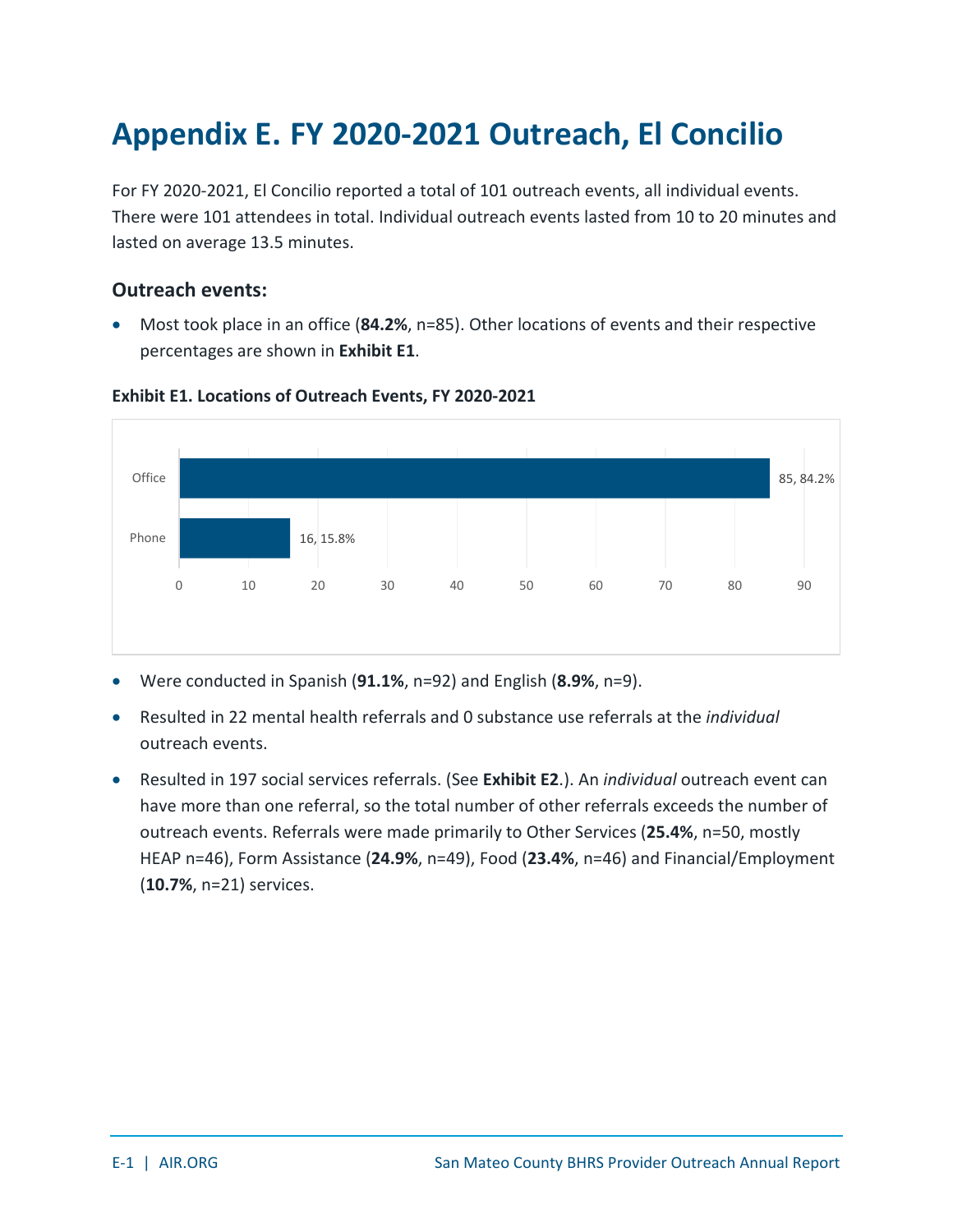# Appendix E. FY 2020-2021 Outreach, El Concilio

For FY 2020-2021, El Concilio reported a total of 101 outreach events, all individual events. There were 101 attendees in total. Individual outreach events lasted from 10 to 20 minutes and lasted on average 13.5 minutes.

### Outreach events:

- Most took place in an office (**84.2%**, n=85). Other locations of events and their respective percentages are shown in **Exhibit E1**.

**Exhibit E1. Locations of Outreach Events, FY 2020-2021**

| Location | Count, Percentage |
|---|---|
| Office | 85, 84.2% |
| Phone | 16, 15.8% |

- Were conducted in Spanish (**91.1%**, n=92) and English (**8.9%**, n=9).
- Resulted in 22 mental health referrals and 0 substance use referrals at the *individual* outreach events.
- Resulted in 197 social services referrals. (See **Exhibit E2**.). An *individual* outreach event can have more than one referral, so the total number of other referrals exceeds the number of outreach events. Referrals were made primarily to Other Services (**25.4%**, n=50, mostly HEAP n=46), Form Assistance (**24.9%**, n=49), Food (**23.4%**, n=46) and Financial/Employment (**10.7%**, n=21) services.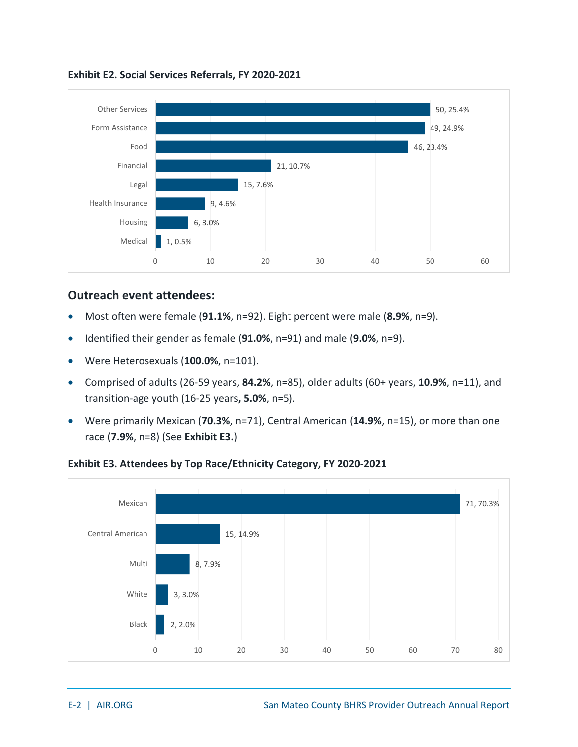**Exhibit E2. Social Services Referrals, FY 2020-2021**

| Service | Count | Percent |
|---|---|---|
| Other Services | 50 | 25.4% |
| Form Assistance | 49 | 24.9% |
| Food | 46 | 23.4% |
| Financial | 21 | 10.7% |
| Legal | 15 | 7.6% |
| Health Insurance | 9 | 4.6% |
| Housing | 6 | 3.0% |
| Medical | 1 | 0.5% |

## Outreach event attendees:

- Most often were female (**91.1%**, n=92). Eight percent were male (**8.9%**, n=9).
- Identified their gender as female (**91.0%**, n=91) and male (**9.0%**, n=9).
- Were Heterosexuals (**100.0%**, n=101).
- Comprised of adults (26-59 years, **84.2%**, n=85), older adults (60+ years, **10.9%**, n=11), and transition-age youth (16-25 years**, 5.0%**, n=5).
- Were primarily Mexican (**70.3%**, n=71), Central American (**14.9%**, n=15), or more than one race (**7.9%**, n=8) (See **Exhibit E3.**)

**Exhibit E3. Attendees by Top Race/Ethnicity Category, FY 2020-2021**

| Race/Ethnicity | Count | Percent |
|---|---|---|
| Mexican | 71 | 70.3% |
| Central American | 15 | 14.9% |
| Multi | 8 | 7.9% |
| White | 3 | 3.0% |
| Black | 2 | 2.0% |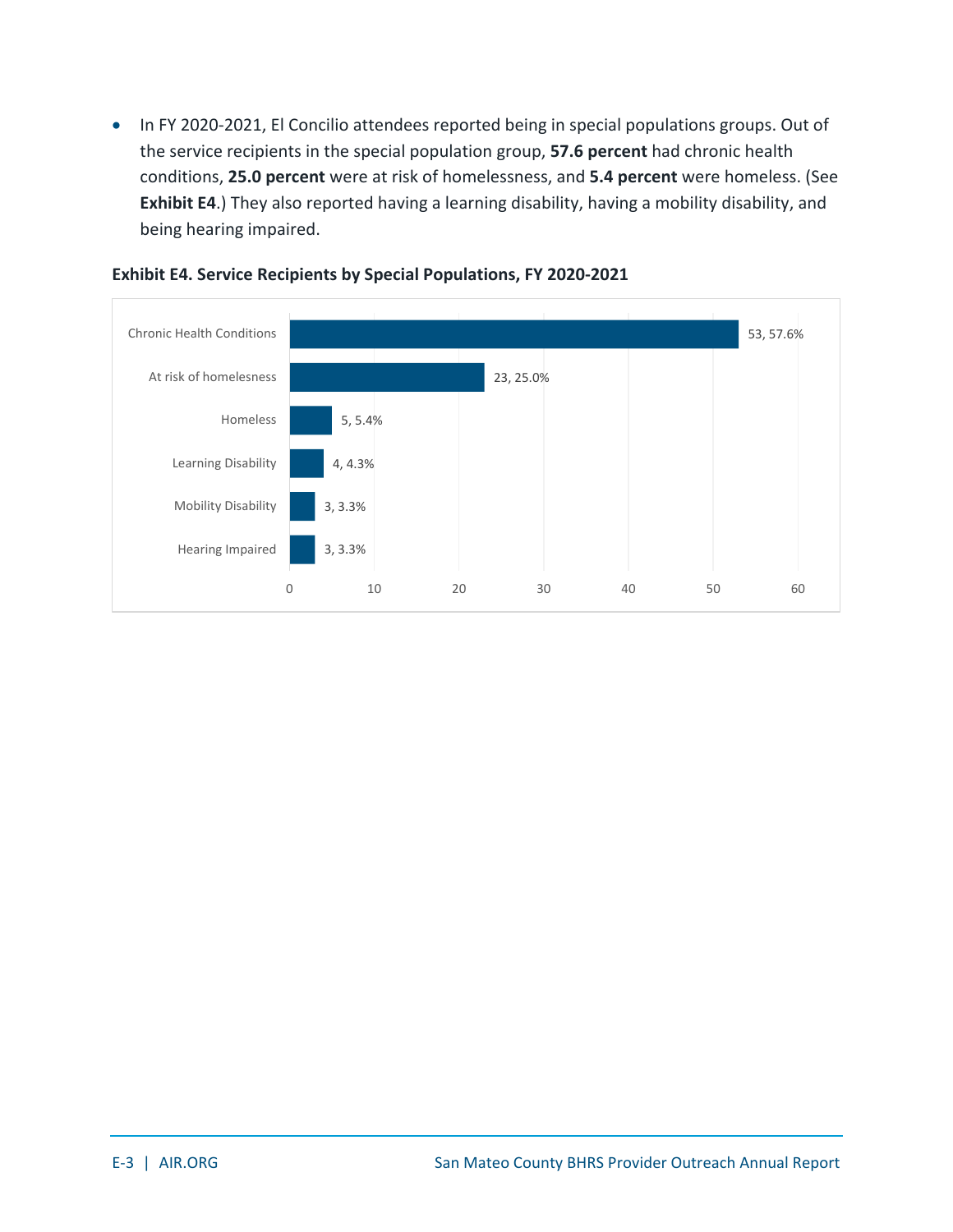- In FY 2020-2021, El Concilio attendees reported being in special populations groups. Out of the service recipients in the special population group, **57.6 percent** had chronic health conditions, **25.0 percent** were at risk of homelessness, and **5.4 percent** were homeless. (See **Exhibit E4**.) They also reported having a learning disability, having a mobility disability, and being hearing impaired.

**Exhibit E4. Service Recipients by Special Populations, FY 2020-2021**

| Special Population | Count | Percent |
|---|---|---|
| Chronic Health Conditions | 53 | 57.6% |
| At risk of homelessness | 23 | 25.0% |
| Homeless | 5 | 5.4% |
| Learning Disability | 4 | 4.3% |
| Mobility Disability | 3 | 3.3% |
| Hearing Impaired | 3 | 3.3% |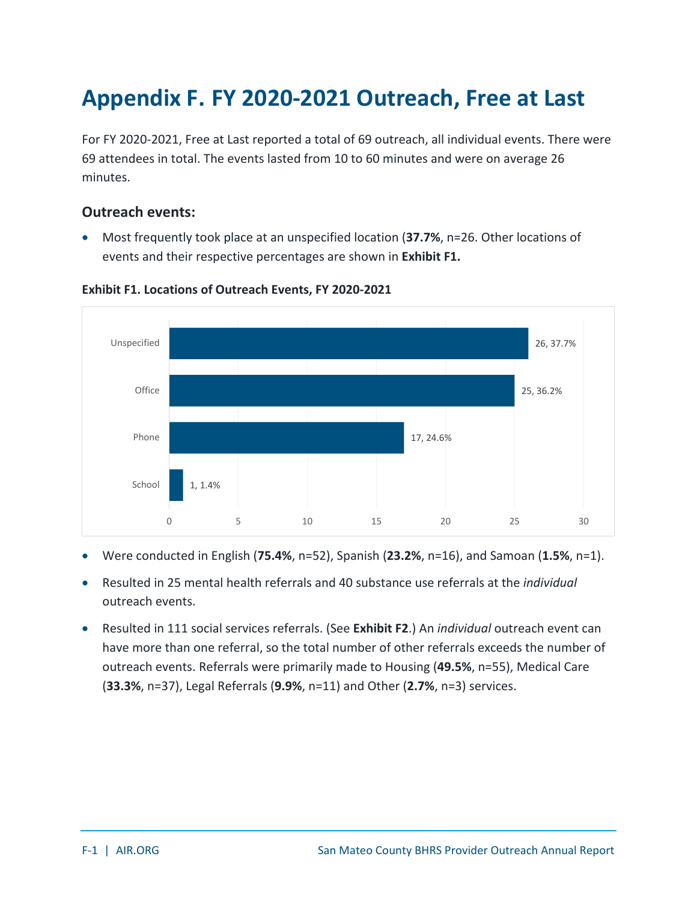# Appendix F. FY 2020-2021 Outreach, Free at Last

For FY 2020-2021, Free at Last reported a total of 69 outreach, all individual events. There were 69 attendees in total. The events lasted from 10 to 60 minutes and were on average 26 minutes.

### Outreach events:

- Most frequently took place at an unspecified location (**37.7%**, n=26. Other locations of events and their respective percentages are shown in **Exhibit F1.**

**Exhibit F1. Locations of Outreach Events, FY 2020-2021**

| Location | Count, Percent |
|---|---|
| Unspecified | 26, 37.7% |
| Office | 25, 36.2% |
| Phone | 17, 24.6% |
| School | 1, 1.4% |

- Were conducted in English (**75.4%**, n=52), Spanish (**23.2%**, n=16), and Samoan (**1.5%**, n=1).
- Resulted in 25 mental health referrals and 40 substance use referrals at the *individual* outreach events.
- Resulted in 111 social services referrals. (See **Exhibit F2**.) An *individual* outreach event can have more than one referral, so the total number of other referrals exceeds the number of outreach events. Referrals were primarily made to Housing (**49.5%**, n=55), Medical Care (**33.3%**, n=37), Legal Referrals (**9.9%**, n=11) and Other (**2.7%**, n=3) services.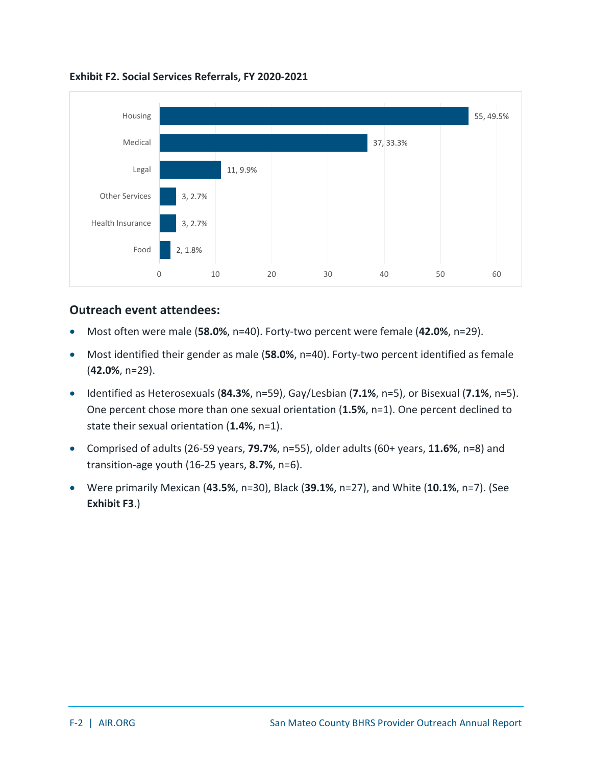**Exhibit F2. Social Services Referrals, FY 2020-2021**

| Service | Count | Percent |
|---|---|---|
| Housing | 55 | 49.5% |
| Medical | 37 | 33.3% |
| Legal | 11 | 9.9% |
| Other Services | 3 | 2.7% |
| Health Insurance | 3 | 2.7% |
| Food | 2 | 1.8% |

### Outreach event attendees:

- Most often were male (**58.0%**, n=40). Forty-two percent were female (**42.0%**, n=29).
- Most identified their gender as male (**58.0%**, n=40). Forty-two percent identified as female (**42.0%**, n=29).
- Identified as Heterosexuals (**84.3%**, n=59), Gay/Lesbian (**7.1%**, n=5), or Bisexual (**7.1%**, n=5). One percent chose more than one sexual orientation (**1.5%**, n=1). One percent declined to state their sexual orientation (**1.4%**, n=1).
- Comprised of adults (26-59 years, **79.7%**, n=55), older adults (60+ years, **11.6%**, n=8) and transition-age youth (16-25 years, **8.7%**, n=6).
- Were primarily Mexican (**43.5%**, n=30), Black (**39.1%**, n=27), and White (**10.1%**, n=7). (See **Exhibit F3**.)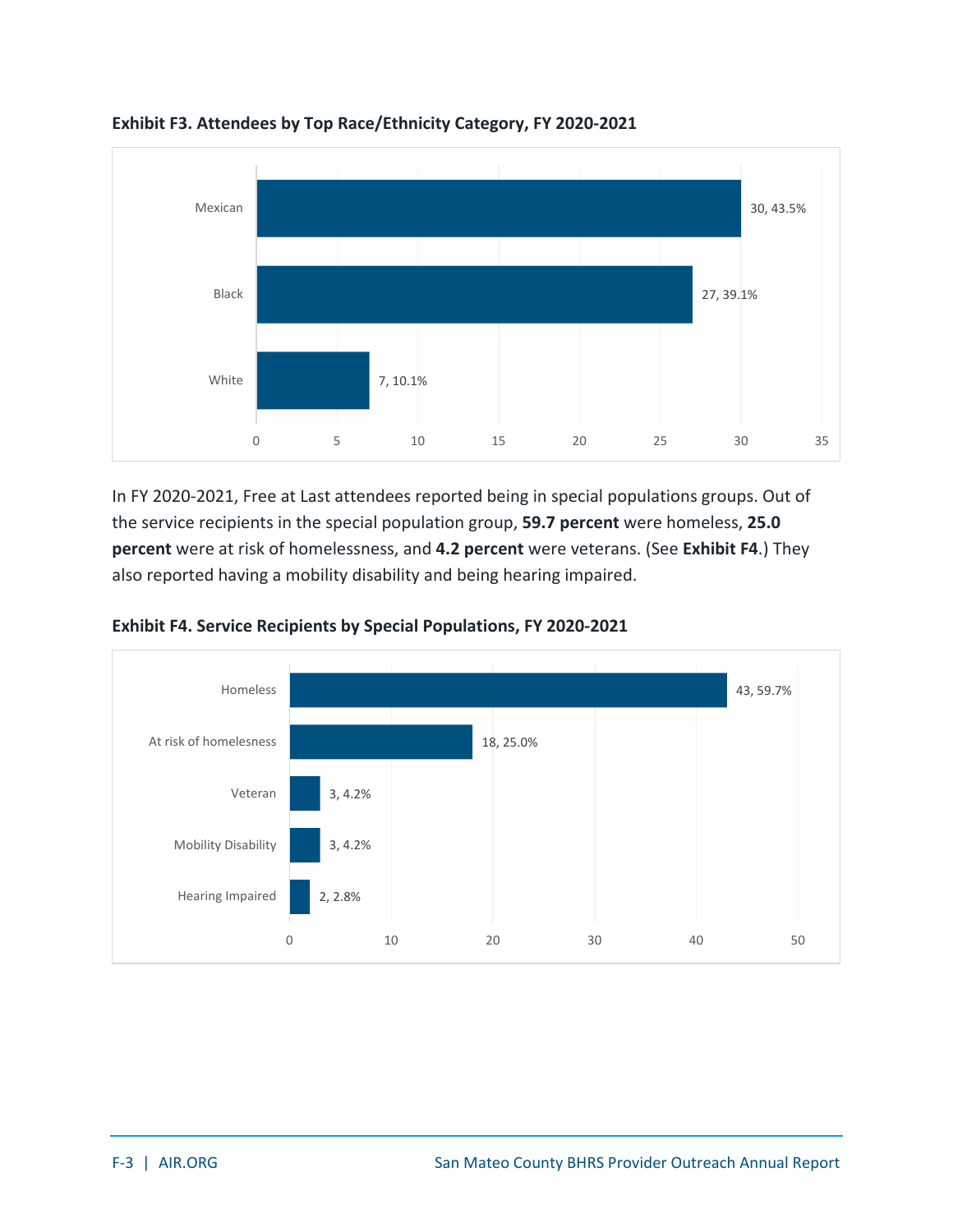**Exhibit F3. Attendees by Top Race/Ethnicity Category, FY 2020-2021**

| Race/Ethnicity | Count, Percent |
|---|---|
| Mexican | 30, 43.5% |
| Black | 27, 39.1% |
| White | 7, 10.1% |

In FY 2020-2021, Free at Last attendees reported being in special populations groups. Out of the service recipients in the special population group, **59.7 percent** were homeless, **25.0 percent** were at risk of homelessness, and **4.2 percent** were veterans. (See **Exhibit F4**.) They also reported having a mobility disability and being hearing impaired.

**Exhibit F4. Service Recipients by Special Populations, FY 2020-2021**

| Special Population | Count, Percent |
|---|---|
| Homeless | 43, 59.7% |
| At risk of homelessness | 18, 25.0% |
| Veteran | 3, 4.2% |
| Mobility Disability | 3, 4.2% |
| Hearing Impaired | 2, 2.8% |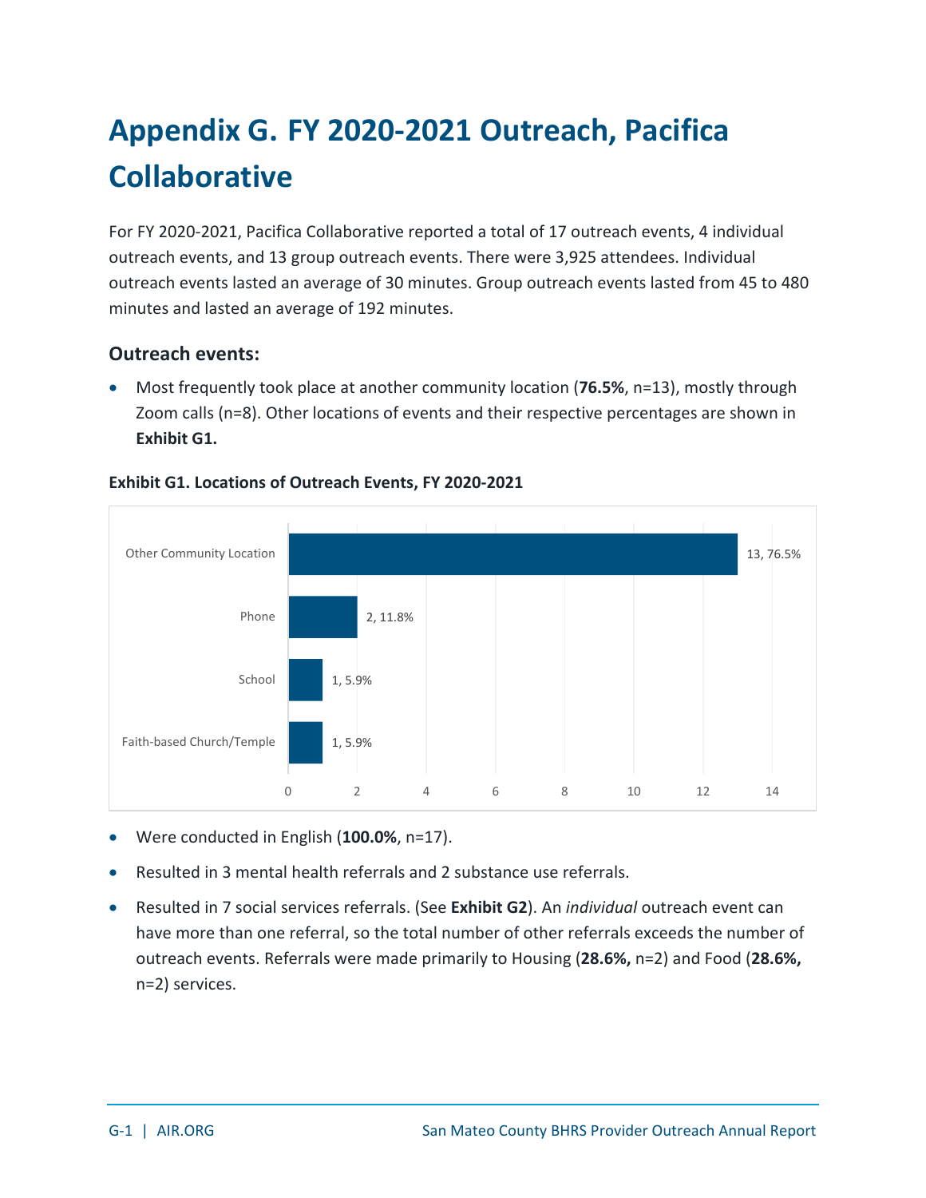# Appendix G. FY 2020-2021 Outreach, Pacifica Collaborative

For FY 2020-2021, Pacifica Collaborative reported a total of 17 outreach events, 4 individual outreach events, and 13 group outreach events. There were 3,925 attendees. Individual outreach events lasted an average of 30 minutes. Group outreach events lasted from 45 to 480 minutes and lasted an average of 192 minutes.

## Outreach events:

- Most frequently took place at another community location (**76.5%**, n=13), mostly through Zoom calls (n=8). Other locations of events and their respective percentages are shown in **Exhibit G1.**

**Exhibit G1. Locations of Outreach Events, FY 2020-2021**

| Location | Count, Percentage |
|---|---|
| Other Community Location | 13, 76.5% |
| Phone | 2, 11.8% |
| School | 1, 5.9% |
| Faith-based Church/Temple | 1, 5.9% |

- Were conducted in English (**100.0%**, n=17).
- Resulted in 3 mental health referrals and 2 substance use referrals.
- Resulted in 7 social services referrals. (See **Exhibit G2**). An *individual* outreach event can have more than one referral, so the total number of other referrals exceeds the number of outreach events. Referrals were made primarily to Housing (**28.6%,** n=2) and Food (**28.6%,** n=2) services.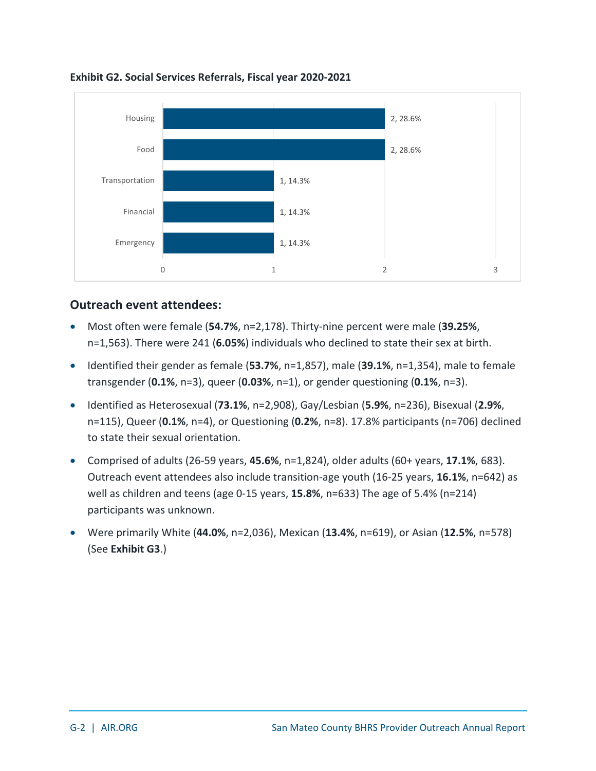**Exhibit G2. Social Services Referrals, Fiscal year 2020-2021**

| Referral Type | Count, Percent |
| --- | --- |
| Housing | 2, 28.6% |
| Food | 2, 28.6% |
| Transportation | 1, 14.3% |
| Financial | 1, 14.3% |
| Emergency | 1, 14.3% |

## Outreach event attendees:

- Most often were female (**54.7%**, n=2,178). Thirty-nine percent were male (**39.25%**, n=1,563). There were 241 (**6.05%**) individuals who declined to state their sex at birth.
- Identified their gender as female (**53.7%**, n=1,857), male (**39.1%**, n=1,354), male to female transgender (**0.1%**, n=3), queer (**0.03%**, n=1), or gender questioning (**0.1%**, n=3).
- Identified as Heterosexual (**73.1%**, n=2,908), Gay/Lesbian (**5.9%**, n=236), Bisexual (**2.9%**, n=115), Queer (**0.1%**, n=4), or Questioning (**0.2%**, n=8). 17.8% participants (n=706) declined to state their sexual orientation.
- Comprised of adults (26-59 years, **45.6%**, n=1,824), older adults (60+ years, **17.1%**, 683). Outreach event attendees also include transition-age youth (16-25 years, **16.1%**, n=642) as well as children and teens (age 0-15 years, **15.8%**, n=633) The age of 5.4% (n=214) participants was unknown.
- Were primarily White (**44.0%**, n=2,036), Mexican (**13.4%**, n=619), or Asian (**12.5%**, n=578) (See **Exhibit G3**.)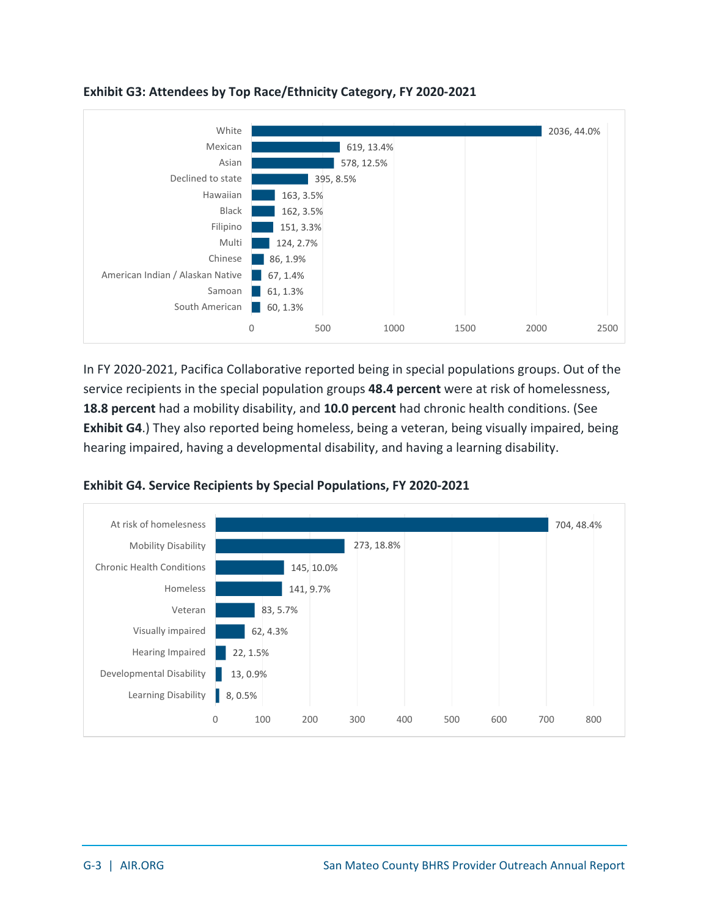**Exhibit G3: Attendees by Top Race/Ethnicity Category, FY 2020-2021**

| Race/Ethnicity | Count, Percent |
|---|---|
| White | 2036, 44.0% |
| Mexican | 619, 13.4% |
| Asian | 578, 12.5% |
| Declined to state | 395, 8.5% |
| Hawaiian | 163, 3.5% |
| Black | 162, 3.5% |
| Filipino | 151, 3.3% |
| Multi | 124, 2.7% |
| Chinese | 86, 1.9% |
| American Indian / Alaskan Native | 67, 1.4% |
| Samoan | 61, 1.3% |
| South American | 60, 1.3% |

In FY 2020-2021, Pacifica Collaborative reported being in special populations groups. Out of the service recipients in the special population groups **48.4 percent** were at risk of homelessness, **18.8 percent** had a mobility disability, and **10.0 percent** had chronic health conditions. (See **Exhibit G4**.) They also reported being homeless, being a veteran, being visually impaired, being hearing impaired, having a developmental disability, and having a learning disability.

**Exhibit G4. Service Recipients by Special Populations, FY 2020-2021**

| Special Population | Count, Percent |
|---|---|
| At risk of homelessness | 704, 48.4% |
| Mobility Disability | 273, 18.8% |
| Chronic Health Conditions | 145, 10.0% |
| Homeless | 141, 9.7% |
| Veteran | 83, 5.7% |
| Visually impaired | 62, 4.3% |
| Hearing Impaired | 22, 1.5% |
| Developmental Disability | 13, 0.9% |
| Learning Disability | 8, 0.5% |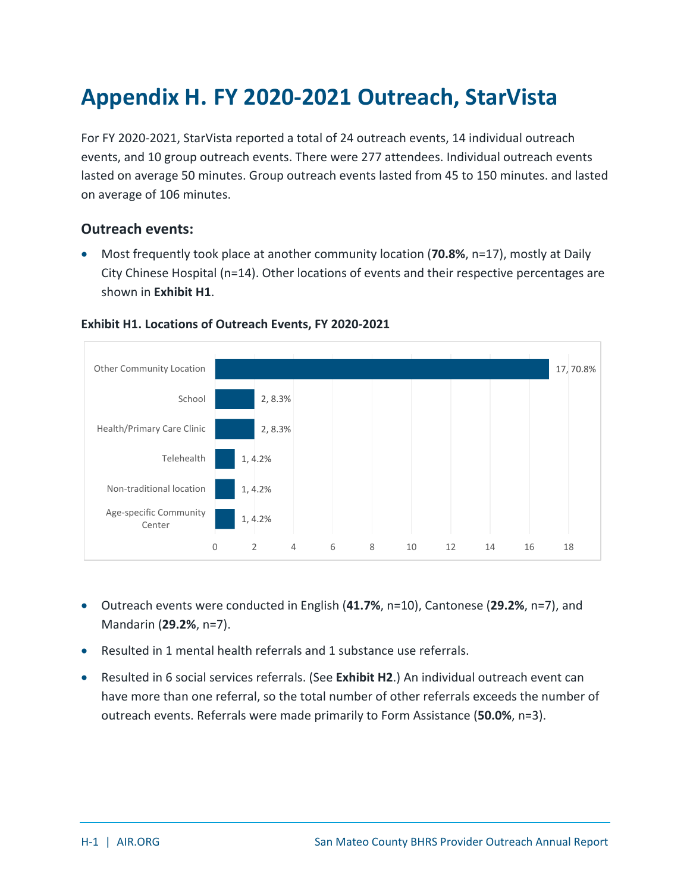# Appendix H. FY 2020-2021 Outreach, StarVista

For FY 2020-2021, StarVista reported a total of 24 outreach events, 14 individual outreach events, and 10 group outreach events. There were 277 attendees. Individual outreach events lasted on average 50 minutes. Group outreach events lasted from 45 to 150 minutes. and lasted on average of 106 minutes.

### Outreach events:

- Most frequently took place at another community location (**70.8%**, n=17), mostly at Daily City Chinese Hospital (n=14). Other locations of events and their respective percentages are shown in **Exhibit H1**.

**Exhibit H1. Locations of Outreach Events, FY 2020-2021**

| Location | Count, Percent |
| --- | --- |
| Other Community Location | 17, 70.8% |
| School | 2, 8.3% |
| Health/Primary Care Clinic | 2, 8.3% |
| Telehealth | 1, 4.2% |
| Non-traditional location | 1, 4.2% |
| Age-specific Community Center | 1, 4.2% |

- Outreach events were conducted in English (**41.7%**, n=10), Cantonese (**29.2%**, n=7), and Mandarin (**29.2%**, n=7).
- Resulted in 1 mental health referrals and 1 substance use referrals.
- Resulted in 6 social services referrals. (See **Exhibit H2**.) An individual outreach event can have more than one referral, so the total number of other referrals exceeds the number of outreach events. Referrals were made primarily to Form Assistance (**50.0%**, n=3).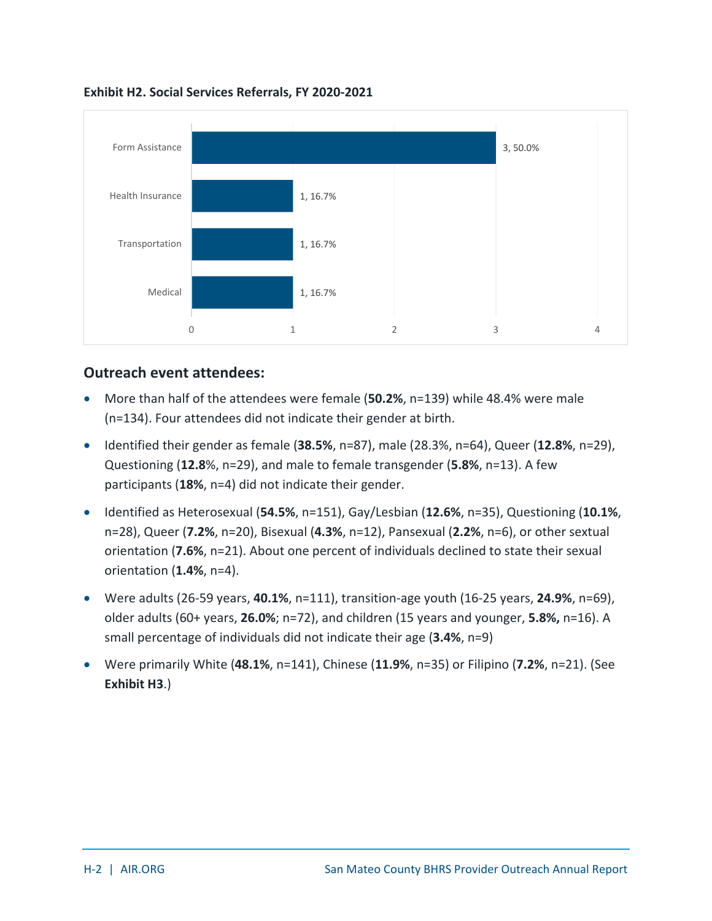**Exhibit H2. Social Services Referrals, FY 2020-2021**

| Referral | Count | Percent |
|---|---|---|
| Form Assistance | 3 | 50.0% |
| Health Insurance | 1 | 16.7% |
| Transportation | 1 | 16.7% |
| Medical | 1 | 16.7% |

### Outreach event attendees:

- More than half of the attendees were female (**50.2%**, n=139) while 48.4% were male (n=134). Four attendees did not indicate their gender at birth.
- Identified their gender as female (**38.5%**, n=87), male (28.3%, n=64), Queer (**12.8%**, n=29), Questioning (**12.8**%, n=29), and male to female transgender (**5.8%**, n=13). A few participants (**18%**, n=4) did not indicate their gender.
- Identified as Heterosexual (**54.5%**, n=151), Gay/Lesbian (**12.6%**, n=35), Questioning (**10.1%**, n=28), Queer (**7.2%**, n=20), Bisexual (**4.3%**, n=12), Pansexual (**2.2%**, n=6), or other sextual orientation (**7.6%**, n=21). About one percent of individuals declined to state their sexual orientation (**1.4%**, n=4).
- Were adults (26-59 years, **40.1%**, n=111), transition-age youth (16-25 years, **24.9%**, n=69), older adults (60+ years, **26.0%**; n=72), and children (15 years and younger, **5.8%,** n=16). A small percentage of individuals did not indicate their age (**3.4%**, n=9)
- Were primarily White (**48.1%**, n=141), Chinese (**11.9%**, n=35) or Filipino (**7.2%**, n=21). (See **Exhibit H3**.)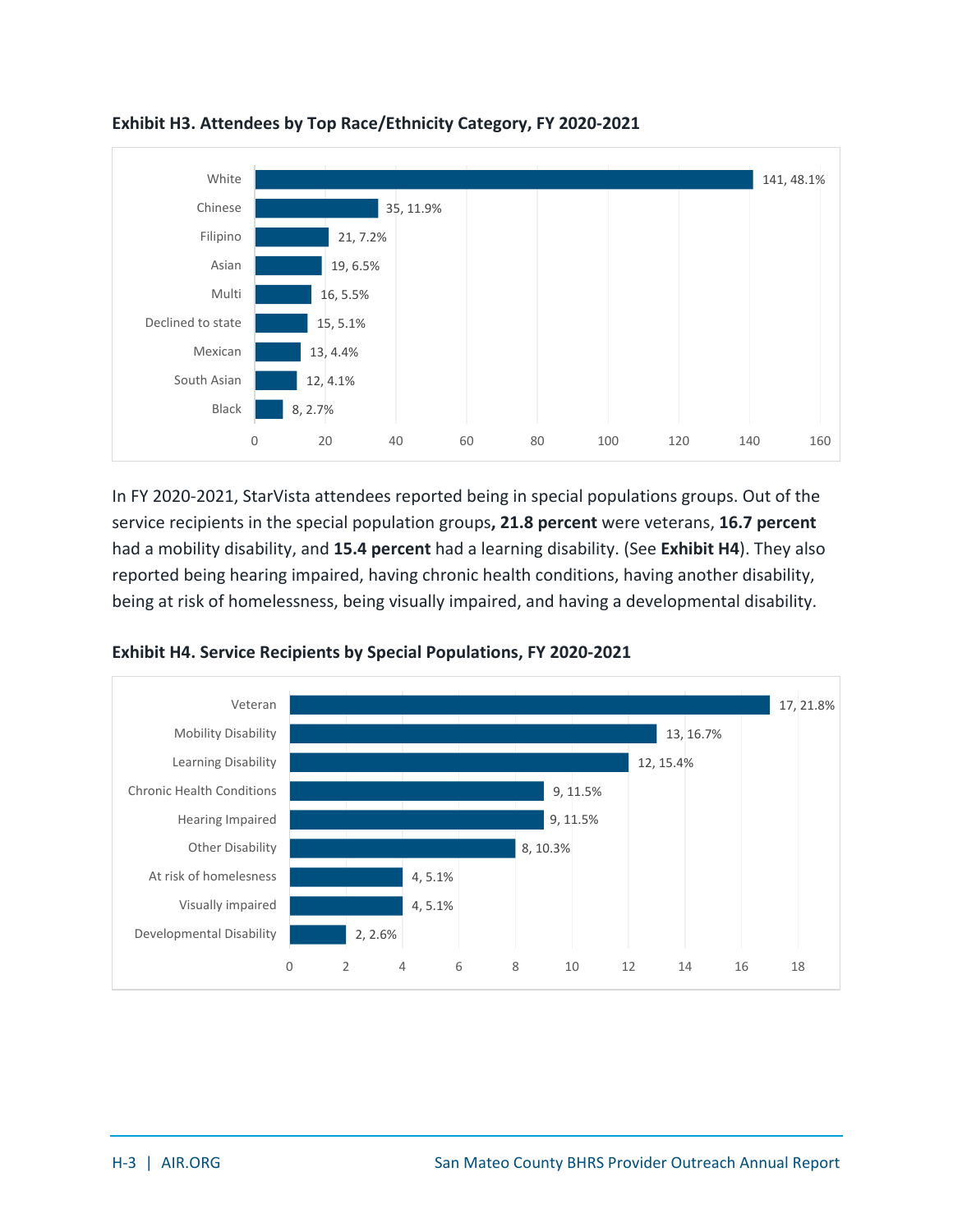**Exhibit H3. Attendees by Top Race/Ethnicity Category, FY 2020-2021**

| Race/Ethnicity | Count, Percent |
|---|---|
| White | 141, 48.1% |
| Chinese | 35, 11.9% |
| Filipino | 21, 7.2% |
| Asian | 19, 6.5% |
| Multi | 16, 5.5% |
| Declined to state | 15, 5.1% |
| Mexican | 13, 4.4% |
| South Asian | 12, 4.1% |
| Black | 8, 2.7% |

In FY 2020-2021, StarVista attendees reported being in special populations groups. Out of the service recipients in the special population groups**, 21.8 percent** were veterans, **16.7 percent** had a mobility disability, and **15.4 percent** had a learning disability. (See **Exhibit H4**). They also reported being hearing impaired, having chronic health conditions, having another disability, being at risk of homelessness, being visually impaired, and having a developmental disability.

**Exhibit H4. Service Recipients by Special Populations, FY 2020-2021**

| Special Population | Count, Percent |
|---|---|
| Veteran | 17, 21.8% |
| Mobility Disability | 13, 16.7% |
| Learning Disability | 12, 15.4% |
| Chronic Health Conditions | 9, 11.5% |
| Hearing Impaired | 9, 11.5% |
| Other Disability | 8, 10.3% |
| At risk of homelessness | 4, 5.1% |
| Visually impaired | 4, 5.1% |
| Developmental Disability | 2, 2.6% |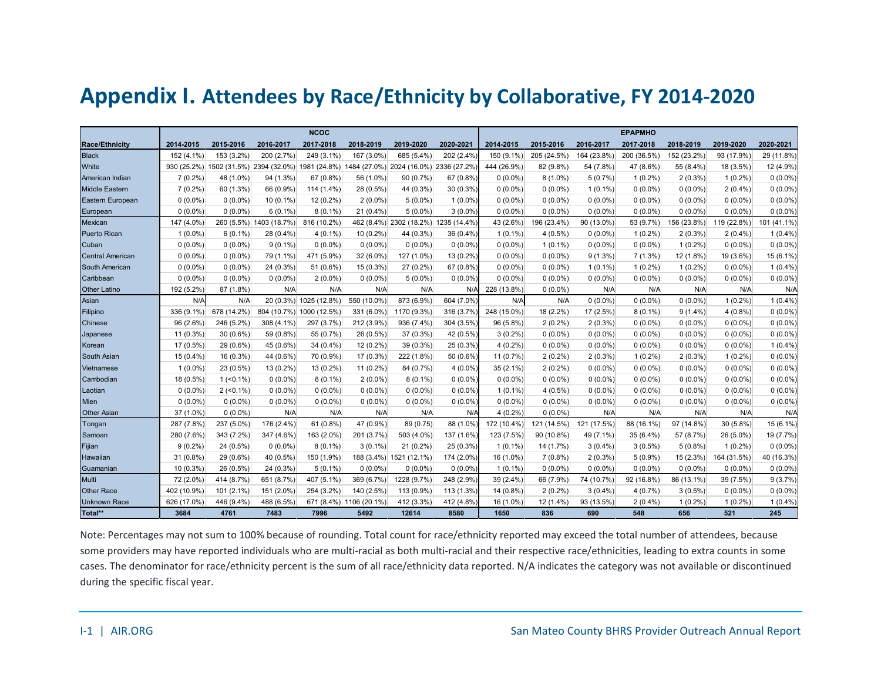# Appendix I. Attendees by Race/Ethnicity by Collaborative, FY 2014-2020

| | NCOC | | | | | | | EPAPMHO | | | | | | |
|---|---|---|---|---|---|---|---|---|---|---|---|---|---|---|
| Race/Ethnicity | 2014-2015 | 2015-2016 | 2016-2017 | 2017-2018 | 2018-2019 | 2019-2020 | 2020-2021 | 2014-2015 | 2015-2016 | 2016-2017 | 2017-2018 | 2018-2019 | 2019-2020 | 2020-2021 |
| Black | 152 (4.1%) | 153 (3.2%) | 200 (2.7%) | 249 (3.1%) | 167 (3.0%) | 685 (5.4%) | 202 (2.4%) | 150 (9.1%) | 205 (24.5%) | 164 (23.8%) | 200 (36.5%) | 152 (23.2%) | 93 (17.9%) | 29 (11.8%) |
| White | 930 (25.2%) | 1502 (31.5%) | 2394 (32.0%) | 1981 (24.8%) | 1484 (27.0%) | 2024 (16.0%) | 2336 (27.2%) | 444 (26.9%) | 82 (9.8%) | 54 (7.8%) | 47 (8.6%) | 55 (8.4%) | 18 (3.5%) | 12 (4.9%) |
| American Indian | 7 (0.2%) | 48 (1.0%) | 94 (1.3%) | 67 (0.8%) | 56 (1.0%) | 90 (0.7%) | 67 (0.8%) | 0 (0.0%) | 8 (1.0%) | 5 (0.7%) | 1 (0.2%) | 2 (0.3%) | 1 (0.2%) | 0 (0.0%) |
| Middle Eastern | 7 (0.2%) | 60 (1.3%) | 66 (0.9%) | 114 (1.4%) | 28 (0.5%) | 44 (0.3%) | 30 (0.3%) | 0 (0.0%) | 0 (0.0%) | 1 (0.1%) | 0 (0.0%) | 0 (0.0%) | 2 (0.4%) | 0 (0.0%) |
| Eastern European | 0 (0.0%) | 0 (0.0%) | 10 (0.1%) | 12 (0.2%) | 2 (0.0%) | 5 (0.0%) | 1 (0.0%) | 0 (0.0%) | 0 (0.0%) | 0 (0.0%) | 0 (0.0%) | 0 (0.0%) | 0 (0.0%) | 0 (0.0%) |
| European | 0 (0.0%) | 0 (0.0%) | 6 (0.1%) | 8 (0.1%) | 21 (0.4%) | 5 (0.0%) | 3 (0.0%) | 0 (0.0%) | 0 (0.0%) | 0 (0.0%) | 0 (0.0%) | 0 (0.0%) | 0 (0.0%) | 0 (0.0%) |
| Mexican | 147 (4.0%) | 260 (5.5%) | 1403 (18.7%) | 816 (10.2%) | 462 (8.4%) | 2302 (18.2%) | 1235 (14.4%) | 43 (2.6%) | 196 (23.4%) | 90 (13.0%) | 53 (9.7%) | 156 (23.8%) | 119 (22.8%) | 101 (41.1%) |
| Puerto Rican | 1 (0.0%) | 6 (0.1%) | 28 (0.4%) | 4 (0.1%) | 10 (0.2%) | 44 (0.3%) | 36 (0.4%) | 1 (0.1%) | 4 (0.5%) | 0 (0.0%) | 1 (0.2%) | 2 (0.3%) | 2 (0.4%) | 1 (0.4%) |
| Cuban | 0 (0.0%) | 0 (0.0%) | 9 (0.1%) | 0 (0.0%) | 0 (0.0%) | 0 (0.0%) | 0 (0.0%) | 0 (0.0%) | 1 (0.1%) | 0 (0.0%) | 0 (0.0%) | 1 (0.2%) | 0 (0.0%) | 0 (0.0%) |
| Central American | 0 (0.0%) | 0 (0.0%) | 79 (1.1%) | 471 (5.9%) | 32 (6.0%) | 127 (1.0%) | 13 (0.2%) | 0 (0.0%) | 0 (0.0%) | 9 (1.3%) | 7 (1.3%) | 12 (1.8%) | 19 (3.6%) | 15 (6.1%) |
| South American | 0 (0.0%) | 0 (0.0%) | 24 (0.3%) | 51 (0.6%) | 15 (0.3%) | 27 (0.2%) | 67 (0.8%) | 0 (0.0%) | 0 (0.0%) | 1 (0.1%) | 1 (0.2%) | 1 (0.2%) | 0 (0.0%) | 1 (0.4%) |
| Caribbean | 0 (0.0%) | 0 (0.0%) | 0 (0.0%) | 2 (0.0%) | 0 (0.0%) | 5 (0.0%) | 0 (0.0%) | 0 (0.0%) | 0 (0.0%) | 0 (0.0%) | 0 (0.0%) | 0 (0.0%) | 0 (0.0%) | 0 (0.0%) |
| Other Latino | 192 (5.2%) | 87 (1.8%) | N/A | N/A | N/A | N/A | N/A | 228 (13.8%) | 0 (0.0%) | N/A | N/A | N/A | N/A | N/A |
| Asian | N/A | N/A | 20 (0.3%) | 1025 (12.8%) | 550 (10.0%) | 873 (6.9%) | 604 (7.0%) | N/A | N/A | 0 (0.0%) | 0 (0.0%) | 0 (0.0%) | 1 (0.2%) | 1 (0.4%) |
| Filipino | 336 (9.1%) | 678 (14.2%) | 804 (10.7%) | 1000 (12.5%) | 331 (6.0%) | 1170 (9.3%) | 316 (3.7%) | 248 (15.0%) | 18 (2.2%) | 17 (2.5%) | 8 (0.1%) | 9 (1.4%) | 4 (0.8%) | 0 (0.0%) |
| Chinese | 96 (2.6%) | 246 (5.2%) | 308 (4.1%) | 297 (3.7%) | 212 (3.9%) | 936 (7.4%) | 304 (3.5%) | 96 (5.8%) | 2 (0.2%) | 2 (0.3%) | 0 (0.0%) | 0 (0.0%) | 0 (0.0%) | 0 (0.0%) |
| Japanese | 11 (0.3%) | 30 (0.6%) | 59 (0.8%) | 55 (0.7%) | 26 (0.5%) | 37 (0.3%) | 42 (0.5%) | 3 (0.2%) | 0 (0.0%) | 0 (0.0%) | 0 (0.0%) | 0 (0.0%) | 0 (0.0%) | 0 (0.0%) |
| Korean | 17 (0.5%) | 29 (0.6%) | 45 (0.6%) | 34 (0.4%) | 12 (0.2%) | 39 (0.3%) | 25 (0.3%) | 4 (0.2%) | 0 (0.0%) | 0 (0.0%) | 0 (0.0%) | 0 (0.0%) | 0 (0.0%) | 1 (0.4%) |
| South Asian | 15 (0.4%) | 16 (0.3%) | 44 (0.6%) | 70 (0.9%) | 17 (0.3%) | 222 (1.8%) | 50 (0.6%) | 11 (0.7%) | 2 (0.2%) | 2 (0.3%) | 1 (0.2%) | 2 (0.3%) | 1 (0.2%) | 0 (0.0%) |
| Vietnamese | 1 (0.0%) | 23 (0.5%) | 13 (0.2%) | 13 (0.2%) | 11 (0.2%) | 84 (0.7%) | 4 (0.0%) | 35 (2.1%) | 2 (0.2%) | 0 (0.0%) | 0 (0.0%) | 0 (0.0%) | 0 (0.0%) | 0 (0.0%) |
| Cambodian | 18 (0.5%) | 1 (<0.1%) | 0 (0.0%) | 8 (0.1%) | 2 (0.0%) | 8 (0.1%) | 0 (0.0%) | 0 (0.0%) | 0 (0.0%) | 0 (0.0%) | 0 (0.0%) | 0 (0.0%) | 0 (0.0%) | 0 (0.0%) |
| Laotian | 0 (0.0%) | 2 (<0.1%) | 0 (0.0%) | 0 (0.0%) | 0 (0.0%) | 0 (0.0%) | 0 (0.0%) | 1 (0.1%) | 4 (0.5%) | 0 (0.0%) | 0 (0.0%) | 0 (0.0%) | 0 (0.0%) | 0 (0.0%) |
| Mien | 0 (0.0%) | 0 (0.0%) | 0 (0.0%) | 0 (0.0%) | 0 (0.0%) | 0 (0.0%) | 0 (0.0%) | 0 (0.0%) | 0 (0.0%) | 0 (0.0%) | 0 (0.0%) | 0 (0.0%) | 0 (0.0%) | 0 (0.0%) |
| Other Asian | 37 (1.0%) | 0 (0.0%) | N/A | N/A | N/A | N/A | N/A | 4 (0.2%) | 0 (0.0%) | N/A | N/A | N/A | N/A | N/A |
| Tongan | 287 (7.8%) | 237 (5.0%) | 176 (2.4%) | 61 (0.8%) | 47 (0.9%) | 89 (0.75) | 88 (1.0%) | 172 (10.4%) | 121 (14.5%) | 121 (17.5%) | 88 (16.1%) | 97 (14.8%) | 30 (5.8%) | 15 (6.1%) |
| Samoan | 280 (7.6%) | 343 (7.2%) | 347 (4.6%) | 163 (2.0%) | 201 (3.7%) | 503 (4.0%) | 137 (1.6%) | 123 (7.5%) | 90 (10.8%) | 49 (7.1%) | 35 (6.4%) | 57 (8.7%) | 26 (5.0%) | 19 (7.7%) |
| Fijian | 9 (0.2%) | 24 (0.5%) | 0 (0.0%) | 8 (0.1%) | 3 (0.1%) | 21 (0.2%) | 25 (0.3%) | 1 (0.1%) | 14 (1.7%) | 3 (0.4%) | 3 (0.5%) | 5 (0.8%) | 1 (0.2%) | 0 (0.0%) |
| Hawaiian | 31 (0.8%) | 29 (0.6%) | 40 (0.5%) | 150 (1.9%) | 188 (3.4%) | 1521 (12.1%) | 174 (2.0%) | 16 (1.0%) | 7 (0.8%) | 2 (0.3%) | 5 (0.9%) | 15 (2.3%) | 164 (31.5%) | 40 (16.3%) |
| Guamanian | 10 (0.3%) | 26 (0.5%) | 24 (0.3%) | 5 (0.1%) | 0 (0.0%) | 0 (0.0%) | 0 (0.0%) | 1 (0.1%) | 0 (0.0%) | 0 (0.0%) | 0 (0.0%) | 0 (0.0%) | 0 (0.0%) | 0 (0.0%) |
| Multi | 72 (2.0%) | 414 (8.7%) | 651 (8.7%) | 407 (5.1%) | 369 (6.7%) | 1228 (9.7%) | 248 (2.9%) | 39 (2.4%) | 66 (7.9%) | 74 (10.7%) | 92 (16.8%) | 86 (13.1%) | 39 (7.5%) | 9 (3.7%) |
| Other Race | 402 (10.9%) | 101 (2.1%) | 151 (2.0%) | 254 (3.2%) | 140 (2.5%) | 113 (0.9%) | 113 (1.3%) | 14 (0.8%) | 2 (0.2%) | 3 (0.4%) | 4 (0.7%) | 3 (0.5%) | 0 (0.0%) | 0 (0.0%) |
| Unknown Race | 626 (17.0%) | 446 (9.4%) | 488 (6.5%) | 671 (8.4%) | 1106 (20.1%) | 412 (3.3%) | 412 (4.8%) | 16 (1.0%) | 12 (1.4%) | 93 (13.5%) | 2 (0.4%) | 1 (0.2%) | 1 (0.2%) | 1 (0.4%) |
| **Total**** | **3684** | **4761** | **7483** | **7996** | **5492** | **12614** | **8580** | **1650** | **836** | **690** | **548** | **656** | **521** | **245** |

Note: Percentages may not sum to 100% because of rounding. Total count for race/ethnicity reported may exceed the total number of attendees, because some providers may have reported individuals who are multi-racial as both multi-racial and their respective race/ethnicities, leading to extra counts in some cases. The denominator for race/ethnicity percent is the sum of all race/ethnicity data reported. N/A indicates the category was not available or discontinued during the specific fiscal year.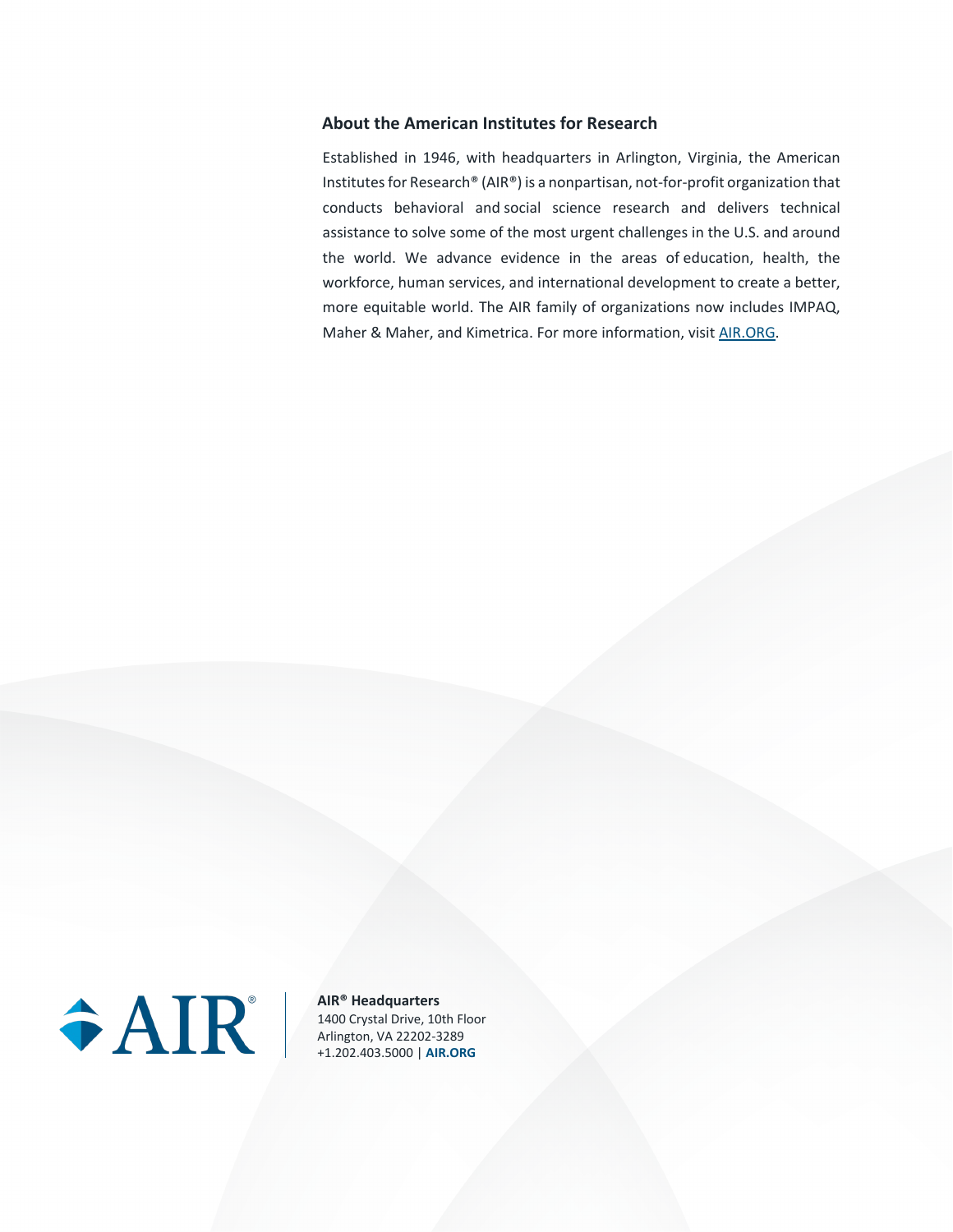## About the American Institutes for Research

Established in 1946, with headquarters in Arlington, Virginia, the American Institutes for Research® (AIR®) is a nonpartisan, not-for-profit organization that conducts behavioral and social science research and delivers technical assistance to solve some of the most urgent challenges in the U.S. and around the world. We advance evidence in the areas of education, health, the workforce, human services, and international development to create a better, more equitable world. The AIR family of organizations now includes IMPAQ, Maher & Maher, and Kimetrica. For more information, visit AIR.ORG.

AIR®

**AIR® Headquarters**
1400 Crystal Drive, 10th Floor
Arlington, VA 22202-3289
+1.202.403.5000 | **AIR.ORG**